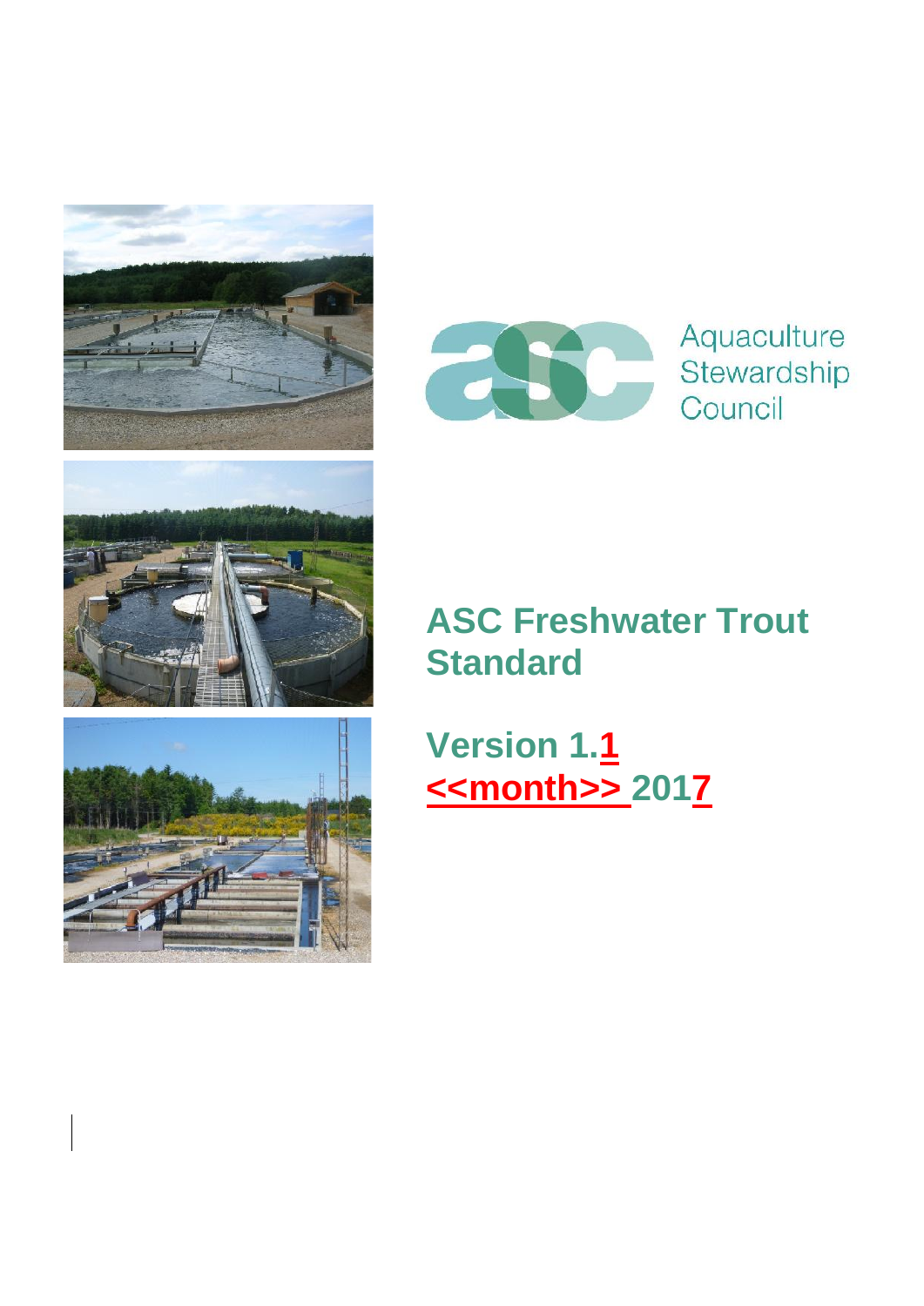Aquaculture Stewardship Council

# ASC Freshwater Trout Standard

## Version 1.1 <<month>> 2017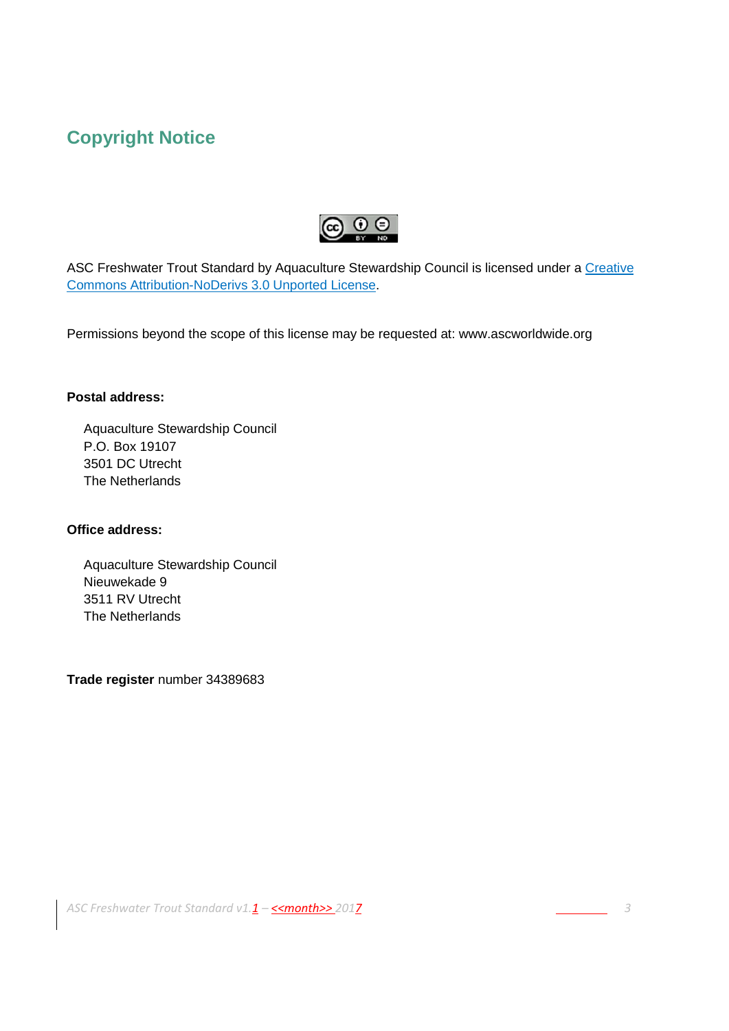## Copyright Notice

ASC Freshwater Trout Standard by Aquaculture Stewardship Council is licensed under a Creative Commons Attribution-NoDerivs 3.0 Unported License.

Permissions beyond the scope of this license may be requested at: www.ascworldwide.org

**Postal address:**

Aquaculture Stewardship Council
P.O. Box 19107
3501 DC Utrecht
The Netherlands

**Office address:**

Aquaculture Stewardship Council
Nieuwekade 9
3511 RV Utrecht
The Netherlands

**Trade register** number 34389683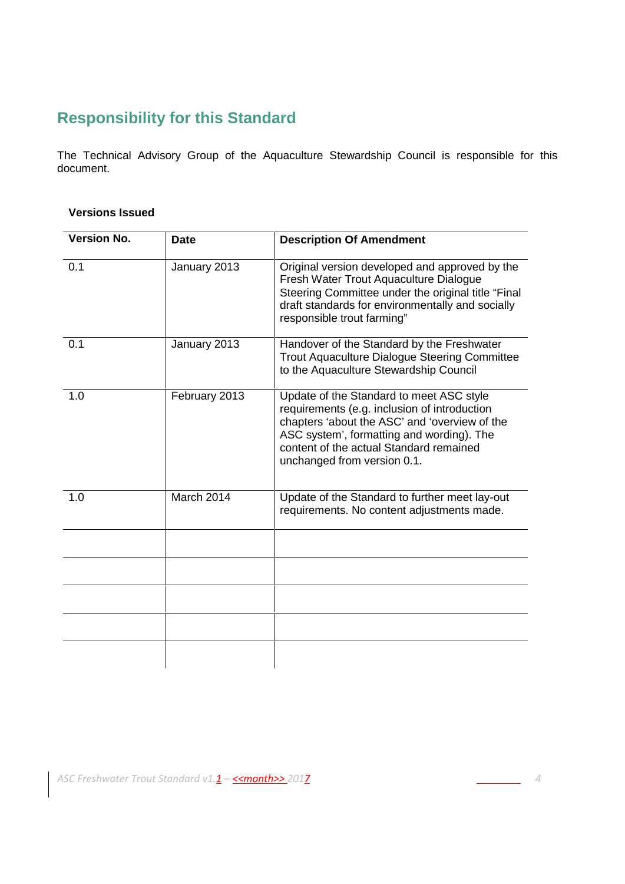## Responsibility for this Standard

The Technical Advisory Group of the Aquaculture Stewardship Council is responsible for this document.

**Versions Issued**

| Version No. | Date | Description Of Amendment |
|---|---|---|
| 0.1 | January 2013 | Original version developed and approved by the Fresh Water Trout Aquaculture Dialogue Steering Committee under the original title "Final draft standards for environmentally and socially responsible trout farming" |
| 0.1 | January 2013 | Handover of the Standard by the Freshwater Trout Aquaculture Dialogue Steering Committee to the Aquaculture Stewardship Council |
| 1.0 | February 2013 | Update of the Standard to meet ASC style requirements (e.g. inclusion of introduction chapters 'about the ASC' and 'overview of the ASC system', formatting and wording). The content of the actual Standard remained unchanged from version 0.1. |
| 1.0 | March 2014 | Update of the Standard to further meet lay-out requirements. No content adjustments made. |
| | | |
| | | |
| | | |
| | | |
| | | |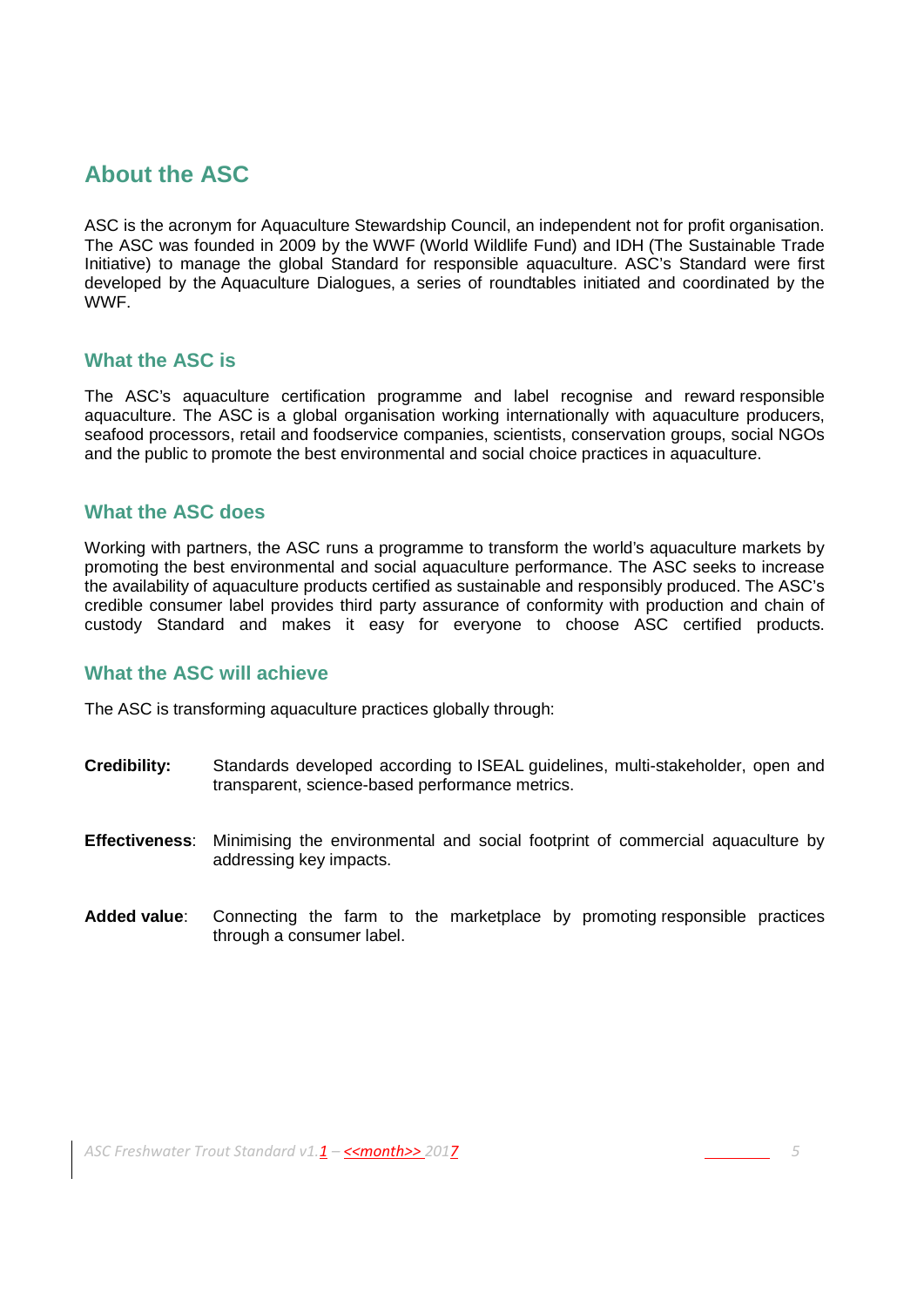## About the ASC

ASC is the acronym for Aquaculture Stewardship Council, an independent not for profit organisation. The ASC was founded in 2009 by the WWF (World Wildlife Fund) and IDH (The Sustainable Trade Initiative) to manage the global Standard for responsible aquaculture. ASC's Standard were first developed by the Aquaculture Dialogues, a series of roundtables initiated and coordinated by the WWF.

### What the ASC is

The ASC's aquaculture certification programme and label recognise and reward responsible aquaculture. The ASC is a global organisation working internationally with aquaculture producers, seafood processors, retail and foodservice companies, scientists, conservation groups, social NGOs and the public to promote the best environmental and social choice practices in aquaculture.

### What the ASC does

Working with partners, the ASC runs a programme to transform the world's aquaculture markets by promoting the best environmental and social aquaculture performance. The ASC seeks to increase the availability of aquaculture products certified as sustainable and responsibly produced. The ASC's credible consumer label provides third party assurance of conformity with production and chain of custody Standard and makes it easy for everyone to choose ASC certified products.

### What the ASC will achieve

The ASC is transforming aquaculture practices globally through:

**Credibility:** Standards developed according to ISEAL guidelines, multi-stakeholder, open and transparent, science-based performance metrics.

**Effectiveness**: Minimising the environmental and social footprint of commercial aquaculture by addressing key impacts.

**Added value**: Connecting the farm to the marketplace by promoting responsible practices through a consumer label.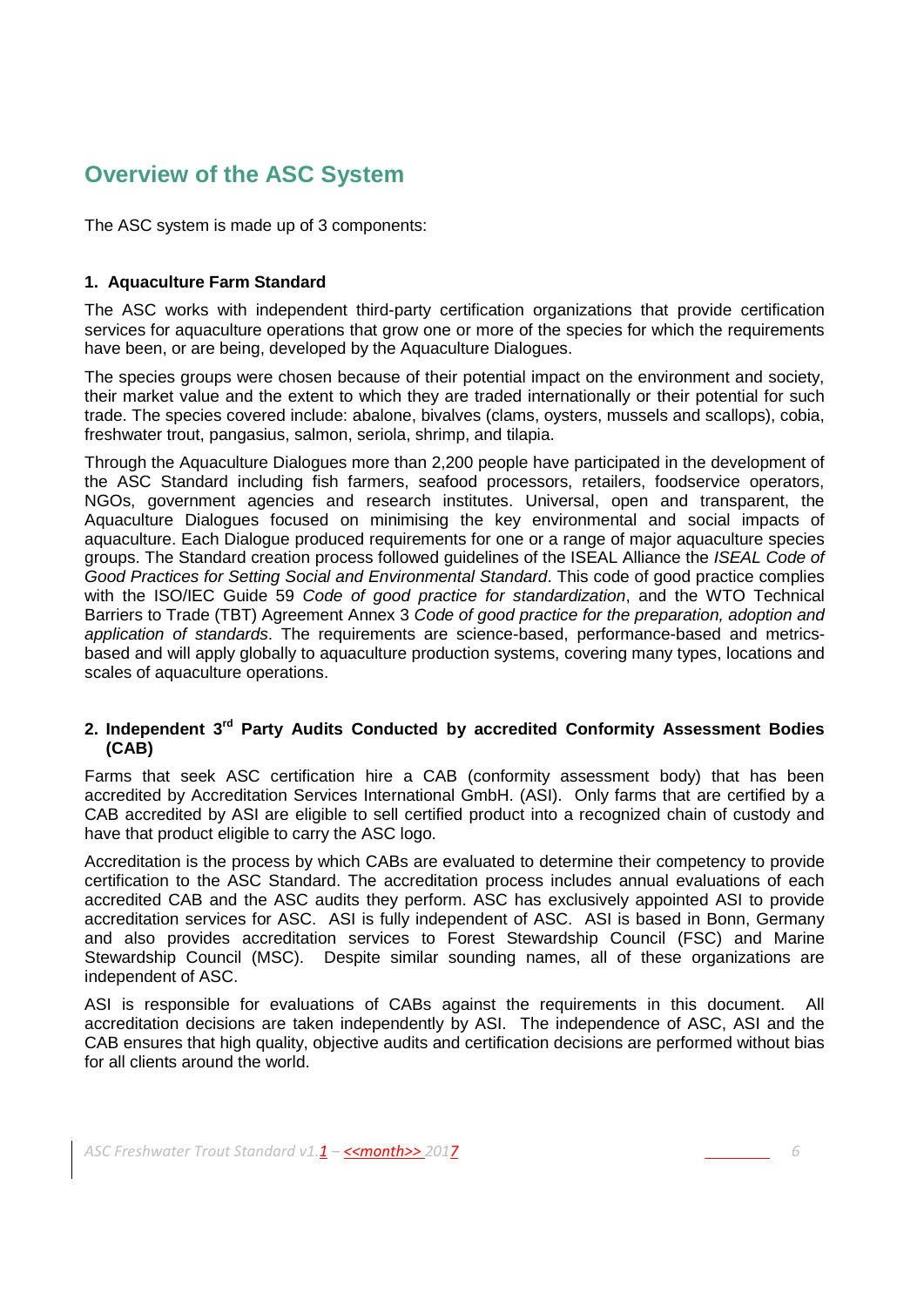# Overview of the ASC System

The ASC system is made up of 3 components:

## 1. Aquaculture Farm Standard

The ASC works with independent third-party certification organizations that provide certification services for aquaculture operations that grow one or more of the species for which the requirements have been, or are being, developed by the Aquaculture Dialogues.

The species groups were chosen because of their potential impact on the environment and society, their market value and the extent to which they are traded internationally or their potential for such trade. The species covered include: abalone, bivalves (clams, oysters, mussels and scallops), cobia, freshwater trout, pangasius, salmon, seriola, shrimp, and tilapia.

Through the Aquaculture Dialogues more than 2,200 people have participated in the development of the ASC Standard including fish farmers, seafood processors, retailers, foodservice operators, NGOs, government agencies and research institutes. Universal, open and transparent, the Aquaculture Dialogues focused on minimising the key environmental and social impacts of aquaculture. Each Dialogue produced requirements for one or a range of major aquaculture species groups. The Standard creation process followed guidelines of the ISEAL Alliance the *ISEAL Code of Good Practices for Setting Social and Environmental Standard*. This code of good practice complies with the ISO/IEC Guide 59 *Code of good practice for standardization*, and the WTO Technical Barriers to Trade (TBT) Agreement Annex 3 *Code of good practice for the preparation, adoption and application of standards*. The requirements are science-based, performance-based and metrics-based and will apply globally to aquaculture production systems, covering many types, locations and scales of aquaculture operations.

## 2. Independent 3rd Party Audits Conducted by accredited Conformity Assessment Bodies (CAB)

Farms that seek ASC certification hire a CAB (conformity assessment body) that has been accredited by Accreditation Services International GmbH. (ASI). Only farms that are certified by a CAB accredited by ASI are eligible to sell certified product into a recognized chain of custody and have that product eligible to carry the ASC logo.

Accreditation is the process by which CABs are evaluated to determine their competency to provide certification to the ASC Standard. The accreditation process includes annual evaluations of each accredited CAB and the ASC audits they perform. ASC has exclusively appointed ASI to provide accreditation services for ASC. ASI is fully independent of ASC. ASI is based in Bonn, Germany and also provides accreditation services to Forest Stewardship Council (FSC) and Marine Stewardship Council (MSC). Despite similar sounding names, all of these organizations are independent of ASC.

ASI is responsible for evaluations of CABs against the requirements in this document. All accreditation decisions are taken independently by ASI. The independence of ASC, ASI and the CAB ensures that high quality, objective audits and certification decisions are performed without bias for all clients around the world.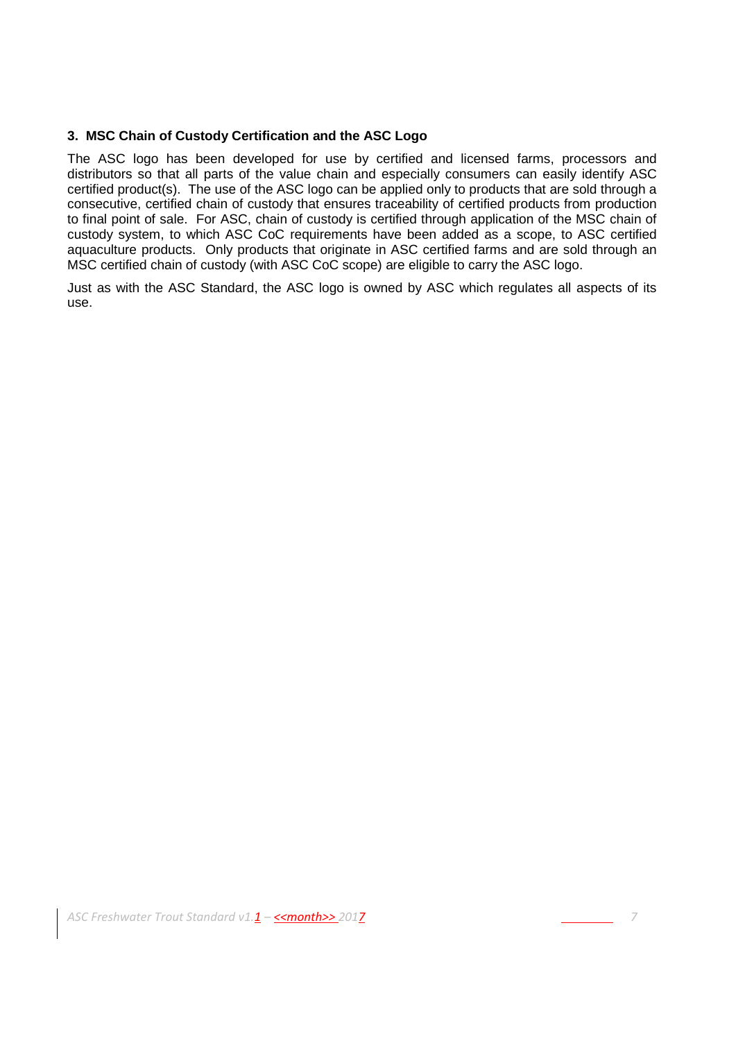## 3. MSC Chain of Custody Certification and the ASC Logo

The ASC logo has been developed for use by certified and licensed farms, processors and distributors so that all parts of the value chain and especially consumers can easily identify ASC certified product(s). The use of the ASC logo can be applied only to products that are sold through a consecutive, certified chain of custody that ensures traceability of certified products from production to final point of sale. For ASC, chain of custody is certified through application of the MSC chain of custody system, to which ASC CoC requirements have been added as a scope, to ASC certified aquaculture products. Only products that originate in ASC certified farms and are sold through an MSC certified chain of custody (with ASC CoC scope) are eligible to carry the ASC logo.

Just as with the ASC Standard, the ASC logo is owned by ASC which regulates all aspects of its use.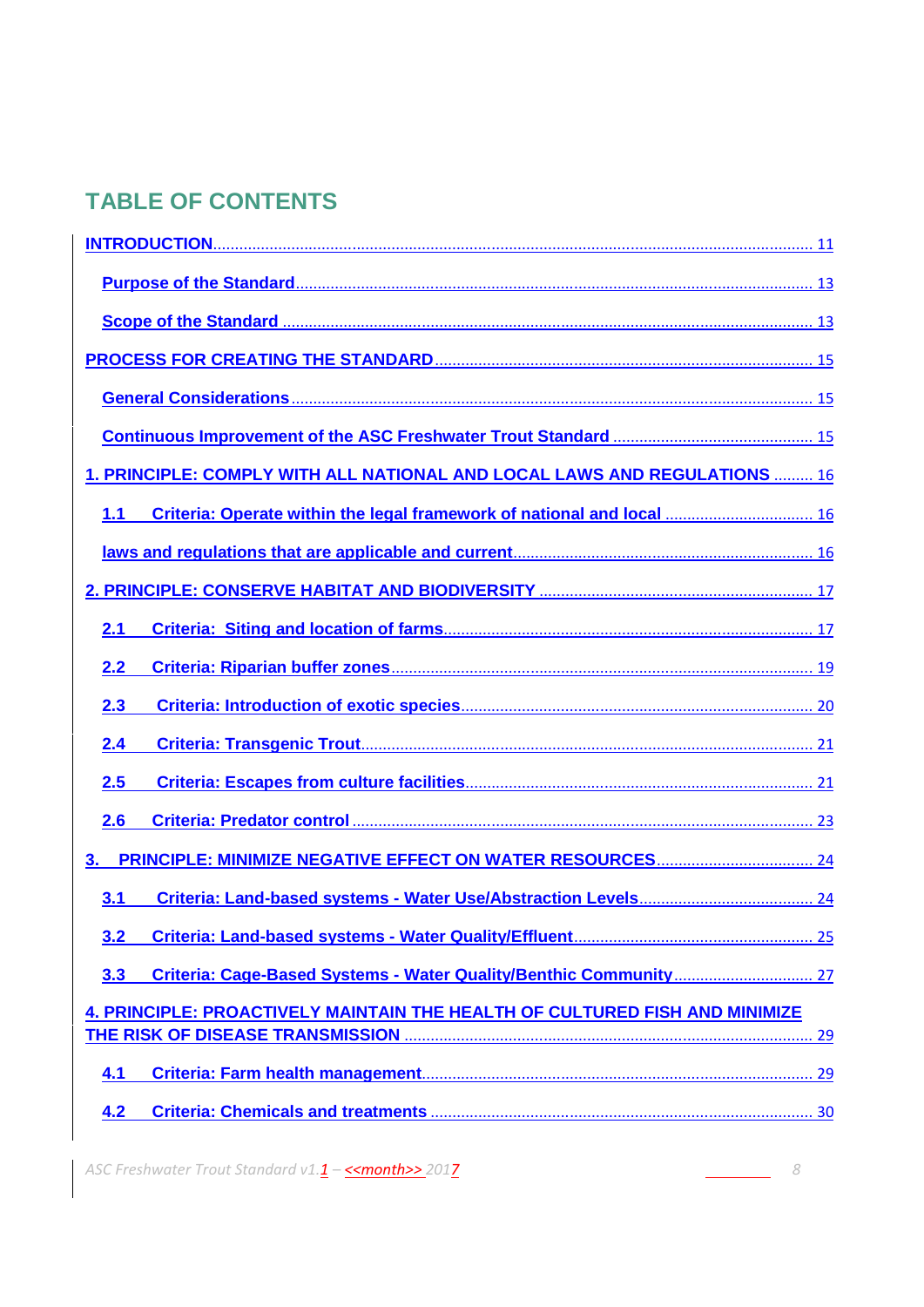# TABLE OF CONTENTS

INTRODUCTION ........ 11

- Purpose of the Standard ........ 13
- Scope of the Standard ........ 13

PROCESS FOR CREATING THE STANDARD ........ 15

- General Considerations ........ 15
- Continuous Improvement of the ASC Freshwater Trout Standard ........ 15

1. PRINCIPLE: COMPLY WITH ALL NATIONAL AND LOCAL LAWS AND REGULATIONS ........ 16

- 1.1 Criteria: Operate within the legal framework of national and local ........ 16
- laws and regulations that are applicable and current ........ 16

2. PRINCIPLE: CONSERVE HABITAT AND BIODIVERSITY ........ 17

- 2.1 Criteria: Siting and location of farms ........ 17
- 2.2 Criteria: Riparian buffer zones ........ 19
- 2.3 Criteria: Introduction of exotic species ........ 20
- 2.4 Criteria: Transgenic Trout ........ 21
- 2.5 Criteria: Escapes from culture facilities ........ 21
- 2.6 Criteria: Predator control ........ 23

3. PRINCIPLE: MINIMIZE NEGATIVE EFFECT ON WATER RESOURCES ........ 24

- 3.1 Criteria: Land-based systems - Water Use/Abstraction Levels ........ 24
- 3.2 Criteria: Land-based systems - Water Quality/Effluent ........ 25
- 3.3 Criteria: Cage-Based Systems - Water Quality/Benthic Community ........ 27

4. PRINCIPLE: PROACTIVELY MAINTAIN THE HEALTH OF CULTURED FISH AND MINIMIZE THE RISK OF DISEASE TRANSMISSION ........ 29

- 4.1 Criteria: Farm health management ........ 29
- 4.2 Criteria: Chemicals and treatments ........ 30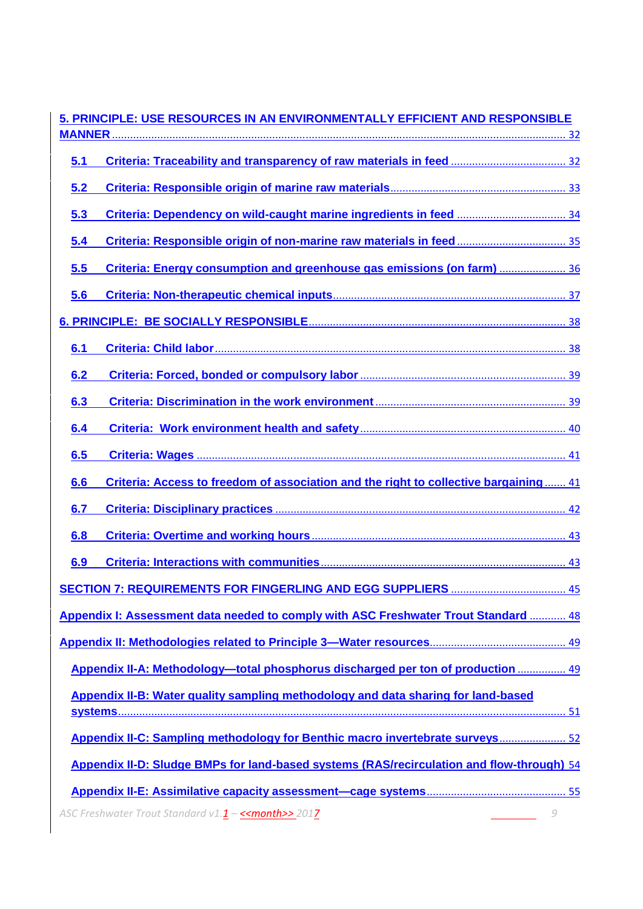5. PRINCIPLE: USE RESOURCES IN AN ENVIRONMENTALLY EFFICIENT AND RESPONSIBLE MANNER ........ 32

- 5.1 Criteria: Traceability and transparency of raw materials in feed ........ 32
- 5.2 Criteria: Responsible origin of marine raw materials ........ 33
- 5.3 Criteria: Dependency on wild-caught marine ingredients in feed ........ 34
- 5.4 Criteria: Responsible origin of non-marine raw materials in feed ........ 35
- 5.5 Criteria: Energy consumption and greenhouse gas emissions (on farm) ........ 36
- 5.6 Criteria: Non-therapeutic chemical inputs ........ 37

6. PRINCIPLE: BE SOCIALLY RESPONSIBLE ........ 38

- 6.1 Criteria: Child labor ........ 38
- 6.2 Criteria: Forced, bonded or compulsory labor ........ 39
- 6.3 Criteria: Discrimination in the work environment ........ 39
- 6.4 Criteria: Work environment health and safety ........ 40
- 6.5 Criteria: Wages ........ 41
- 6.6 Criteria: Access to freedom of association and the right to collective bargaining ........ 41
- 6.7 Criteria: Disciplinary practices ........ 42
- 6.8 Criteria: Overtime and working hours ........ 43
- 6.9 Criteria: Interactions with communities ........ 43

SECTION 7: REQUIREMENTS FOR FINGERLING AND EGG SUPPLIERS ........ 45

Appendix I: Assessment data needed to comply with ASC Freshwater Trout Standard ........ 48

Appendix II: Methodologies related to Principle 3—Water resources ........ 49

- Appendix II-A: Methodology—total phosphorus discharged per ton of production ........ 49
- Appendix II-B: Water quality sampling methodology and data sharing for land-based systems ........ 51
- Appendix II-C: Sampling methodology for Benthic macro invertebrate surveys ........ 52
- Appendix II-D: Sludge BMPs for land-based systems (RAS/recirculation and flow-through) 54
- Appendix II-E: Assimilative capacity assessment—cage systems ........ 55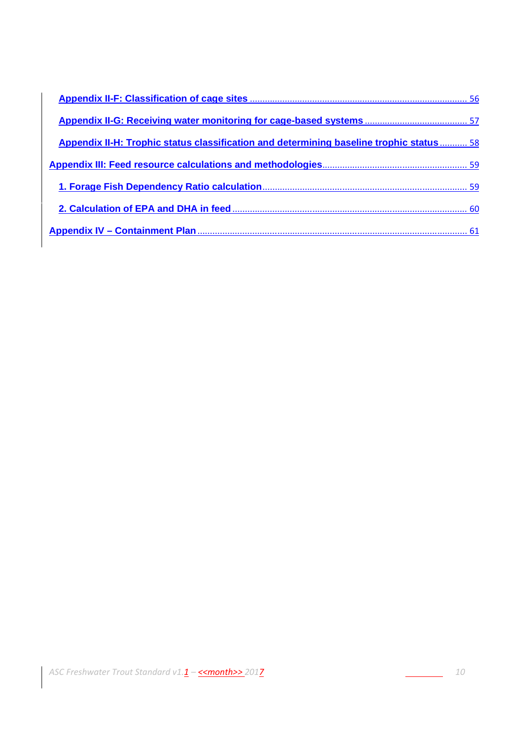- Appendix II-F: Classification of cage sites ........ 56
- Appendix II-G: Receiving water monitoring for cage-based systems ........ 57
- Appendix II-H: Trophic status classification and determining baseline trophic status ........ 58

Appendix III: Feed resource calculations and methodologies ........ 59

- 1. Forage Fish Dependency Ratio calculation ........ 59
- 2. Calculation of EPA and DHA in feed ........ 60

Appendix IV – Containment Plan ........ 61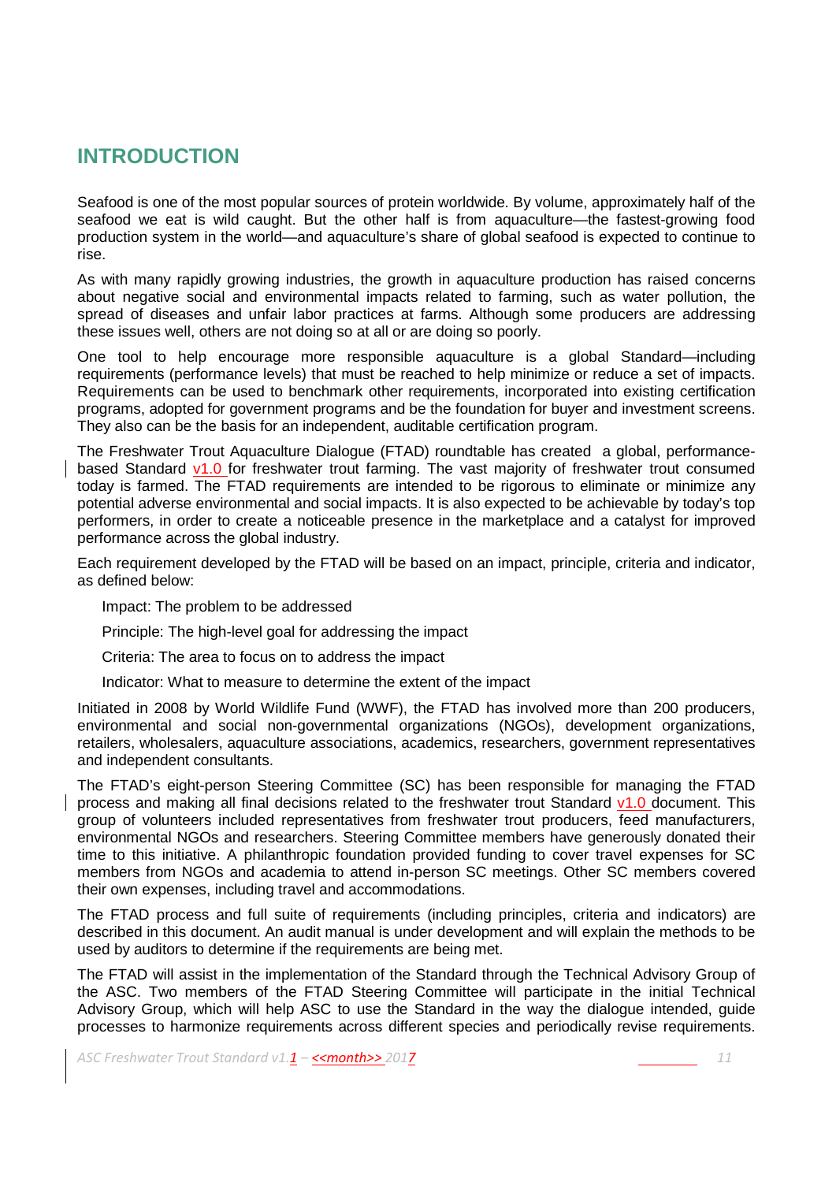# INTRODUCTION

Seafood is one of the most popular sources of protein worldwide. By volume, approximately half of the seafood we eat is wild caught. But the other half is from aquaculture—the fastest-growing food production system in the world—and aquaculture's share of global seafood is expected to continue to rise.

As with many rapidly growing industries, the growth in aquaculture production has raised concerns about negative social and environmental impacts related to farming, such as water pollution, the spread of diseases and unfair labor practices at farms. Although some producers are addressing these issues well, others are not doing so at all or are doing so poorly.

One tool to help encourage more responsible aquaculture is a global Standard—including requirements (performance levels) that must be reached to help minimize or reduce a set of impacts. Requirements can be used to benchmark other requirements, incorporated into existing certification programs, adopted for government programs and be the foundation for buyer and investment screens. They also can be the basis for an independent, auditable certification program.

The Freshwater Trout Aquaculture Dialogue (FTAD) roundtable has created a global, performance-based Standard v1.0 for freshwater trout farming. The vast majority of freshwater trout consumed today is farmed. The FTAD requirements are intended to be rigorous to eliminate or minimize any potential adverse environmental and social impacts. It is also expected to be achievable by today's top performers, in order to create a noticeable presence in the marketplace and a catalyst for improved performance across the global industry.

Each requirement developed by the FTAD will be based on an impact, principle, criteria and indicator, as defined below:

Impact: The problem to be addressed

Principle: The high-level goal for addressing the impact

Criteria: The area to focus on to address the impact

Indicator: What to measure to determine the extent of the impact

Initiated in 2008 by World Wildlife Fund (WWF), the FTAD has involved more than 200 producers, environmental and social non-governmental organizations (NGOs), development organizations, retailers, wholesalers, aquaculture associations, academics, researchers, government representatives and independent consultants.

The FTAD's eight-person Steering Committee (SC) has been responsible for managing the FTAD process and making all final decisions related to the freshwater trout Standard v1.0 document. This group of volunteers included representatives from freshwater trout producers, feed manufacturers, environmental NGOs and researchers. Steering Committee members have generously donated their time to this initiative. A philanthropic foundation provided funding to cover travel expenses for SC members from NGOs and academia to attend in-person SC meetings. Other SC members covered their own expenses, including travel and accommodations.

The FTAD process and full suite of requirements (including principles, criteria and indicators) are described in this document. An audit manual is under development and will explain the methods to be used by auditors to determine if the requirements are being met.

The FTAD will assist in the implementation of the Standard through the Technical Advisory Group of the ASC. Two members of the FTAD Steering Committee will participate in the initial Technical Advisory Group, which will help ASC to use the Standard in the way the dialogue intended, guide processes to harmonize requirements across different species and periodically revise requirements.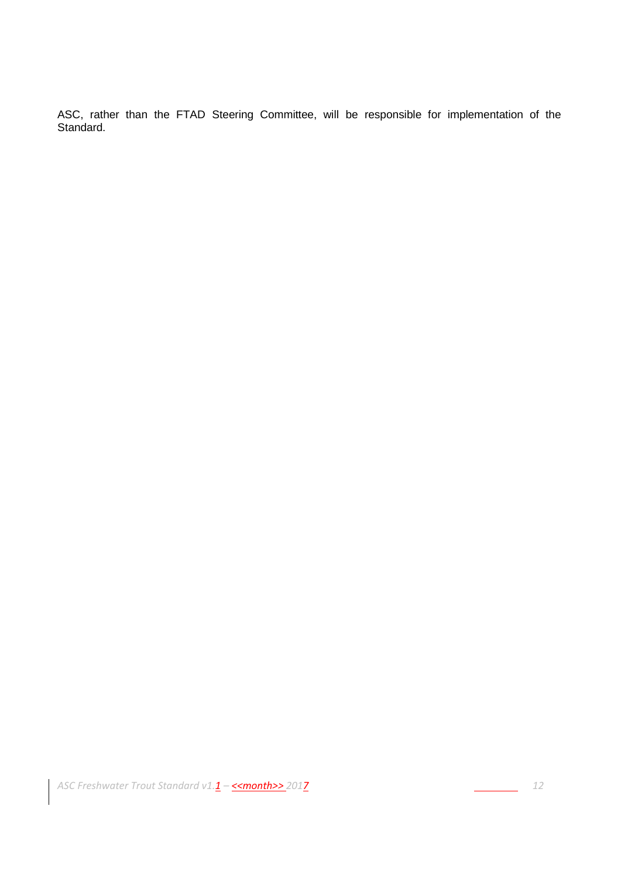ASC, rather than the FTAD Steering Committee, will be responsible for implementation of the Standard.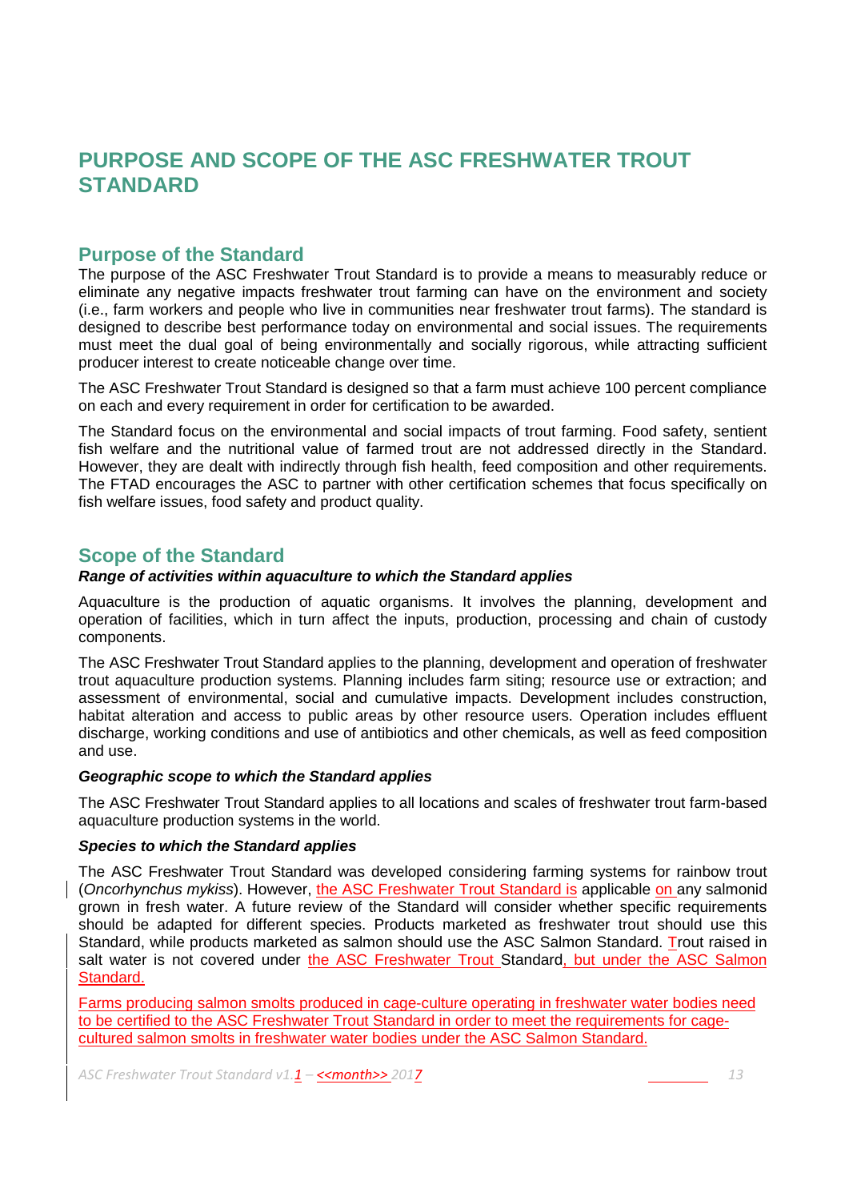# PURPOSE AND SCOPE OF THE ASC FRESHWATER TROUT STANDARD

## Purpose of the Standard

The purpose of the ASC Freshwater Trout Standard is to provide a means to measurably reduce or eliminate any negative impacts freshwater trout farming can have on the environment and society (i.e., farm workers and people who live in communities near freshwater trout farms). The standard is designed to describe best performance today on environmental and social issues. The requirements must meet the dual goal of being environmentally and socially rigorous, while attracting sufficient producer interest to create noticeable change over time.

The ASC Freshwater Trout Standard is designed so that a farm must achieve 100 percent compliance on each and every requirement in order for certification to be awarded.

The Standard focus on the environmental and social impacts of trout farming. Food safety, sentient fish welfare and the nutritional value of farmed trout are not addressed directly in the Standard. However, they are dealt with indirectly through fish health, feed composition and other requirements. The FTAD encourages the ASC to partner with other certification schemes that focus specifically on fish welfare issues, food safety and product quality.

## Scope of the Standard

***Range of activities within aquaculture to which the Standard applies***

Aquaculture is the production of aquatic organisms. It involves the planning, development and operation of facilities, which in turn affect the inputs, production, processing and chain of custody components.

The ASC Freshwater Trout Standard applies to the planning, development and operation of freshwater trout aquaculture production systems. Planning includes farm siting; resource use or extraction; and assessment of environmental, social and cumulative impacts. Development includes construction, habitat alteration and access to public areas by other resource users. Operation includes effluent discharge, working conditions and use of antibiotics and other chemicals, as well as feed composition and use.

***Geographic scope to which the Standard applies***

The ASC Freshwater Trout Standard applies to all locations and scales of freshwater trout farm-based aquaculture production systems in the world.

***Species to which the Standard applies***

The ASC Freshwater Trout Standard was developed considering farming systems for rainbow trout (*Oncorhynchus mykiss*). However, the ASC Freshwater Trout Standard is applicable on any salmonid grown in fresh water. A future review of the Standard will consider whether specific requirements should be adapted for different species. Products marketed as freshwater trout should use this Standard, while products marketed as salmon should use the ASC Salmon Standard. Trout raised in salt water is not covered under the ASC Freshwater Trout Standard, but under the ASC Salmon Standard.

Farms producing salmon smolts produced in cage-culture operating in freshwater water bodies need to be certified to the ASC Freshwater Trout Standard in order to meet the requirements for cage-cultured salmon smolts in freshwater water bodies under the ASC Salmon Standard.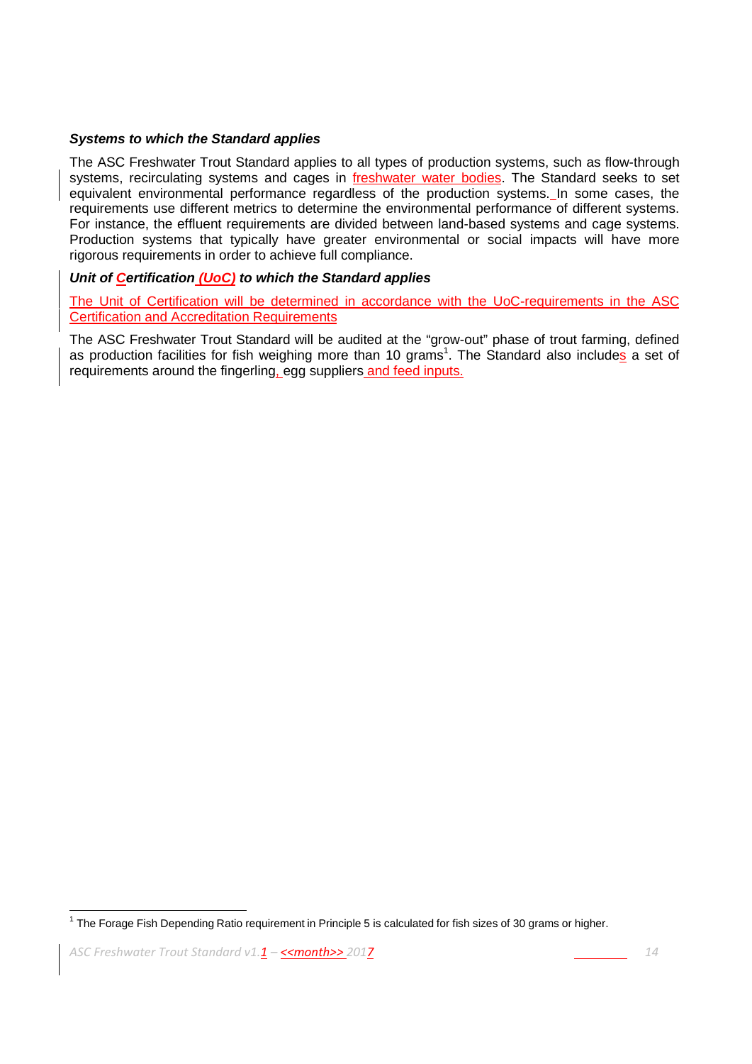### *Systems to which the Standard applies*

The ASC Freshwater Trout Standard applies to all types of production systems, such as flow-through systems, recirculating systems and cages in freshwater water bodies. The Standard seeks to set equivalent environmental performance regardless of the production systems. In some cases, the requirements use different metrics to determine the environmental performance of different systems. For instance, the effluent requirements are divided between land-based systems and cage systems. Production systems that typically have greater environmental or social impacts will have more rigorous requirements in order to achieve full compliance.

### *Unit of Certification (UoC) to which the Standard applies*

The Unit of Certification will be determined in accordance with the UoC-requirements in the ASC Certification and Accreditation Requirements

The ASC Freshwater Trout Standard will be audited at the "grow-out" phase of trout farming, defined as production facilities for fish weighing more than 10 grams[1]. The Standard also includes a set of requirements around the fingerling, egg suppliers and feed inputs.

[1] The Forage Fish Depending Ratio requirement in Principle 5 is calculated for fish sizes of 30 grams or higher.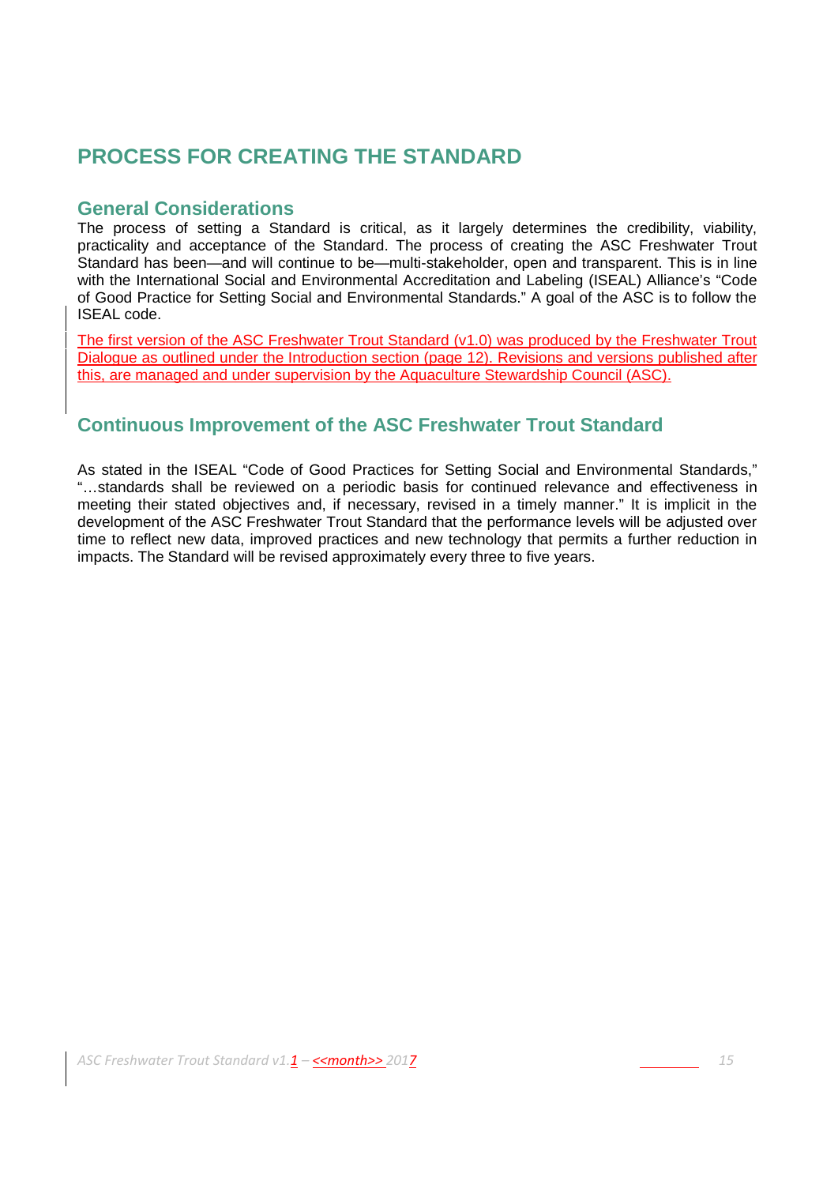# PROCESS FOR CREATING THE STANDARD

## General Considerations

The process of setting a Standard is critical, as it largely determines the credibility, viability, practicality and acceptance of the Standard. The process of creating the ASC Freshwater Trout Standard has been—and will continue to be—multi-stakeholder, open and transparent. This is in line with the International Social and Environmental Accreditation and Labeling (ISEAL) Alliance's "Code of Good Practice for Setting Social and Environmental Standards." A goal of the ASC is to follow the ISEAL code.

The first version of the ASC Freshwater Trout Standard (v1.0) was produced by the Freshwater Trout Dialogue as outlined under the Introduction section (page 12). Revisions and versions published after this, are managed and under supervision by the Aquaculture Stewardship Council (ASC).

## Continuous Improvement of the ASC Freshwater Trout Standard

As stated in the ISEAL "Code of Good Practices for Setting Social and Environmental Standards," "…standards shall be reviewed on a periodic basis for continued relevance and effectiveness in meeting their stated objectives and, if necessary, revised in a timely manner." It is implicit in the development of the ASC Freshwater Trout Standard that the performance levels will be adjusted over time to reflect new data, improved practices and new technology that permits a further reduction in impacts. The Standard will be revised approximately every three to five years.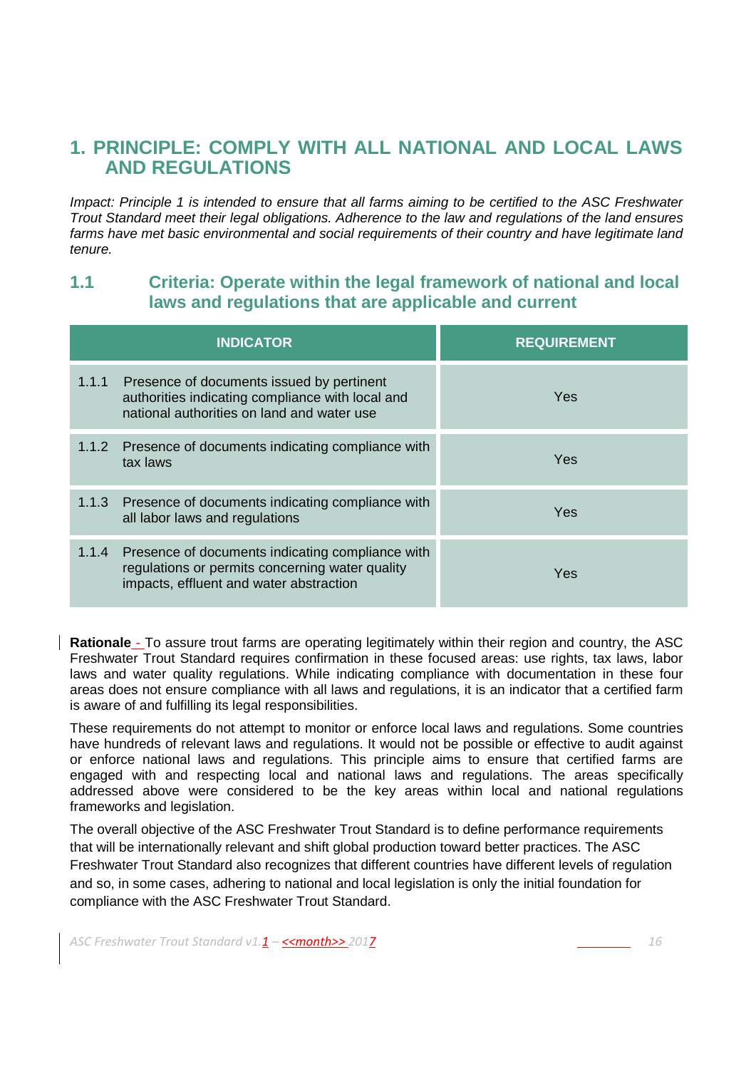# 1. PRINCIPLE: COMPLY WITH ALL NATIONAL AND LOCAL LAWS AND REGULATIONS

*Impact: Principle 1 is intended to ensure that all farms aiming to be certified to the ASC Freshwater Trout Standard meet their legal obligations. Adherence to the law and regulations of the land ensures farms have met basic environmental and social requirements of their country and have legitimate land tenure.*

## 1.1 Criteria: Operate within the legal framework of national and local laws and regulations that are applicable and current

| INDICATOR | REQUIREMENT |
|---|---|
| 1.1.1 Presence of documents issued by pertinent authorities indicating compliance with local and national authorities on land and water use | Yes |
| 1.1.2 Presence of documents indicating compliance with tax laws | Yes |
| 1.1.3 Presence of documents indicating compliance with all labor laws and regulations | Yes |
| 1.1.4 Presence of documents indicating compliance with regulations or permits concerning water quality impacts, effluent and water abstraction | Yes |

**Rationale** - To assure trout farms are operating legitimately within their region and country, the ASC Freshwater Trout Standard requires confirmation in these focused areas: use rights, tax laws, labor laws and water quality regulations. While indicating compliance with documentation in these four areas does not ensure compliance with all laws and regulations, it is an indicator that a certified farm is aware of and fulfilling its legal responsibilities.

These requirements do not attempt to monitor or enforce local laws and regulations. Some countries have hundreds of relevant laws and regulations. It would not be possible or effective to audit against or enforce national laws and regulations. This principle aims to ensure that certified farms are engaged with and respecting local and national laws and regulations. The areas specifically addressed above were considered to be the key areas within local and national regulations frameworks and legislation.

The overall objective of the ASC Freshwater Trout Standard is to define performance requirements that will be internationally relevant and shift global production toward better practices. The ASC Freshwater Trout Standard also recognizes that different countries have different levels of regulation and so, in some cases, adhering to national and local legislation is only the initial foundation for compliance with the ASC Freshwater Trout Standard.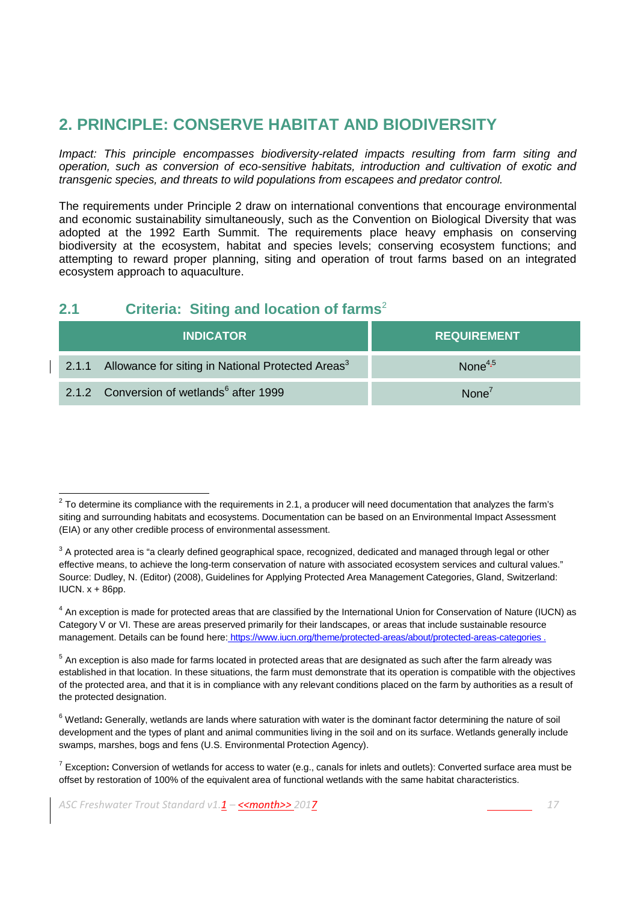# 2. PRINCIPLE: CONSERVE HABITAT AND BIODIVERSITY

*Impact: This principle encompasses biodiversity-related impacts resulting from farm siting and operation, such as conversion of eco-sensitive habitats, introduction and cultivation of exotic and transgenic species, and threats to wild populations from escapees and predator control.*

The requirements under Principle 2 draw on international conventions that encourage environmental and economic sustainability simultaneously, such as the Convention on Biological Diversity that was adopted at the 1992 Earth Summit. The requirements place heavy emphasis on conserving biodiversity at the ecosystem, habitat and species levels; conserving ecosystem functions; and attempting to reward proper planning, siting and operation of trout farms based on an integrated ecosystem approach to aquaculture.

## 2.1 Criteria: Siting and location of farms[2]

| INDICATOR | REQUIREMENT |
|---|---|
| 2.1.1 Allowance for siting in National Protected Areas[3] | None[4,5] |
| 2.1.2 Conversion of wetlands[6] after 1999 | None[7] |

[2] To determine its compliance with the requirements in 2.1, a producer will need documentation that analyzes the farm's siting and surrounding habitats and ecosystems. Documentation can be based on an Environmental Impact Assessment (EIA) or any other credible process of environmental assessment.

[3] A protected area is "a clearly defined geographical space, recognized, dedicated and managed through legal or other effective means, to achieve the long-term conservation of nature with associated ecosystem services and cultural values." Source: Dudley, N. (Editor) (2008), Guidelines for Applying Protected Area Management Categories, Gland, Switzerland: IUCN. x + 86pp.

[4] An exception is made for protected areas that are classified by the International Union for Conservation of Nature (IUCN) as Category V or VI. These are areas preserved primarily for their landscapes, or areas that include sustainable resource management. Details can be found here: https://www.iucn.org/theme/protected-areas/about/protected-areas-categories .

[5] An exception is also made for farms located in protected areas that are designated as such after the farm already was established in that location. In these situations, the farm must demonstrate that its operation is compatible with the objectives of the protected area, and that it is in compliance with any relevant conditions placed on the farm by authorities as a result of the protected designation.

[6] Wetland**:** Generally, wetlands are lands where saturation with water is the dominant factor determining the nature of soil development and the types of plant and animal communities living in the soil and on its surface. Wetlands generally include swamps, marshes, bogs and fens (U.S. Environmental Protection Agency).

[7] Exception**:** Conversion of wetlands for access to water (e.g., canals for inlets and outlets): Converted surface area must be offset by restoration of 100% of the equivalent area of functional wetlands with the same habitat characteristics.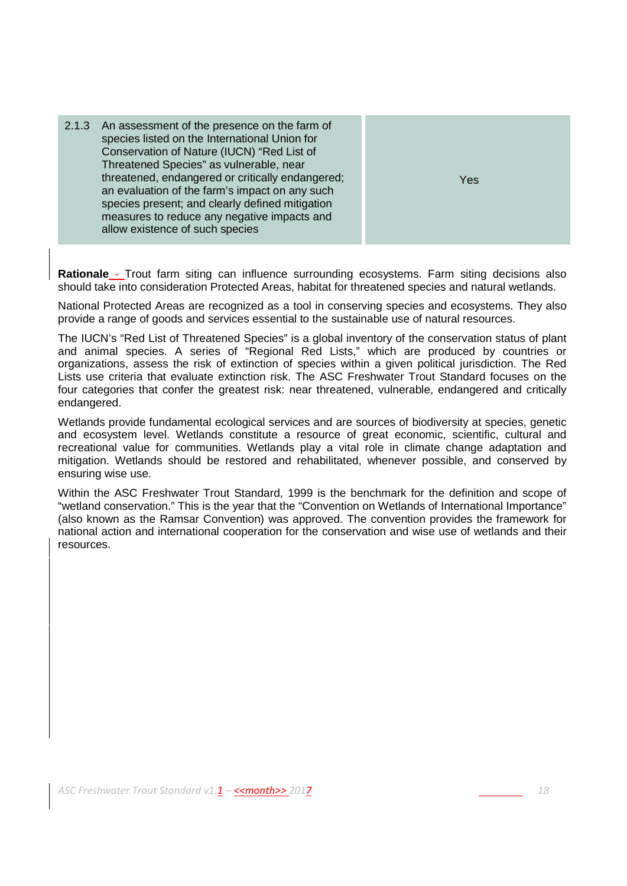| 2.1.3 An assessment of the presence on the farm of species listed on the International Union for Conservation of Nature (IUCN) "Red List of Threatened Species" as vulnerable, near threatened, endangered or critically endangered; an evaluation of the farm's impact on any such species present; and clearly defined mitigation measures to reduce any negative impacts and allow existence of such species | Yes |
|---|---|

**Rationale** - Trout farm siting can influence surrounding ecosystems. Farm siting decisions also should take into consideration Protected Areas, habitat for threatened species and natural wetlands.

National Protected Areas are recognized as a tool in conserving species and ecosystems. They also provide a range of goods and services essential to the sustainable use of natural resources.

The IUCN's "Red List of Threatened Species" is a global inventory of the conservation status of plant and animal species. A series of "Regional Red Lists," which are produced by countries or organizations, assess the risk of extinction of species within a given political jurisdiction. The Red Lists use criteria that evaluate extinction risk. The ASC Freshwater Trout Standard focuses on the four categories that confer the greatest risk: near threatened, vulnerable, endangered and critically endangered.

Wetlands provide fundamental ecological services and are sources of biodiversity at species, genetic and ecosystem level. Wetlands constitute a resource of great economic, scientific, cultural and recreational value for communities. Wetlands play a vital role in climate change adaptation and mitigation. Wetlands should be restored and rehabilitated, whenever possible, and conserved by ensuring wise use.

Within the ASC Freshwater Trout Standard, 1999 is the benchmark for the definition and scope of "wetland conservation." This is the year that the "Convention on Wetlands of International Importance" (also known as the Ramsar Convention) was approved. The convention provides the framework for national action and international cooperation for the conservation and wise use of wetlands and their resources.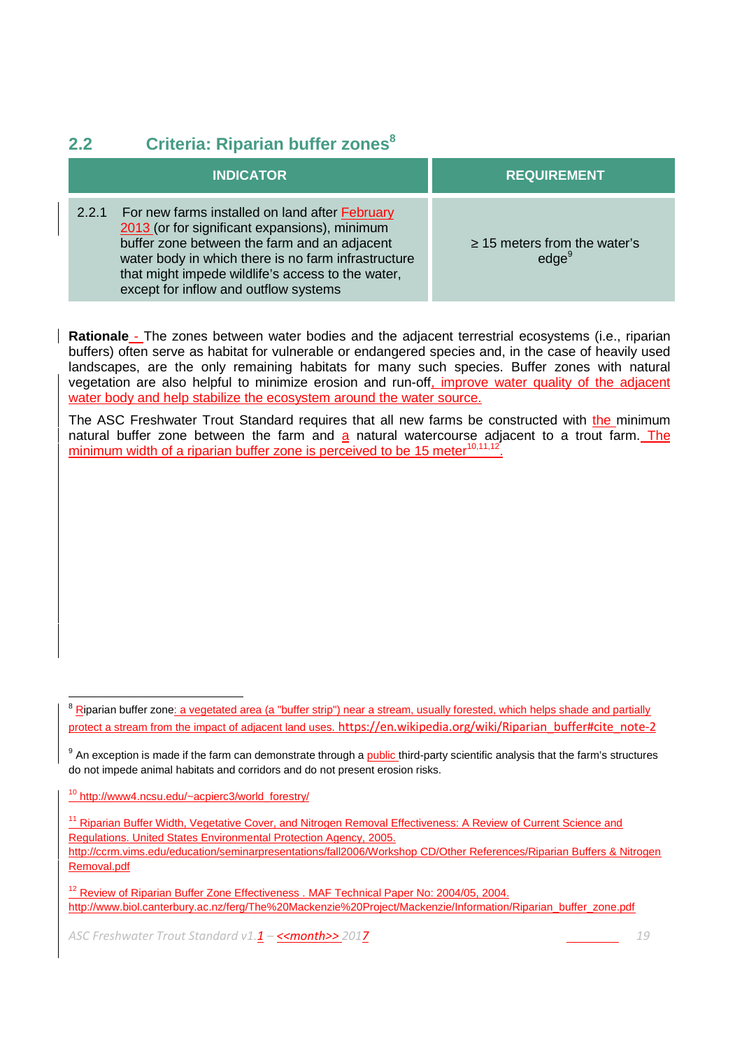## 2.2 Criteria: Riparian buffer zones[8]

| INDICATOR | REQUIREMENT |
|---|---|
| 2.2.1 For new farms installed on land after February 2013 (or for significant expansions), minimum buffer zone between the farm and an adjacent water body in which there is no farm infrastructure that might impede wildlife's access to the water, except for inflow and outflow systems | ≥ 15 meters from the water's edge[9] |

**Rationale** - The zones between water bodies and the adjacent terrestrial ecosystems (i.e., riparian buffers) often serve as habitat for vulnerable or endangered species and, in the case of heavily used landscapes, are the only remaining habitats for many such species. Buffer zones with natural vegetation are also helpful to minimize erosion and run-off, improve water quality of the adjacent water body and help stabilize the ecosystem around the water source.

The ASC Freshwater Trout Standard requires that all new farms be constructed with the minimum natural buffer zone between the farm and a natural watercourse adjacent to a trout farm. The minimum width of a riparian buffer zone is perceived to be 15 meter[10,11,12].

---

[8] Riparian buffer zone: a vegetated area (a "buffer strip") near a stream, usually forested, which helps shade and partially protect a stream from the impact of adjacent land uses. https://en.wikipedia.org/wiki/Riparian_buffer#cite_note-2

[9] An exception is made if the farm can demonstrate through a public third-party scientific analysis that the farm's structures do not impede animal habitats and corridors and do not present erosion risks.

[10] http://www4.ncsu.edu/~acpierc3/world_forestry/

[11] Riparian Buffer Width, Vegetative Cover, and Nitrogen Removal Effectiveness: A Review of Current Science and Regulations. United States Environmental Protection Agency, 2005. http://ccrm.vims.edu/education/seminarpresentations/fall2006/Workshop CD/Other References/Riparian Buffers & Nitrogen Removal.pdf

[12] Review of Riparian Buffer Zone Effectiveness . MAF Technical Paper No: 2004/05, 2004. http://www.biol.canterbury.ac.nz/ferg/The%20Mackenzie%20Project/Mackenzie/Information/Riparian_buffer_zone.pdf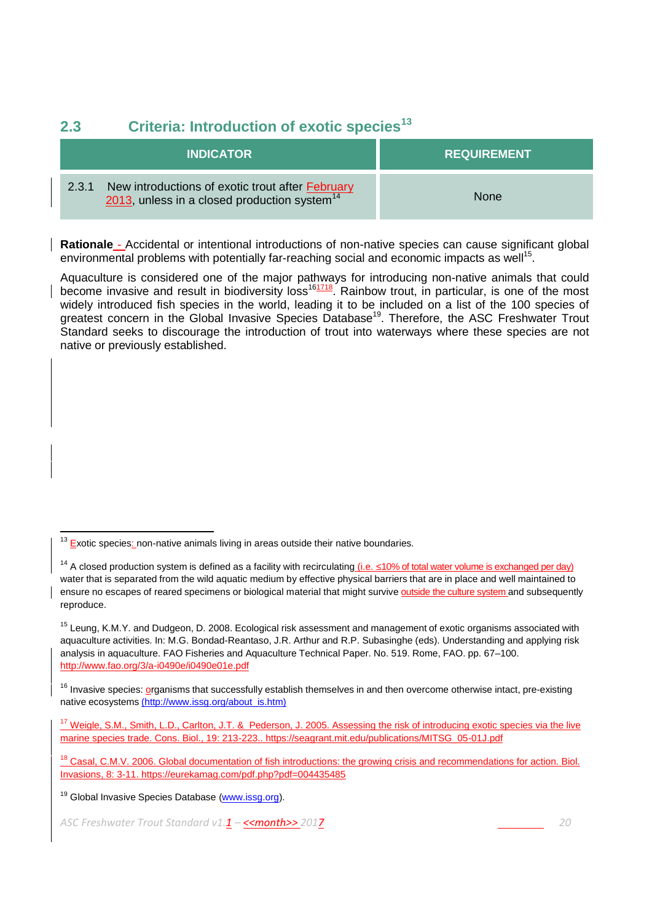## 2.3 Criteria: Introduction of exotic species[13]

| INDICATOR | REQUIREMENT |
|---|---|
| 2.3.1 New introductions of exotic trout after February 2013, unless in a closed production system[14] | None |

**Rationale** - Accidental or intentional introductions of non-native species can cause significant global environmental problems with potentially far-reaching social and economic impacts as well[15].

Aquaculture is considered one of the major pathways for introducing non-native animals that could become invasive and result in biodiversity loss[16][17][18]. Rainbow trout, in particular, is one of the most widely introduced fish species in the world, leading it to be included on a list of the 100 species of greatest concern in the Global Invasive Species Database[19]. Therefore, the ASC Freshwater Trout Standard seeks to discourage the introduction of trout into waterways where these species are not native or previously established.

---

[13] Exotic species: non-native animals living in areas outside their native boundaries.

[14] A closed production system is defined as a facility with recirculating (i.e. ≤10% of total water volume is exchanged per day) water that is separated from the wild aquatic medium by effective physical barriers that are in place and well maintained to ensure no escapes of reared specimens or biological material that might survive outside the culture system and subsequently reproduce.

[15] Leung, K.M.Y. and Dudgeon, D. 2008. Ecological risk assessment and management of exotic organisms associated with aquaculture activities. In: M.G. Bondad-Reantaso, J.R. Arthur and R.P. Subasinghe (eds). Understanding and applying risk analysis in aquaculture. FAO Fisheries and Aquaculture Technical Paper. No. 519. Rome, FAO. pp. 67–100. http://www.fao.org/3/a-i0490e/i0490e01e.pdf

[16] Invasive species: organisms that successfully establish themselves in and then overcome otherwise intact, pre-existing native ecosystems (http://www.issg.org/about_is.htm)

[17] Weigle, S.M., Smith, L.D., Carlton, J.T. & Pederson, J. 2005. Assessing the risk of introducing exotic species via the live marine species trade. Cons. Biol., 19: 213-223.. https://seagrant.mit.edu/publications/MITSG_05-01J.pdf

[18] Casal, C.M.V. 2006. Global documentation of fish introductions: the growing crisis and recommendations for action. Biol. Invasions, 8: 3-11. https://eurekamag.com/pdf.php?pdf=004435485

[19] Global Invasive Species Database (www.issg.org).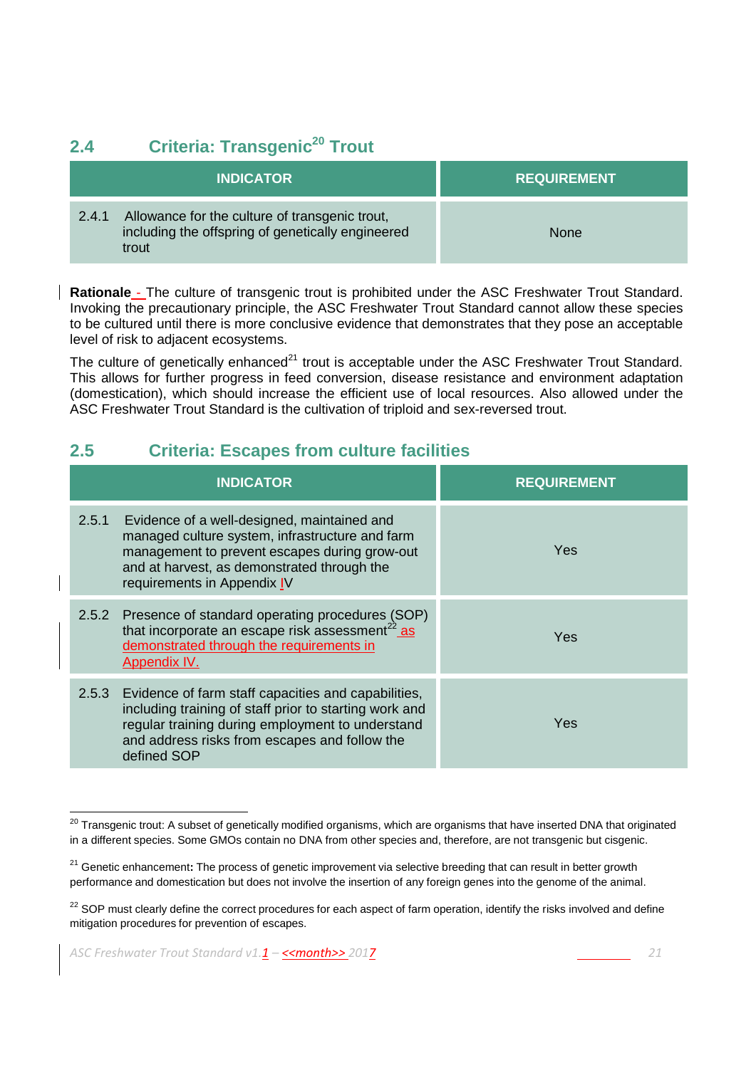## 2.4 Criteria: Transgenic[20] Trout

| INDICATOR | REQUIREMENT |
|---|---|
| 2.4.1 Allowance for the culture of transgenic trout, including the offspring of genetically engineered trout | None |

**Rationale** - The culture of transgenic trout is prohibited under the ASC Freshwater Trout Standard. Invoking the precautionary principle, the ASC Freshwater Trout Standard cannot allow these species to be cultured until there is more conclusive evidence that demonstrates that they pose an acceptable level of risk to adjacent ecosystems.

The culture of genetically enhanced[21] trout is acceptable under the ASC Freshwater Trout Standard. This allows for further progress in feed conversion, disease resistance and environment adaptation (domestication), which should increase the efficient use of local resources. Also allowed under the ASC Freshwater Trout Standard is the cultivation of triploid and sex-reversed trout.

## 2.5 Criteria: Escapes from culture facilities

| INDICATOR | REQUIREMENT |
|---|---|
| 2.5.1 Evidence of a well-designed, maintained and managed culture system, infrastructure and farm management to prevent escapes during grow-out and at harvest, as demonstrated through the requirements in Appendix IV | Yes |
| 2.5.2 Presence of standard operating procedures (SOP) that incorporate an escape risk assessment[22] as demonstrated through the requirements in Appendix IV. | Yes |
| 2.5.3 Evidence of farm staff capacities and capabilities, including training of staff prior to starting work and regular training during employment to understand and address risks from escapes and follow the defined SOP | Yes |

[20] Transgenic trout: A subset of genetically modified organisms, which are organisms that have inserted DNA that originated in a different species. Some GMOs contain no DNA from other species and, therefore, are not transgenic but cisgenic.

[21] Genetic enhancement**:** The process of genetic improvement via selective breeding that can result in better growth performance and domestication but does not involve the insertion of any foreign genes into the genome of the animal.

[22] SOP must clearly define the correct procedures for each aspect of farm operation, identify the risks involved and define mitigation procedures for prevention of escapes.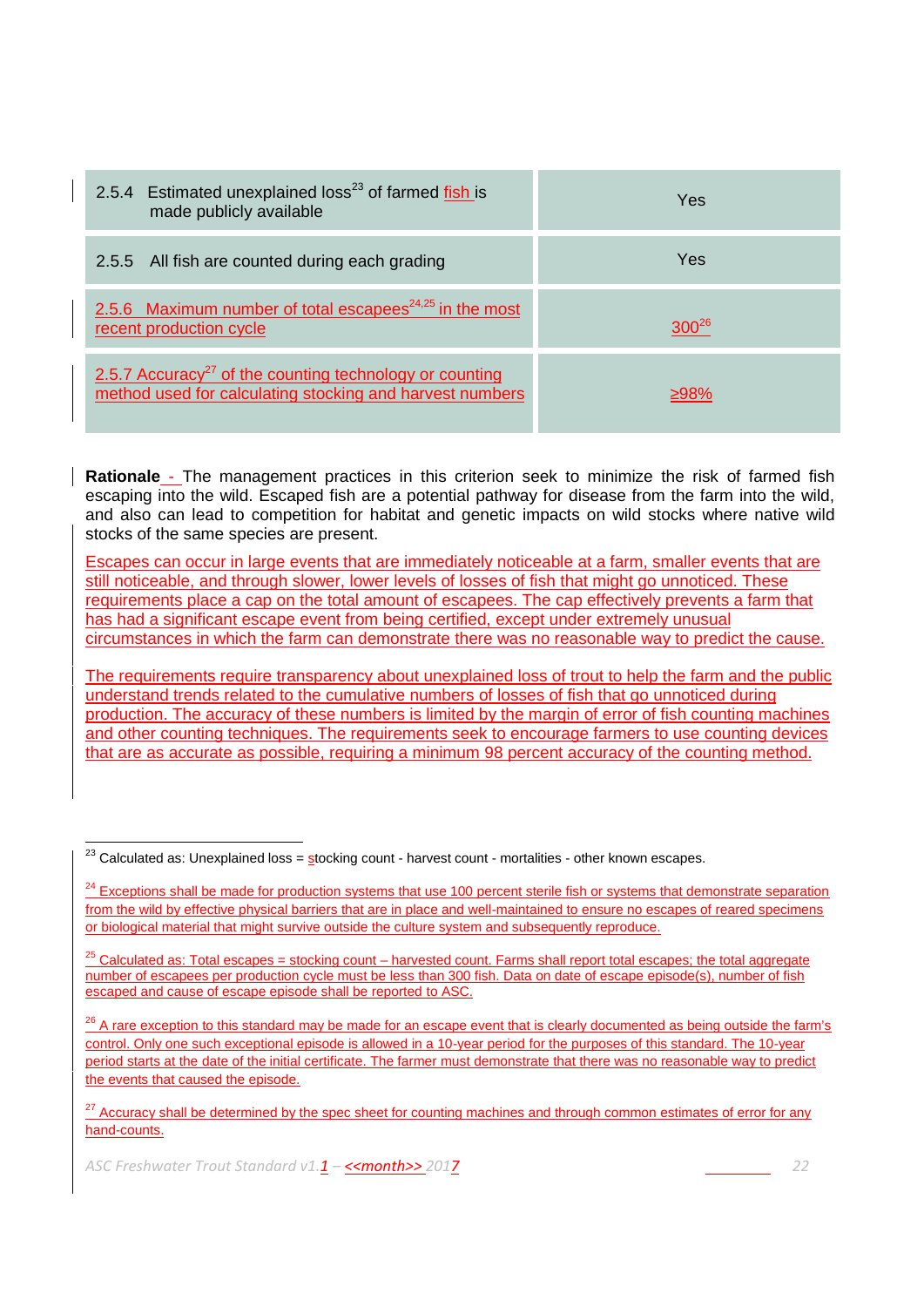| | |
|---|---|
| 2.5.4 Estimated unexplained loss[23] of farmed fish is made publicly available | Yes |
| 2.5.5 All fish are counted during each grading | Yes |
| 2.5.6 Maximum number of total escapees[24,25] in the most recent production cycle | 300[26] |
| 2.5.7 Accuracy[27] of the counting technology or counting method used for calculating stocking and harvest numbers | ≥98% |

**Rationale** - The management practices in this criterion seek to minimize the risk of farmed fish escaping into the wild. Escaped fish are a potential pathway for disease from the farm into the wild, and also can lead to competition for habitat and genetic impacts on wild stocks where native wild stocks of the same species are present.

Escapes can occur in large events that are immediately noticeable at a farm, smaller events that are still noticeable, and through slower, lower levels of losses of fish that might go unnoticed. These requirements place a cap on the total amount of escapees. The cap effectively prevents a farm that has had a significant escape event from being certified, except under extremely unusual circumstances in which the farm can demonstrate there was no reasonable way to predict the cause.

The requirements require transparency about unexplained loss of trout to help the farm and the public understand trends related to the cumulative numbers of losses of fish that go unnoticed during production. The accuracy of these numbers is limited by the margin of error of fish counting machines and other counting techniques. The requirements seek to encourage farmers to use counting devices that are as accurate as possible, requiring a minimum 98 percent accuracy of the counting method.

---

[23] Calculated as: Unexplained loss = stocking count - harvest count - mortalities - other known escapes.

[24] Exceptions shall be made for production systems that use 100 percent sterile fish or systems that demonstrate separation from the wild by effective physical barriers that are in place and well-maintained to ensure no escapes of reared specimens or biological material that might survive outside the culture system and subsequently reproduce.

[25] Calculated as: Total escapes = stocking count – harvested count. Farms shall report total escapes; the total aggregate number of escapees per production cycle must be less than 300 fish. Data on date of escape episode(s), number of fish escaped and cause of escape episode shall be reported to ASC.

[26] A rare exception to this standard may be made for an escape event that is clearly documented as being outside the farm's control. Only one such exceptional episode is allowed in a 10-year period for the purposes of this standard. The 10-year period starts at the date of the initial certificate. The farmer must demonstrate that there was no reasonable way to predict the events that caused the episode.

[27] Accuracy shall be determined by the spec sheet for counting machines and through common estimates of error for any hand-counts.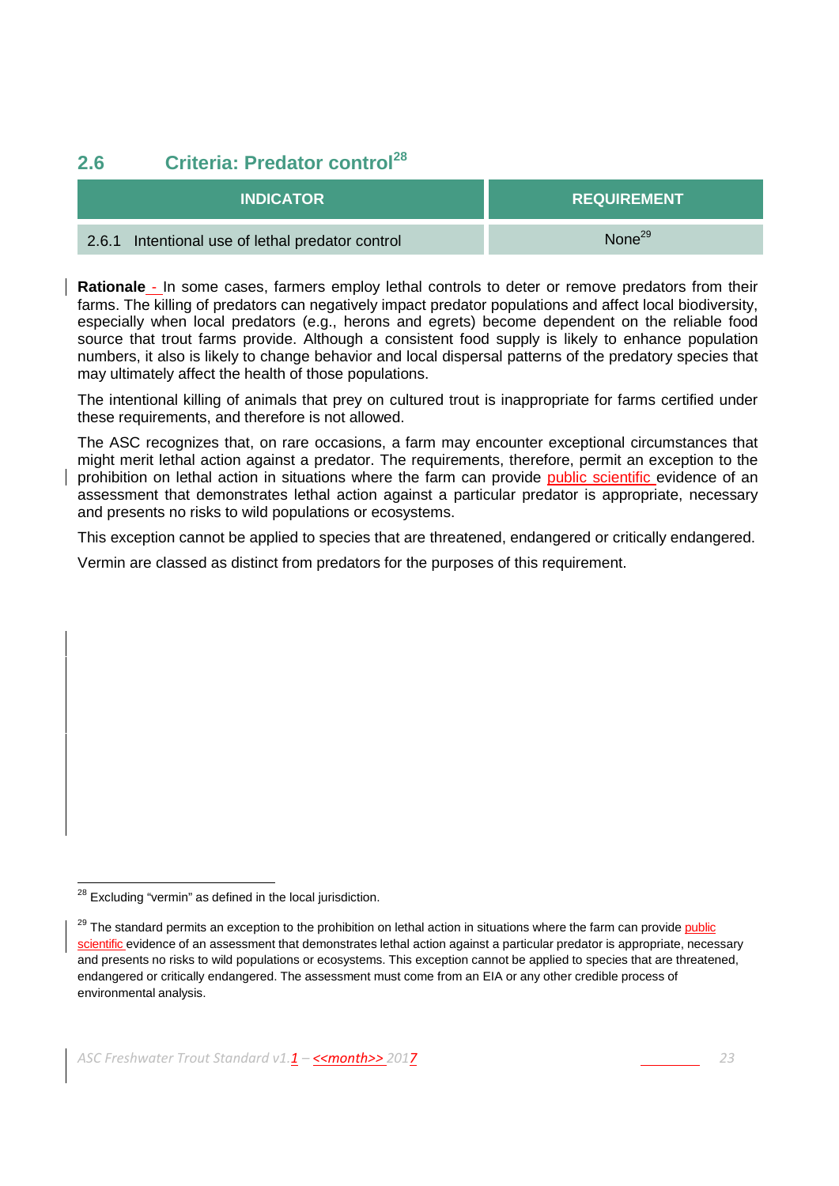## 2.6 Criteria: Predator control[28]

| INDICATOR | REQUIREMENT |
| --- | --- |
| 2.6.1 Intentional use of lethal predator control | None[29] |

**Rationale** - In some cases, farmers employ lethal controls to deter or remove predators from their farms. The killing of predators can negatively impact predator populations and affect local biodiversity, especially when local predators (e.g., herons and egrets) become dependent on the reliable food source that trout farms provide. Although a consistent food supply is likely to enhance population numbers, it also is likely to change behavior and local dispersal patterns of the predatory species that may ultimately affect the health of those populations.

The intentional killing of animals that prey on cultured trout is inappropriate for farms certified under these requirements, and therefore is not allowed.

The ASC recognizes that, on rare occasions, a farm may encounter exceptional circumstances that might merit lethal action against a predator. The requirements, therefore, permit an exception to the prohibition on lethal action in situations where the farm can provide public scientific evidence of an assessment that demonstrates lethal action against a particular predator is appropriate, necessary and presents no risks to wild populations or ecosystems.

This exception cannot be applied to species that are threatened, endangered or critically endangered.

Vermin are classed as distinct from predators for the purposes of this requirement.

---

[28] Excluding "vermin" as defined in the local jurisdiction.

[29] The standard permits an exception to the prohibition on lethal action in situations where the farm can provide public scientific evidence of an assessment that demonstrates lethal action against a particular predator is appropriate, necessary and presents no risks to wild populations or ecosystems. This exception cannot be applied to species that are threatened, endangered or critically endangered. The assessment must come from an EIA or any other credible process of environmental analysis.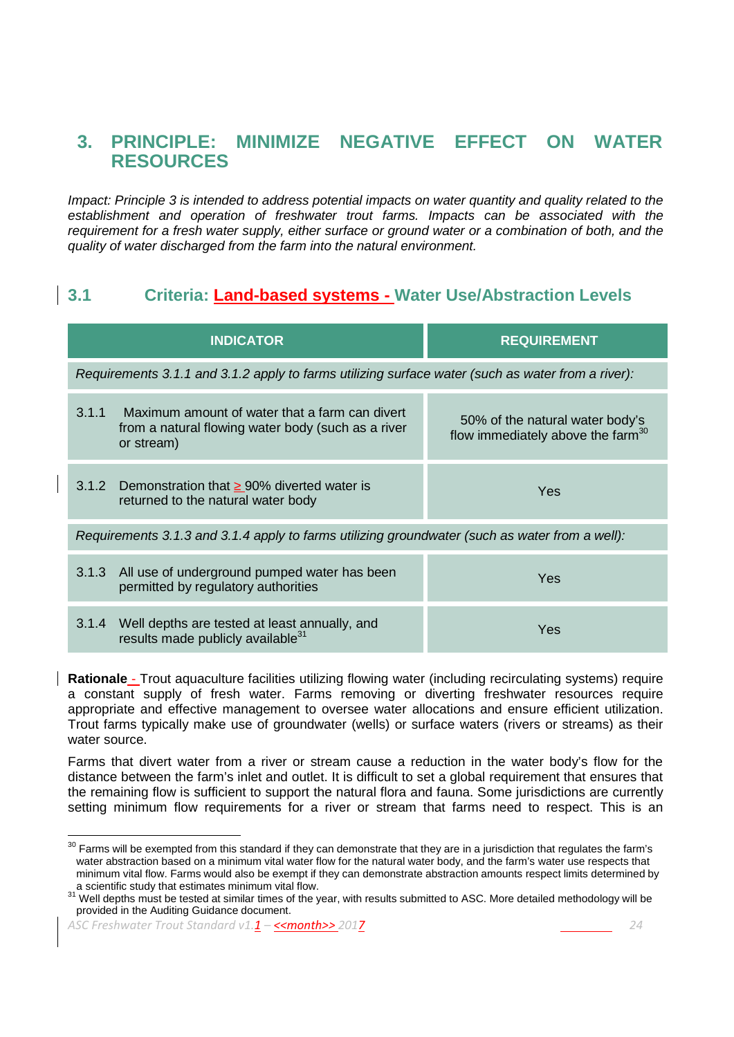# 3. PRINCIPLE: MINIMIZE NEGATIVE EFFECT ON WATER RESOURCES

*Impact: Principle 3 is intended to address potential impacts on water quantity and quality related to the establishment and operation of freshwater trout farms. Impacts can be associated with the requirement for a fresh water supply, either surface or ground water or a combination of both, and the quality of water discharged from the farm into the natural environment.*

## 3.1 Criteria: Land-based systems - Water Use/Abstraction Levels

| INDICATOR | REQUIREMENT |
|---|---|
| *Requirements 3.1.1 and 3.1.2 apply to farms utilizing surface water (such as water from a river):* | |
| 3.1.1 Maximum amount of water that a farm can divert from a natural flowing water body (such as a river or stream) | 50% of the natural water body's flow immediately above the farm[30] |
| 3.1.2 Demonstration that ≥ 90% diverted water is returned to the natural water body | Yes |
| *Requirements 3.1.3 and 3.1.4 apply to farms utilizing groundwater (such as water from a well):* | |
| 3.1.3 All use of underground pumped water has been permitted by regulatory authorities | Yes |
| 3.1.4 Well depths are tested at least annually, and results made publicly available[31] | Yes |

**Rationale** - Trout aquaculture facilities utilizing flowing water (including recirculating systems) require a constant supply of fresh water. Farms removing or diverting freshwater resources require appropriate and effective management to oversee water allocations and ensure efficient utilization. Trout farms typically make use of groundwater (wells) or surface waters (rivers or streams) as their water source.

Farms that divert water from a river or stream cause a reduction in the water body's flow for the distance between the farm's inlet and outlet. It is difficult to set a global requirement that ensures that the remaining flow is sufficient to support the natural flora and fauna. Some jurisdictions are currently setting minimum flow requirements for a river or stream that farms need to respect. This is an

---

[30] Farms will be exempted from this standard if they can demonstrate that they are in a jurisdiction that regulates the farm's water abstraction based on a minimum vital water flow for the natural water body, and the farm's water use respects that minimum vital flow. Farms would also be exempt if they can demonstrate abstraction amounts respect limits determined by a scientific study that estimates minimum vital flow.

[31] Well depths must be tested at similar times of the year, with results submitted to ASC. More detailed methodology will be provided in the Auditing Guidance document.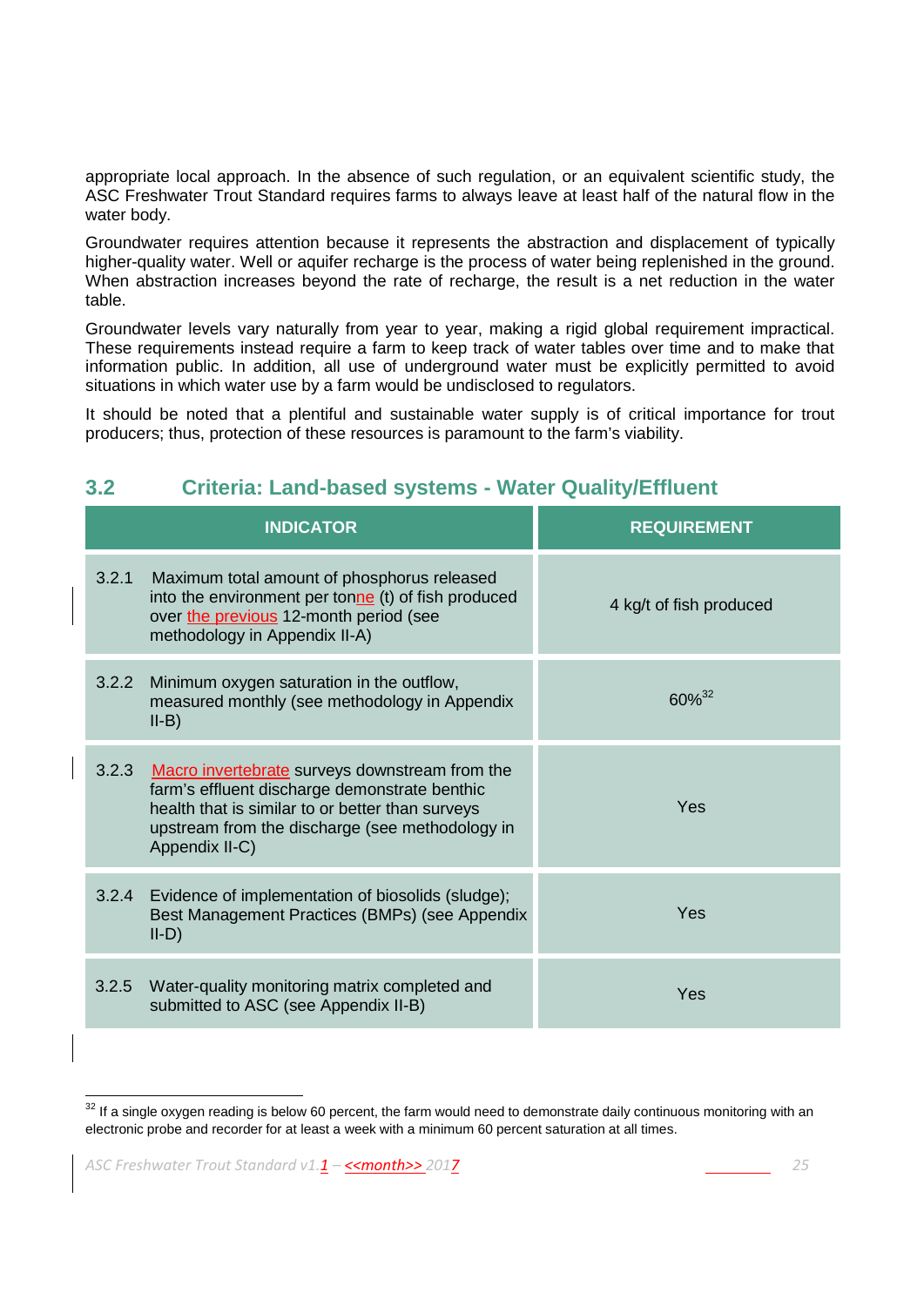appropriate local approach. In the absence of such regulation, or an equivalent scientific study, the ASC Freshwater Trout Standard requires farms to always leave at least half of the natural flow in the water body.

Groundwater requires attention because it represents the abstraction and displacement of typically higher-quality water. Well or aquifer recharge is the process of water being replenished in the ground. When abstraction increases beyond the rate of recharge, the result is a net reduction in the water table.

Groundwater levels vary naturally from year to year, making a rigid global requirement impractical. These requirements instead require a farm to keep track of water tables over time and to make that information public. In addition, all use of underground water must be explicitly permitted to avoid situations in which water use by a farm would be undisclosed to regulators.

It should be noted that a plentiful and sustainable water supply is of critical importance for trout producers; thus, protection of these resources is paramount to the farm's viability.

## 3.2 Criteria: Land-based systems - Water Quality/Effluent

| INDICATOR | REQUIREMENT |
|---|---|
| 3.2.1 Maximum total amount of phosphorus released into the environment per tonne (t) of fish produced over the previous 12-month period (see methodology in Appendix II-A) | 4 kg/t of fish produced |
| 3.2.2 Minimum oxygen saturation in the outflow, measured monthly (see methodology in Appendix II-B) | 60%[32] |
| 3.2.3 Macro invertebrate surveys downstream from the farm's effluent discharge demonstrate benthic health that is similar to or better than surveys upstream from the discharge (see methodology in Appendix II-C) | Yes |
| 3.2.4 Evidence of implementation of biosolids (sludge); Best Management Practices (BMPs) (see Appendix II-D) | Yes |
| 3.2.5 Water-quality monitoring matrix completed and submitted to ASC (see Appendix II-B) | Yes |

[32] If a single oxygen reading is below 60 percent, the farm would need to demonstrate daily continuous monitoring with an electronic probe and recorder for at least a week with a minimum 60 percent saturation at all times.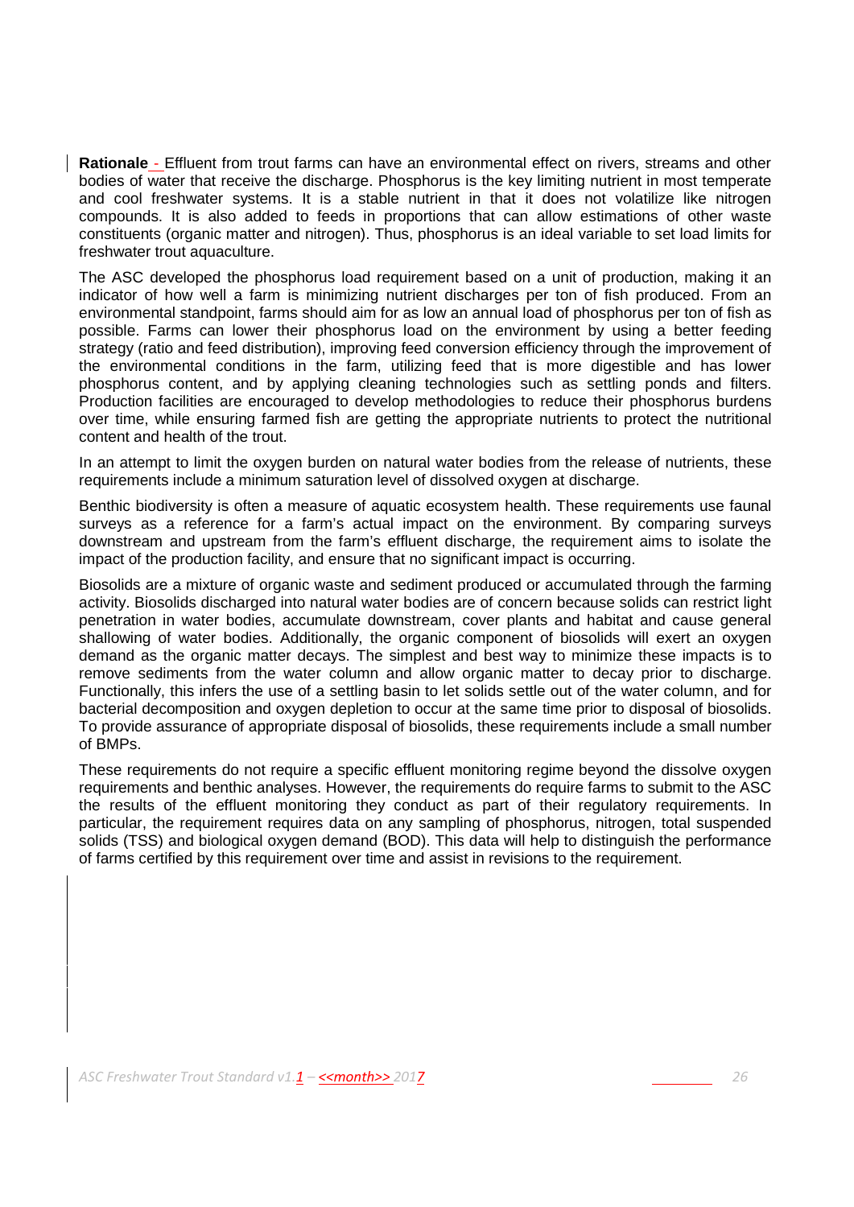**Rationale** - Effluent from trout farms can have an environmental effect on rivers, streams and other bodies of water that receive the discharge. Phosphorus is the key limiting nutrient in most temperate and cool freshwater systems. It is a stable nutrient in that it does not volatilize like nitrogen compounds. It is also added to feeds in proportions that can allow estimations of other waste constituents (organic matter and nitrogen). Thus, phosphorus is an ideal variable to set load limits for freshwater trout aquaculture.

The ASC developed the phosphorus load requirement based on a unit of production, making it an indicator of how well a farm is minimizing nutrient discharges per ton of fish produced. From an environmental standpoint, farms should aim for as low an annual load of phosphorus per ton of fish as possible. Farms can lower their phosphorus load on the environment by using a better feeding strategy (ratio and feed distribution), improving feed conversion efficiency through the improvement of the environmental conditions in the farm, utilizing feed that is more digestible and has lower phosphorus content, and by applying cleaning technologies such as settling ponds and filters. Production facilities are encouraged to develop methodologies to reduce their phosphorus burdens over time, while ensuring farmed fish are getting the appropriate nutrients to protect the nutritional content and health of the trout.

In an attempt to limit the oxygen burden on natural water bodies from the release of nutrients, these requirements include a minimum saturation level of dissolved oxygen at discharge.

Benthic biodiversity is often a measure of aquatic ecosystem health. These requirements use faunal surveys as a reference for a farm's actual impact on the environment. By comparing surveys downstream and upstream from the farm's effluent discharge, the requirement aims to isolate the impact of the production facility, and ensure that no significant impact is occurring.

Biosolids are a mixture of organic waste and sediment produced or accumulated through the farming activity. Biosolids discharged into natural water bodies are of concern because solids can restrict light penetration in water bodies, accumulate downstream, cover plants and habitat and cause general shallowing of water bodies. Additionally, the organic component of biosolids will exert an oxygen demand as the organic matter decays. The simplest and best way to minimize these impacts is to remove sediments from the water column and allow organic matter to decay prior to discharge. Functionally, this infers the use of a settling basin to let solids settle out of the water column, and for bacterial decomposition and oxygen depletion to occur at the same time prior to disposal of biosolids. To provide assurance of appropriate disposal of biosolids, these requirements include a small number of BMPs.

These requirements do not require a specific effluent monitoring regime beyond the dissolve oxygen requirements and benthic analyses. However, the requirements do require farms to submit to the ASC the results of the effluent monitoring they conduct as part of their regulatory requirements. In particular, the requirement requires data on any sampling of phosphorus, nitrogen, total suspended solids (TSS) and biological oxygen demand (BOD). This data will help to distinguish the performance of farms certified by this requirement over time and assist in revisions to the requirement.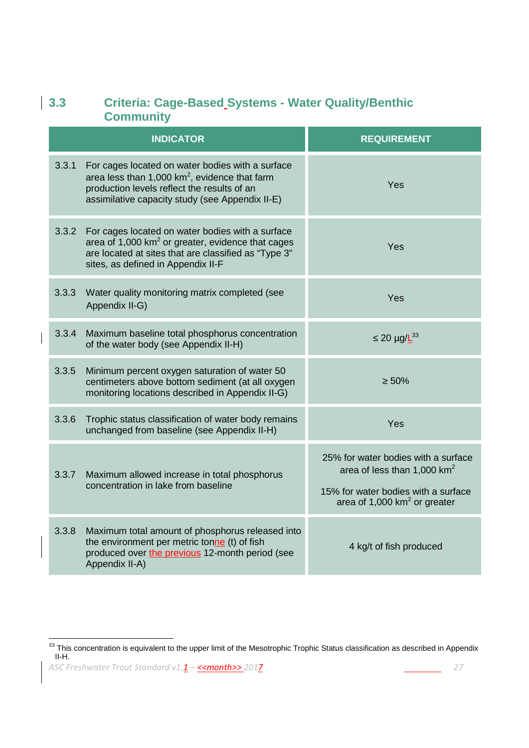## 3.3 Criteria: Cage-Based Systems - Water Quality/Benthic Community

| INDICATOR | REQUIREMENT |
|---|---|
| 3.3.1 For cages located on water bodies with a surface area less than 1,000 $km^2$, evidence that farm production levels reflect the results of an assimilative capacity study (see Appendix II-E) | Yes |
| 3.3.2 For cages located on water bodies with a surface area of 1,000 $km^2$ or greater, evidence that cages are located at sites that are classified as "Type 3" sites, as defined in Appendix II-F | Yes |
| 3.3.3 Water quality monitoring matrix completed (see Appendix II-G) | Yes |
| 3.3.4 Maximum baseline total phosphorus concentration of the water body (see Appendix II-H) | ≤ 20 μg/L[33] |
| 3.3.5 Minimum percent oxygen saturation of water 50 centimeters above bottom sediment (at all oxygen monitoring locations described in Appendix II-G) | ≥ 50% |
| 3.3.6 Trophic status classification of water body remains unchanged from baseline (see Appendix II-H) | Yes |
| 3.3.7 Maximum allowed increase in total phosphorus concentration in lake from baseline | 25% for water bodies with a surface area of less than 1,000 $km^2$<br><br>15% for water bodies with a surface area of 1,000 $km^2$ or greater |
| 3.3.8 Maximum total amount of phosphorus released into the environment per metric tonne (t) of fish produced over the previous 12-month period (see Appendix II-A) | 4 kg/t of fish produced |

[33] This concentration is equivalent to the upper limit of the Mesotrophic Trophic Status classification as described in Appendix II-H.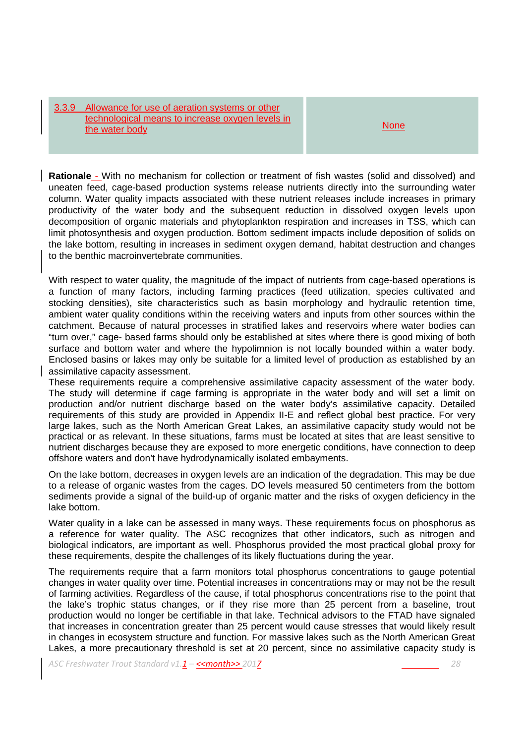| 3.3.9 Allowance for use of aeration systems or other technological means to increase oxygen levels in the water body | None |
|---|---|

**Rationale** - With no mechanism for collection or treatment of fish wastes (solid and dissolved) and uneaten feed, cage-based production systems release nutrients directly into the surrounding water column. Water quality impacts associated with these nutrient releases include increases in primary productivity of the water body and the subsequent reduction in dissolved oxygen levels upon decomposition of organic materials and phytoplankton respiration and increases in TSS, which can limit photosynthesis and oxygen production. Bottom sediment impacts include deposition of solids on the lake bottom, resulting in increases in sediment oxygen demand, habitat destruction and changes to the benthic macroinvertebrate communities.

With respect to water quality, the magnitude of the impact of nutrients from cage-based operations is a function of many factors, including farming practices (feed utilization, species cultivated and stocking densities), site characteristics such as basin morphology and hydraulic retention time, ambient water quality conditions within the receiving waters and inputs from other sources within the catchment. Because of natural processes in stratified lakes and reservoirs where water bodies can "turn over," cage- based farms should only be established at sites where there is good mixing of both surface and bottom water and where the hypolimnion is not locally bounded within a water body. Enclosed basins or lakes may only be suitable for a limited level of production as established by an assimilative capacity assessment.

These requirements require a comprehensive assimilative capacity assessment of the water body. The study will determine if cage farming is appropriate in the water body and will set a limit on production and/or nutrient discharge based on the water body's assimilative capacity. Detailed requirements of this study are provided in Appendix II-E and reflect global best practice. For very large lakes, such as the North American Great Lakes, an assimilative capacity study would not be practical or as relevant. In these situations, farms must be located at sites that are least sensitive to nutrient discharges because they are exposed to more energetic conditions, have connection to deep offshore waters and don't have hydrodynamically isolated embayments.

On the lake bottom, decreases in oxygen levels are an indication of the degradation. This may be due to a release of organic wastes from the cages. DO levels measured 50 centimeters from the bottom sediments provide a signal of the build-up of organic matter and the risks of oxygen deficiency in the lake bottom.

Water quality in a lake can be assessed in many ways. These requirements focus on phosphorus as a reference for water quality. The ASC recognizes that other indicators, such as nitrogen and biological indicators, are important as well. Phosphorus provided the most practical global proxy for these requirements, despite the challenges of its likely fluctuations during the year.

The requirements require that a farm monitors total phosphorus concentrations to gauge potential changes in water quality over time. Potential increases in concentrations may or may not be the result of farming activities. Regardless of the cause, if total phosphorus concentrations rise to the point that the lake's trophic status changes, or if they rise more than 25 percent from a baseline, trout production would no longer be certifiable in that lake. Technical advisors to the FTAD have signaled that increases in concentration greater than 25 percent would cause stresses that would likely result in changes in ecosystem structure and function. For massive lakes such as the North American Great Lakes, a more precautionary threshold is set at 20 percent, since no assimilative capacity study is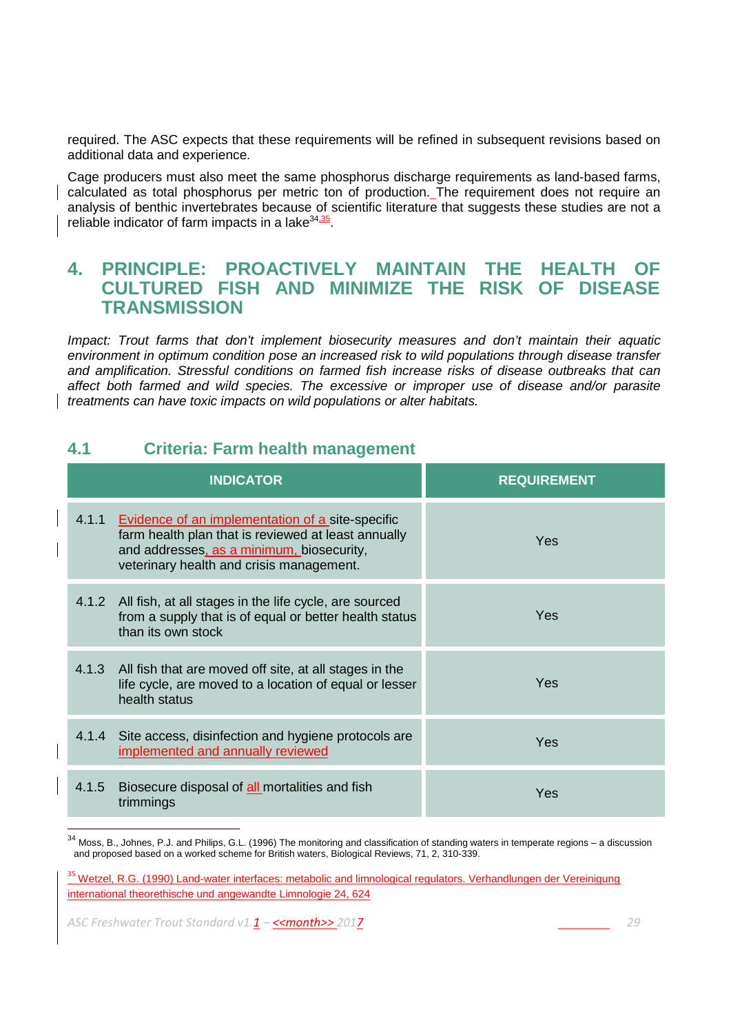required. The ASC expects that these requirements will be refined in subsequent revisions based on additional data and experience.

Cage producers must also meet the same phosphorus discharge requirements as land-based farms, calculated as total phosphorus per metric ton of production. The requirement does not require an analysis of benthic invertebrates because of scientific literature that suggests these studies are not a reliable indicator of farm impacts in a lake[34,35].

# 4. PRINCIPLE: PROACTIVELY MAINTAIN THE HEALTH OF CULTURED FISH AND MINIMIZE THE RISK OF DISEASE TRANSMISSION

*Impact: Trout farms that don't implement biosecurity measures and don't maintain their aquatic environment in optimum condition pose an increased risk to wild populations through disease transfer and amplification. Stressful conditions on farmed fish increase risks of disease outbreaks that can affect both farmed and wild species. The excessive or improper use of disease and/or parasite treatments can have toxic impacts on wild populations or alter habitats.*

## 4.1 Criteria: Farm health management

| INDICATOR | REQUIREMENT |
|---|---|
| 4.1.1 Evidence of an implementation of a site-specific farm health plan that is reviewed at least annually and addresses, as a minimum, biosecurity, veterinary health and crisis management. | Yes |
| 4.1.2 All fish, at all stages in the life cycle, are sourced from a supply that is of equal or better health status than its own stock | Yes |
| 4.1.3 All fish that are moved off site, at all stages in the life cycle, are moved to a location of equal or lesser health status | Yes |
| 4.1.4 Site access, disinfection and hygiene protocols are implemented and annually reviewed | Yes |
| 4.1.5 Biosecure disposal of all mortalities and fish trimmings | Yes |

[34] Moss, B., Johnes, P.J. and Philips, G.L. (1996) The monitoring and classification of standing waters in temperate regions – a discussion and proposed based on a worked scheme for British waters, Biological Reviews, 71, 2, 310-339.

[35] Wetzel, R.G. (1990) Land-water interfaces: metabolic and limnological regulators. Verhandlungen der Vereinigung international theorethische und angewandte Limnologie 24, 624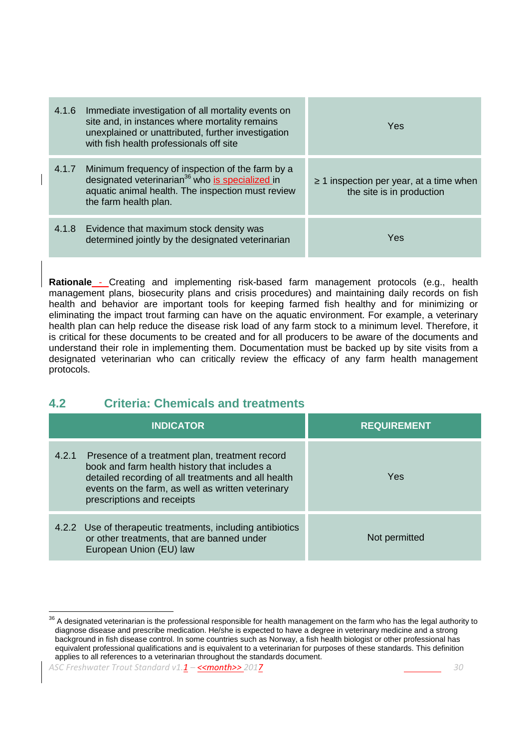| | |
|---|---|
| 4.1.6 Immediate investigation of all mortality events on site and, in instances where mortality remains unexplained or unattributed, further investigation with fish health professionals off site | Yes |
| 4.1.7 Minimum frequency of inspection of the farm by a designated veterinarian[36] who is specialized in aquatic animal health. The inspection must review the farm health plan. | ≥ 1 inspection per year, at a time when the site is in production |
| 4.1.8 Evidence that maximum stock density was determined jointly by the designated veterinarian | Yes |

**Rationale** - Creating and implementing risk-based farm management protocols (e.g., health management plans, biosecurity plans and crisis procedures) and maintaining daily records on fish health and behavior are important tools for keeping farmed fish healthy and for minimizing or eliminating the impact trout farming can have on the aquatic environment. For example, a veterinary health plan can help reduce the disease risk load of any farm stock to a minimum level. Therefore, it is critical for these documents to be created and for all producers to be aware of the documents and understand their role in implementing them. Documentation must be backed up by site visits from a designated veterinarian who can critically review the efficacy of any farm health management protocols.

## 4.2 Criteria: Chemicals and treatments

| INDICATOR | REQUIREMENT |
|---|---|
| 4.2.1 Presence of a treatment plan, treatment record book and farm health history that includes a detailed recording of all treatments and all health events on the farm, as well as written veterinary prescriptions and receipts | Yes |
| 4.2.2 Use of therapeutic treatments, including antibiotics or other treatments, that are banned under European Union (EU) law | Not permitted |

[36] A designated veterinarian is the professional responsible for health management on the farm who has the legal authority to diagnose disease and prescribe medication. He/she is expected to have a degree in veterinary medicine and a strong background in fish disease control. In some countries such as Norway, a fish health biologist or other professional has equivalent professional qualifications and is equivalent to a veterinarian for purposes of these standards. This definition applies to all references to a veterinarian throughout the standards document.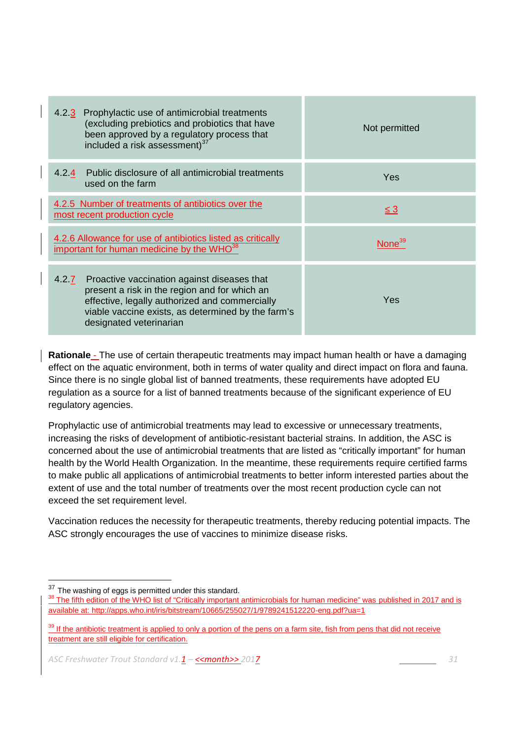| | |
|---|---|
| 4.2.3 Prophylactic use of antimicrobial treatments (excluding prebiotics and probiotics that have been approved by a regulatory process that included a risk assessment)[37] | Not permitted |
| 4.2.4 Public disclosure of all antimicrobial treatments used on the farm | Yes |
| 4.2.5 Number of treatments of antibiotics over the most recent production cycle | ≤ 3 |
| 4.2.6 Allowance for use of antibiotics listed as critically important for human medicine by the WHO[38] | None[39] |
| 4.2.7 Proactive vaccination against diseases that present a risk in the region and for which an effective, legally authorized and commercially viable vaccine exists, as determined by the farm's designated veterinarian | Yes |

**Rationale** - The use of certain therapeutic treatments may impact human health or have a damaging effect on the aquatic environment, both in terms of water quality and direct impact on flora and fauna. Since there is no single global list of banned treatments, these requirements have adopted EU regulation as a source for a list of banned treatments because of the significant experience of EU regulatory agencies.

Prophylactic use of antimicrobial treatments may lead to excessive or unnecessary treatments, increasing the risks of development of antibiotic-resistant bacterial strains. In addition, the ASC is concerned about the use of antimicrobial treatments that are listed as "critically important" for human health by the World Health Organization. In the meantime, these requirements require certified farms to make public all applications of antimicrobial treatments to better inform interested parties about the extent of use and the total number of treatments over the most recent production cycle can not exceed the set requirement level.

Vaccination reduces the necessity for therapeutic treatments, thereby reducing potential impacts. The ASC strongly encourages the use of vaccines to minimize disease risks.

---

[37] The washing of eggs is permitted under this standard.

[38] The fifth edition of the WHO list of "Critically important antimicrobials for human medicine" was published in 2017 and is available at: http://apps.who.int/iris/bitstream/10665/255027/1/9789241512220-eng.pdf?ua=1

[39] If the antibiotic treatment is applied to only a portion of the pens on a farm site, fish from pens that did not receive treatment are still eligible for certification.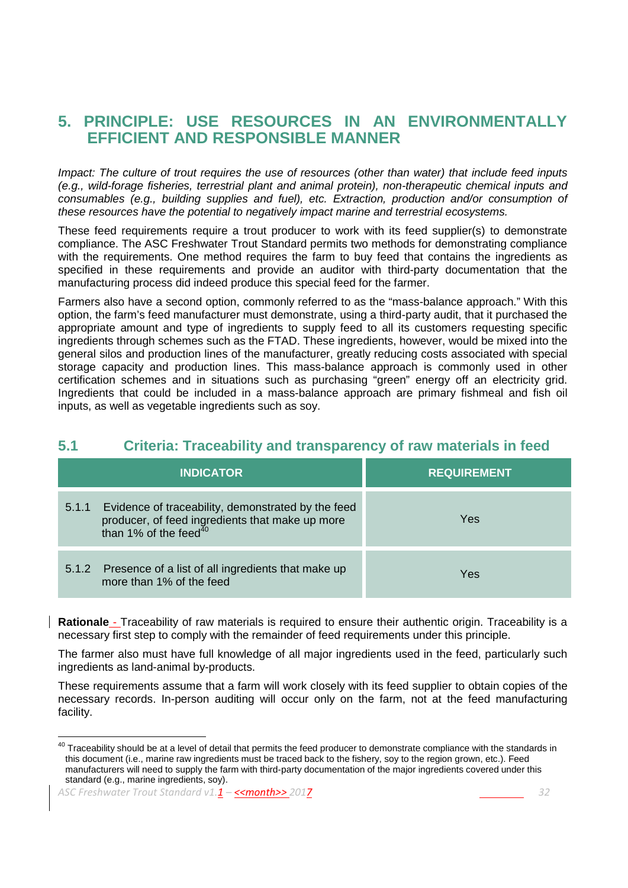## 5. PRINCIPLE: USE RESOURCES IN AN ENVIRONMENTALLY EFFICIENT AND RESPONSIBLE MANNER

*Impact: The culture of trout requires the use of resources (other than water) that include feed inputs (e.g., wild-forage fisheries, terrestrial plant and animal protein), non-therapeutic chemical inputs and consumables (e.g., building supplies and fuel), etc. Extraction, production and/or consumption of these resources have the potential to negatively impact marine and terrestrial ecosystems.*

These feed requirements require a trout producer to work with its feed supplier(s) to demonstrate compliance. The ASC Freshwater Trout Standard permits two methods for demonstrating compliance with the requirements. One method requires the farm to buy feed that contains the ingredients as specified in these requirements and provide an auditor with third-party documentation that the manufacturing process did indeed produce this special feed for the farmer.

Farmers also have a second option, commonly referred to as the "mass-balance approach." With this option, the farm's feed manufacturer must demonstrate, using a third-party audit, that it purchased the appropriate amount and type of ingredients to supply feed to all its customers requesting specific ingredients through schemes such as the FTAD. These ingredients, however, would be mixed into the general silos and production lines of the manufacturer, greatly reducing costs associated with special storage capacity and production lines. This mass-balance approach is commonly used in other certification schemes and in situations such as purchasing "green" energy off an electricity grid. Ingredients that could be included in a mass-balance approach are primary fishmeal and fish oil inputs, as well as vegetable ingredients such as soy.

### 5.1 Criteria: Traceability and transparency of raw materials in feed

| INDICATOR | REQUIREMENT |
| --- | --- |
| 5.1.1 Evidence of traceability, demonstrated by the feed producer, of feed ingredients that make up more than 1% of the feed[40] | Yes |
| 5.1.2 Presence of a list of all ingredients that make up more than 1% of the feed | Yes |

**Rationale** - Traceability of raw materials is required to ensure their authentic origin. Traceability is a necessary first step to comply with the remainder of feed requirements under this principle.

The farmer also must have full knowledge of all major ingredients used in the feed, particularly such ingredients as land-animal by-products.

These requirements assume that a farm will work closely with its feed supplier to obtain copies of the necessary records. In-person auditing will occur only on the farm, not at the feed manufacturing facility.

[40] Traceability should be at a level of detail that permits the feed producer to demonstrate compliance with the standards in this document (i.e., marine raw ingredients must be traced back to the fishery, soy to the region grown, etc.). Feed manufacturers will need to supply the farm with third-party documentation of the major ingredients covered under this standard (e.g., marine ingredients, soy).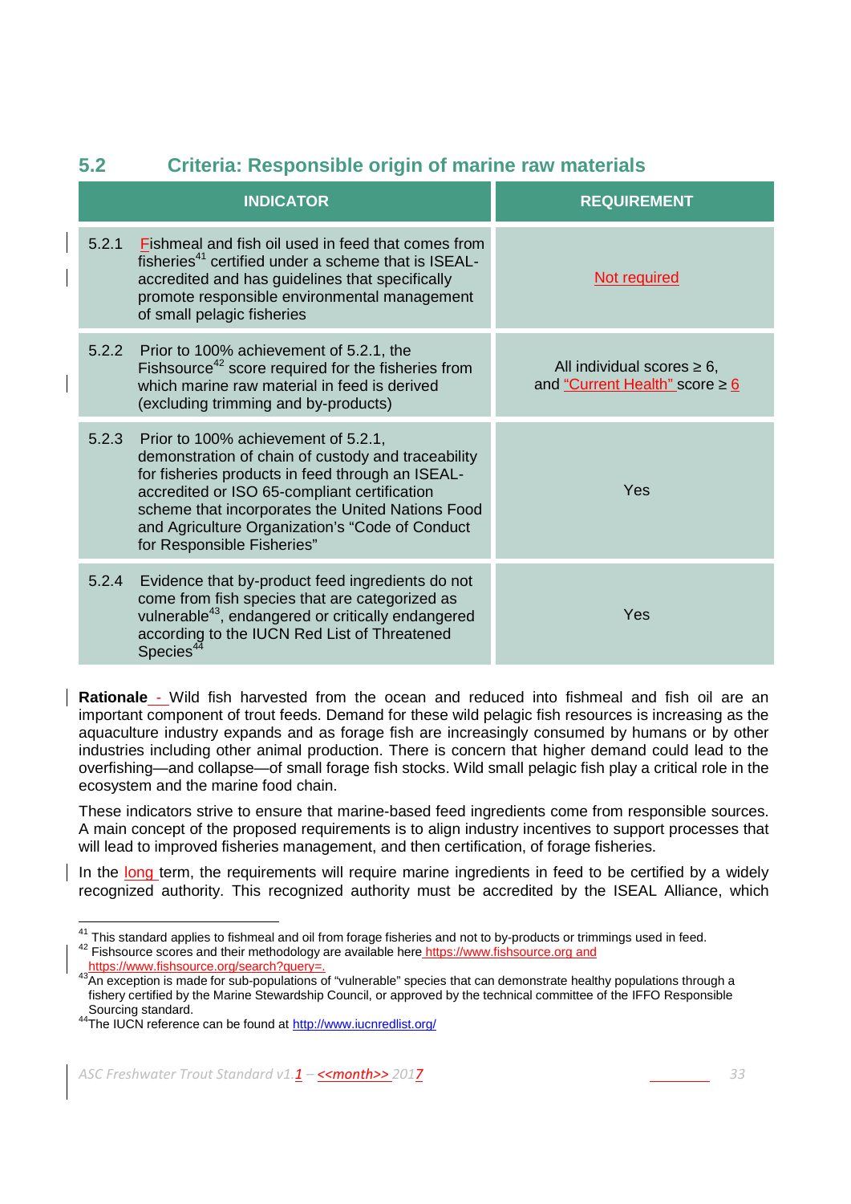## 5.2 Criteria: Responsible origin of marine raw materials

| INDICATOR | REQUIREMENT |
|---|---|
| 5.2.1 Fishmeal and fish oil used in feed that comes from fisheries[41] certified under a scheme that is ISEAL-accredited and has guidelines that specifically promote responsible environmental management of small pelagic fisheries | Not required |
| 5.2.2 Prior to 100% achievement of 5.2.1, the Fishsource[42] score required for the fisheries from which marine raw material in feed is derived (excluding trimming and by-products) | All individual scores ≥ 6, and "Current Health" score ≥ 6 |
| 5.2.3 Prior to 100% achievement of 5.2.1, demonstration of chain of custody and traceability for fisheries products in feed through an ISEAL-accredited or ISO 65-compliant certification scheme that incorporates the United Nations Food and Agriculture Organization's "Code of Conduct for Responsible Fisheries" | Yes |
| 5.2.4 Evidence that by-product feed ingredients do not come from fish species that are categorized as vulnerable[43], endangered or critically endangered according to the IUCN Red List of Threatened Species[44] | Yes |

**Rationale** - Wild fish harvested from the ocean and reduced into fishmeal and fish oil are an important component of trout feeds. Demand for these wild pelagic fish resources is increasing as the aquaculture industry expands and as forage fish are increasingly consumed by humans or by other industries including other animal production. There is concern that higher demand could lead to the overfishing—and collapse—of small forage fish stocks. Wild small pelagic fish play a critical role in the ecosystem and the marine food chain.

These indicators strive to ensure that marine-based feed ingredients come from responsible sources. A main concept of the proposed requirements is to align industry incentives to support processes that will lead to improved fisheries management, and then certification, of forage fisheries.

In the long term, the requirements will require marine ingredients in feed to be certified by a widely recognized authority. This recognized authority must be accredited by the ISEAL Alliance, which

---

[41] This standard applies to fishmeal and oil from forage fisheries and not to by-products or trimmings used in feed.

[42] Fishsource scores and their methodology are available here https://www.fishsource.org and https://www.fishsource.org/search?query=.

[43] An exception is made for sub-populations of "vulnerable" species that can demonstrate healthy populations through a fishery certified by the Marine Stewardship Council, or approved by the technical committee of the IFFO Responsible Sourcing standard.

[44] The IUCN reference can be found at http://www.iucnredlist.org/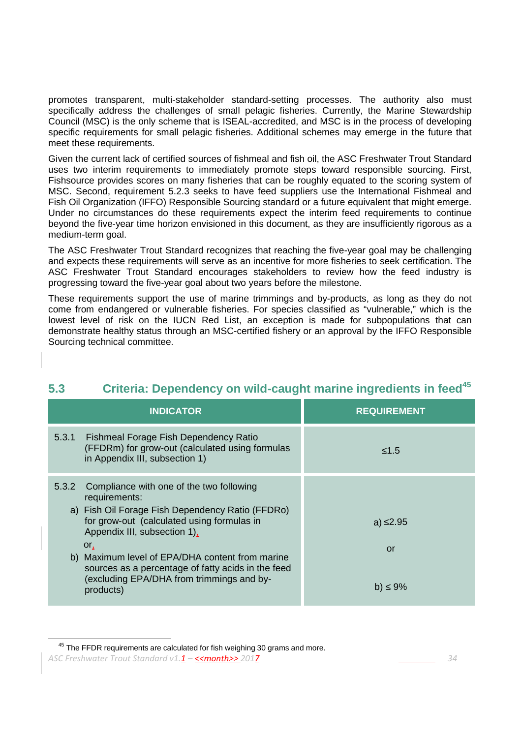promotes transparent, multi-stakeholder standard-setting processes. The authority also must specifically address the challenges of small pelagic fisheries. Currently, the Marine Stewardship Council (MSC) is the only scheme that is ISEAL-accredited, and MSC is in the process of developing specific requirements for small pelagic fisheries. Additional schemes may emerge in the future that meet these requirements.

Given the current lack of certified sources of fishmeal and fish oil, the ASC Freshwater Trout Standard uses two interim requirements to immediately promote steps toward responsible sourcing. First, Fishsource provides scores on many fisheries that can be roughly equated to the scoring system of MSC. Second, requirement 5.2.3 seeks to have feed suppliers use the International Fishmeal and Fish Oil Organization (IFFO) Responsible Sourcing standard or a future equivalent that might emerge. Under no circumstances do these requirements expect the interim feed requirements to continue beyond the five-year time horizon envisioned in this document, as they are insufficiently rigorous as a medium-term goal.

The ASC Freshwater Trout Standard recognizes that reaching the five-year goal may be challenging and expects these requirements will serve as an incentive for more fisheries to seek certification. The ASC Freshwater Trout Standard encourages stakeholders to review how the feed industry is progressing toward the five-year goal about two years before the milestone.

These requirements support the use of marine trimmings and by-products, as long as they do not come from endangered or vulnerable fisheries. For species classified as "vulnerable," which is the lowest level of risk on the IUCN Red List, an exception is made for subpopulations that can demonstrate healthy status through an MSC-certified fishery or an approval by the IFFO Responsible Sourcing technical committee.

## 5.3 Criteria: Dependency on wild-caught marine ingredients in feed[45]

| INDICATOR | REQUIREMENT |
|---|---|
| 5.3.1 Fishmeal Forage Fish Dependency Ratio (FFDRm) for grow-out (calculated using formulas in Appendix III, subsection 1) | ≤1.5 |
| 5.3.2 Compliance with one of the two following requirements:<br>a) Fish Oil Forage Fish Dependency Ratio (FFDRo) for grow-out (calculated using formulas in Appendix III, subsection 1),<br>or,<br>b) Maximum level of EPA/DHA content from marine sources as a percentage of fatty acids in the feed (excluding EPA/DHA from trimmings and by-products) | a) ≤2.95<br><br>or<br><br>b) ≤ 9% |

[45] The FFDR requirements are calculated for fish weighing 30 grams and more.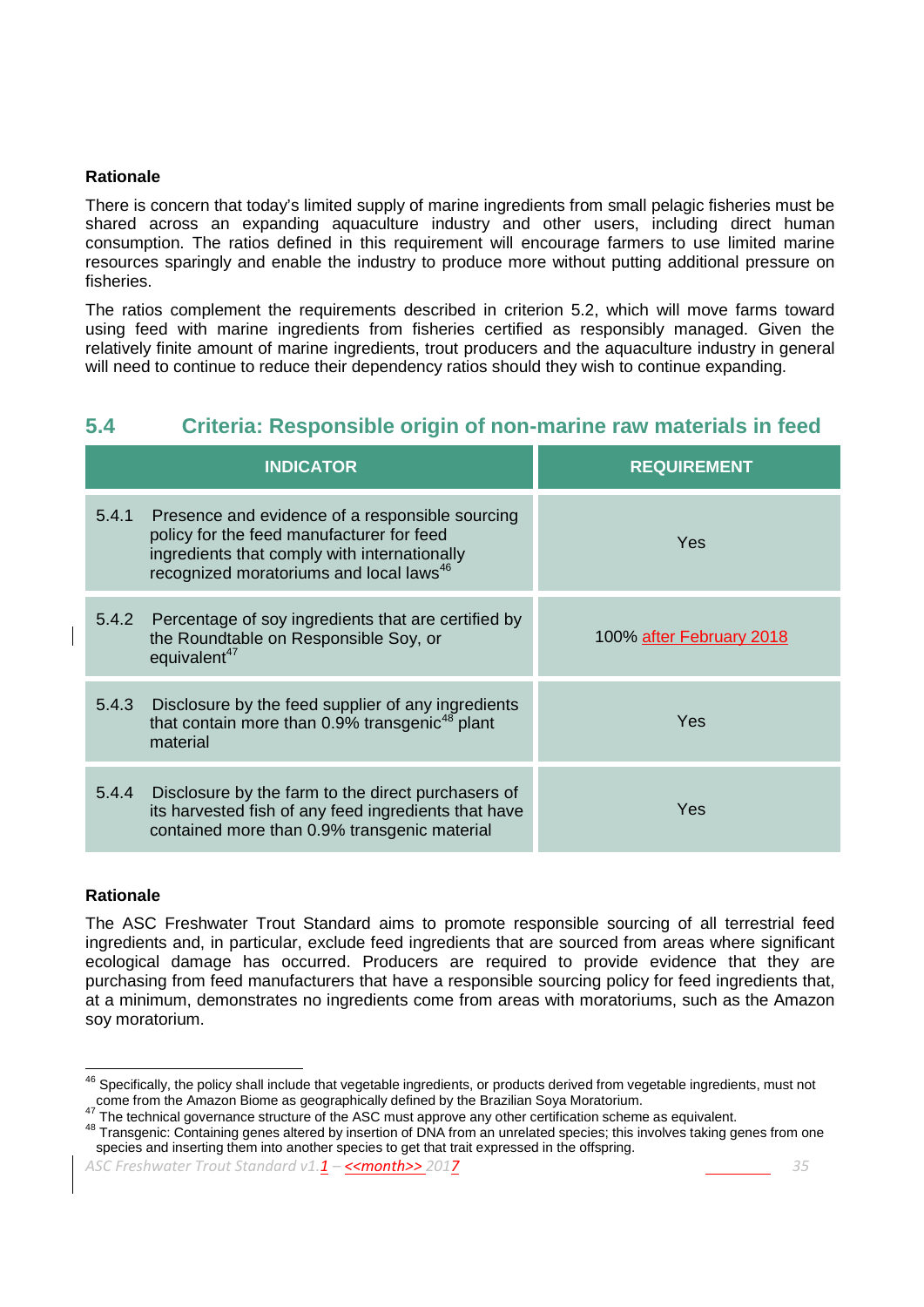**Rationale**

There is concern that today's limited supply of marine ingredients from small pelagic fisheries must be shared across an expanding aquaculture industry and other users, including direct human consumption. The ratios defined in this requirement will encourage farmers to use limited marine resources sparingly and enable the industry to produce more without putting additional pressure on fisheries.

The ratios complement the requirements described in criterion 5.2, which will move farms toward using feed with marine ingredients from fisheries certified as responsibly managed. Given the relatively finite amount of marine ingredients, trout producers and the aquaculture industry in general will need to continue to reduce their dependency ratios should they wish to continue expanding.

## 5.4 Criteria: Responsible origin of non-marine raw materials in feed

| INDICATOR | REQUIREMENT |
|---|---|
| 5.4.1 Presence and evidence of a responsible sourcing policy for the feed manufacturer for feed ingredients that comply with internationally recognized moratoriums and local laws[46] | Yes |
| 5.4.2 Percentage of soy ingredients that are certified by the Roundtable on Responsible Soy, or equivalent[47] | 100% after February 2018 |
| 5.4.3 Disclosure by the feed supplier of any ingredients that contain more than 0.9% transgenic[48] plant material | Yes |
| 5.4.4 Disclosure by the farm to the direct purchasers of its harvested fish of any feed ingredients that have contained more than 0.9% transgenic material | Yes |

**Rationale**

The ASC Freshwater Trout Standard aims to promote responsible sourcing of all terrestrial feed ingredients and, in particular, exclude feed ingredients that are sourced from areas where significant ecological damage has occurred. Producers are required to provide evidence that they are purchasing from feed manufacturers that have a responsible sourcing policy for feed ingredients that, at a minimum, demonstrates no ingredients come from areas with moratoriums, such as the Amazon soy moratorium.

[46] Specifically, the policy shall include that vegetable ingredients, or products derived from vegetable ingredients, must not come from the Amazon Biome as geographically defined by the Brazilian Soya Moratorium.

[47] The technical governance structure of the ASC must approve any other certification scheme as equivalent.

[48] Transgenic: Containing genes altered by insertion of DNA from an unrelated species; this involves taking genes from one species and inserting them into another species to get that trait expressed in the offspring.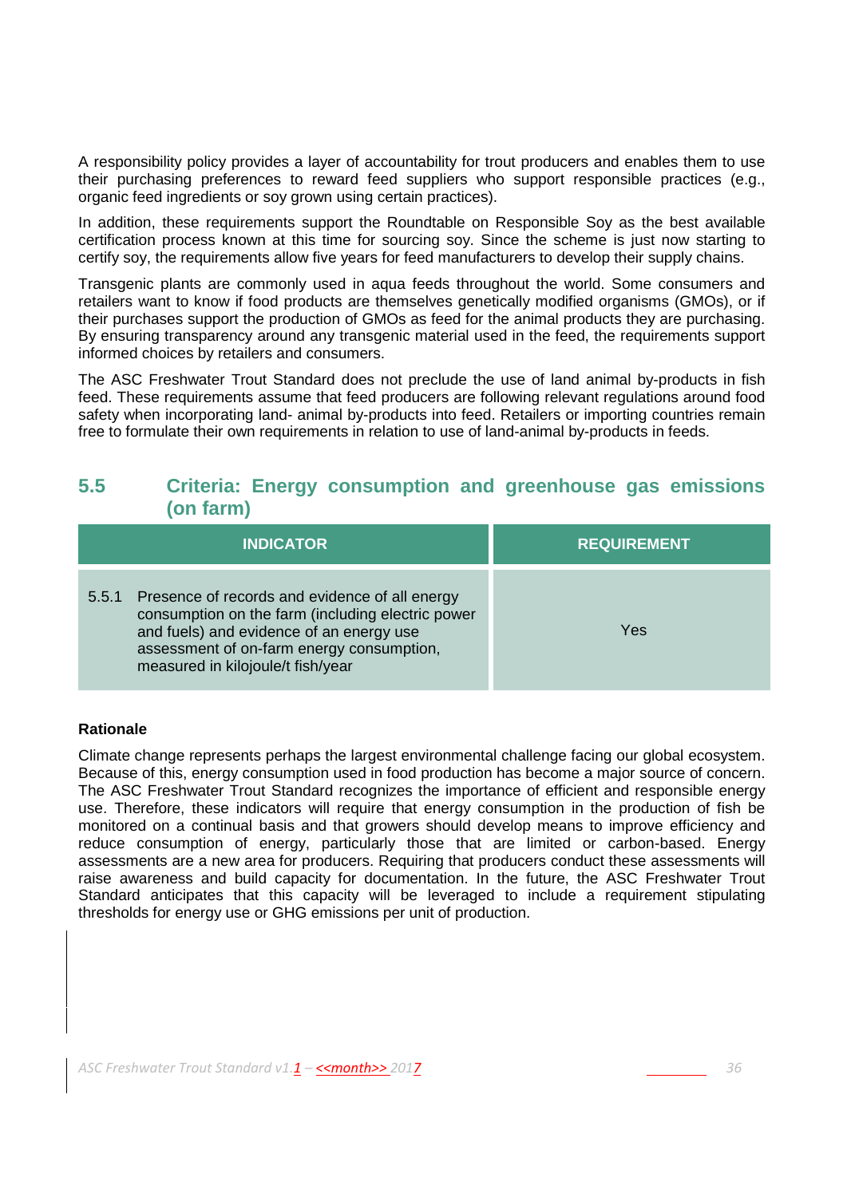A responsibility policy provides a layer of accountability for trout producers and enables them to use their purchasing preferences to reward feed suppliers who support responsible practices (e.g., organic feed ingredients or soy grown using certain practices).

In addition, these requirements support the Roundtable on Responsible Soy as the best available certification process known at this time for sourcing soy. Since the scheme is just now starting to certify soy, the requirements allow five years for feed manufacturers to develop their supply chains.

Transgenic plants are commonly used in aqua feeds throughout the world. Some consumers and retailers want to know if food products are themselves genetically modified organisms (GMOs), or if their purchases support the production of GMOs as feed for the animal products they are purchasing. By ensuring transparency around any transgenic material used in the feed, the requirements support informed choices by retailers and consumers.

The ASC Freshwater Trout Standard does not preclude the use of land animal by-products in fish feed. These requirements assume that feed producers are following relevant regulations around food safety when incorporating land- animal by-products into feed. Retailers or importing countries remain free to formulate their own requirements in relation to use of land-animal by-products in feeds.

## 5.5 Criteria: Energy consumption and greenhouse gas emissions (on farm)

| INDICATOR | REQUIREMENT |
|---|---|
| 5.5.1 Presence of records and evidence of all energy consumption on the farm (including electric power and fuels) and evidence of an energy use assessment of on-farm energy consumption, measured in kilojoule/t fish/year | Yes |

**Rationale**

Climate change represents perhaps the largest environmental challenge facing our global ecosystem. Because of this, energy consumption used in food production has become a major source of concern. The ASC Freshwater Trout Standard recognizes the importance of efficient and responsible energy use. Therefore, these indicators will require that energy consumption in the production of fish be monitored on a continual basis and that growers should develop means to improve efficiency and reduce consumption of energy, particularly those that are limited or carbon-based. Energy assessments are a new area for producers. Requiring that producers conduct these assessments will raise awareness and build capacity for documentation. In the future, the ASC Freshwater Trout Standard anticipates that this capacity will be leveraged to include a requirement stipulating thresholds for energy use or GHG emissions per unit of production.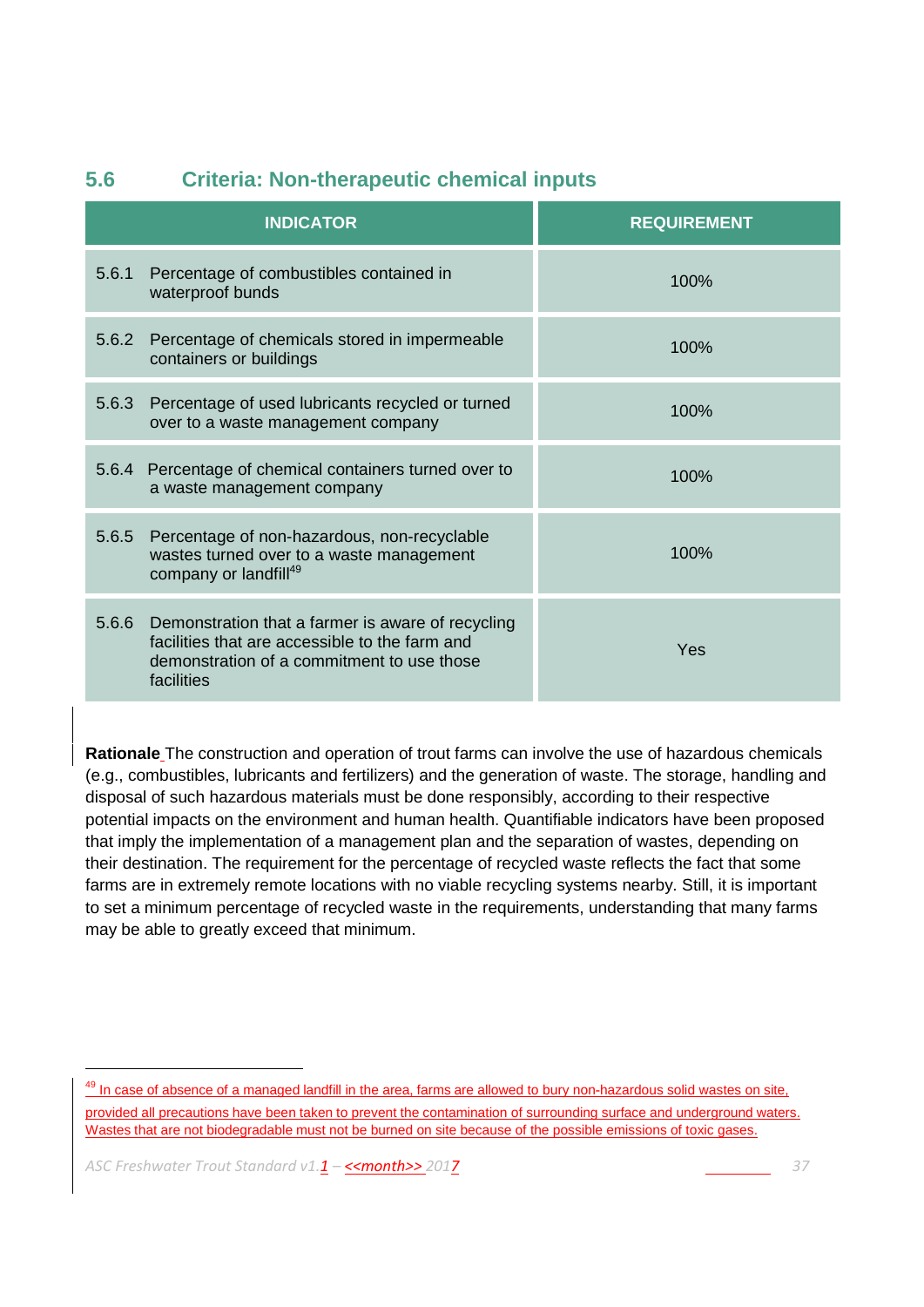## 5.6 Criteria: Non-therapeutic chemical inputs

| INDICATOR | REQUIREMENT |
|---|---|
| 5.6.1 Percentage of combustibles contained in waterproof bunds | 100% |
| 5.6.2 Percentage of chemicals stored in impermeable containers or buildings | 100% |
| 5.6.3 Percentage of used lubricants recycled or turned over to a waste management company | 100% |
| 5.6.4 Percentage of chemical containers turned over to a waste management company | 100% |
| 5.6.5 Percentage of non-hazardous, non-recyclable wastes turned over to a waste management company or landfill[49] | 100% |
| 5.6.6 Demonstration that a farmer is aware of recycling facilities that are accessible to the farm and demonstration of a commitment to use those facilities | Yes |

**Rationale** The construction and operation of trout farms can involve the use of hazardous chemicals (e.g., combustibles, lubricants and fertilizers) and the generation of waste. The storage, handling and disposal of such hazardous materials must be done responsibly, according to their respective potential impacts on the environment and human health. Quantifiable indicators have been proposed that imply the implementation of a management plan and the separation of wastes, depending on their destination. The requirement for the percentage of recycled waste reflects the fact that some farms are in extremely remote locations with no viable recycling systems nearby. Still, it is important to set a minimum percentage of recycled waste in the requirements, understanding that many farms may be able to greatly exceed that minimum.

[49] In case of absence of a managed landfill in the area, farms are allowed to bury non-hazardous solid wastes on site, provided all precautions have been taken to prevent the contamination of surrounding surface and underground waters. Wastes that are not biodegradable must not be burned on site because of the possible emissions of toxic gases.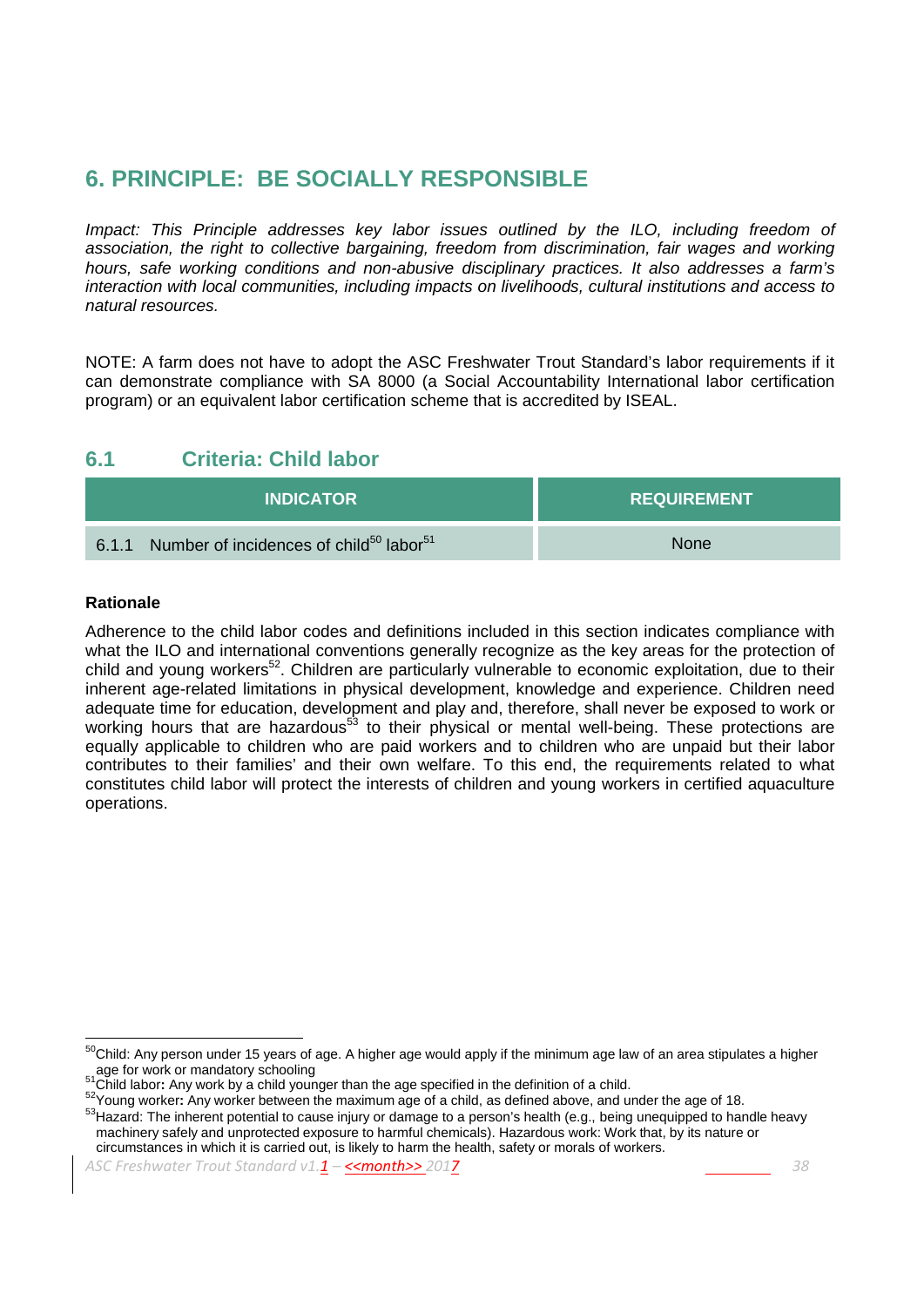## 6. PRINCIPLE: BE SOCIALLY RESPONSIBLE

*Impact: This Principle addresses key labor issues outlined by the ILO, including freedom of association, the right to collective bargaining, freedom from discrimination, fair wages and working hours, safe working conditions and non-abusive disciplinary practices. It also addresses a farm's interaction with local communities, including impacts on livelihoods, cultural institutions and access to natural resources.*

NOTE: A farm does not have to adopt the ASC Freshwater Trout Standard's labor requirements if it can demonstrate compliance with SA 8000 (a Social Accountability International labor certification program) or an equivalent labor certification scheme that is accredited by ISEAL.

### 6.1 Criteria: Child labor

| INDICATOR | REQUIREMENT |
|---|---|
| 6.1.1 Number of incidences of child[50] labor[51] | None |

**Rationale**

Adherence to the child labor codes and definitions included in this section indicates compliance with what the ILO and international conventions generally recognize as the key areas for the protection of child and young workers[52]. Children are particularly vulnerable to economic exploitation, due to their inherent age-related limitations in physical development, knowledge and experience. Children need adequate time for education, development and play and, therefore, shall never be exposed to work or working hours that are hazardous[53] to their physical or mental well-being. These protections are equally applicable to children who are paid workers and to children who are unpaid but their labor contributes to their families' and their own welfare. To this end, the requirements related to what constitutes child labor will protect the interests of children and young workers in certified aquaculture operations.

[50] Child: Any person under 15 years of age. A higher age would apply if the minimum age law of an area stipulates a higher age for work or mandatory schooling
[51] Child labor: Any work by a child younger than the age specified in the definition of a child.
[52] Young worker: Any worker between the maximum age of a child, as defined above, and under the age of 18.
[53] Hazard: The inherent potential to cause injury or damage to a person's health (e.g., being unequipped to handle heavy machinery safely and unprotected exposure to harmful chemicals). Hazardous work: Work that, by its nature or circumstances in which it is carried out, is likely to harm the health, safety or morals of workers.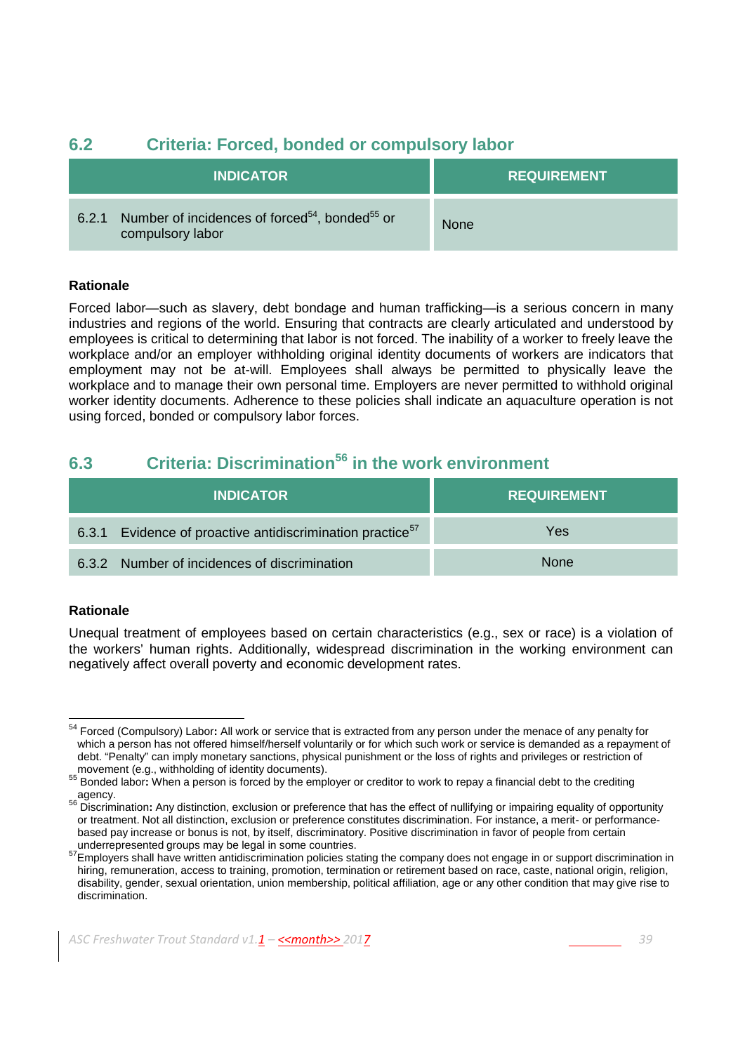## 6.2 Criteria: Forced, bonded or compulsory labor

| INDICATOR | REQUIREMENT |
|---|---|
| 6.2.1 Number of incidences of forced[54], bonded[55] or compulsory labor | None |

**Rationale**

Forced labor—such as slavery, debt bondage and human trafficking—is a serious concern in many industries and regions of the world. Ensuring that contracts are clearly articulated and understood by employees is critical to determining that labor is not forced. The inability of a worker to freely leave the workplace and/or an employer withholding original identity documents of workers are indicators that employment may not be at-will. Employees shall always be permitted to physically leave the workplace and to manage their own personal time. Employers are never permitted to withhold original worker identity documents. Adherence to these policies shall indicate an aquaculture operation is not using forced, bonded or compulsory labor forces.

## 6.3 Criteria: Discrimination[56] in the work environment

| INDICATOR | REQUIREMENT |
|---|---|
| 6.3.1 Evidence of proactive antidiscrimination practice[57] | Yes |
| 6.3.2 Number of incidences of discrimination | None |

**Rationale**

Unequal treatment of employees based on certain characteristics (e.g., sex or race) is a violation of the workers' human rights. Additionally, widespread discrimination in the working environment can negatively affect overall poverty and economic development rates.

---

[54] Forced (Compulsory) Labor**:** All work or service that is extracted from any person under the menace of any penalty for which a person has not offered himself/herself voluntarily or for which such work or service is demanded as a repayment of debt. "Penalty" can imply monetary sanctions, physical punishment or the loss of rights and privileges or restriction of movement (e.g., withholding of identity documents).

[55] Bonded labor**:** When a person is forced by the employer or creditor to work to repay a financial debt to the crediting agency.

[56] Discrimination**:** Any distinction, exclusion or preference that has the effect of nullifying or impairing equality of opportunity or treatment. Not all distinction, exclusion or preference constitutes discrimination. For instance, a merit- or performance-based pay increase or bonus is not, by itself, discriminatory. Positive discrimination in favor of people from certain underrepresented groups may be legal in some countries.

[57] Employers shall have written antidiscrimination policies stating the company does not engage in or support discrimination in hiring, remuneration, access to training, promotion, termination or retirement based on race, caste, national origin, religion, disability, gender, sexual orientation, union membership, political affiliation, age or any other condition that may give rise to discrimination.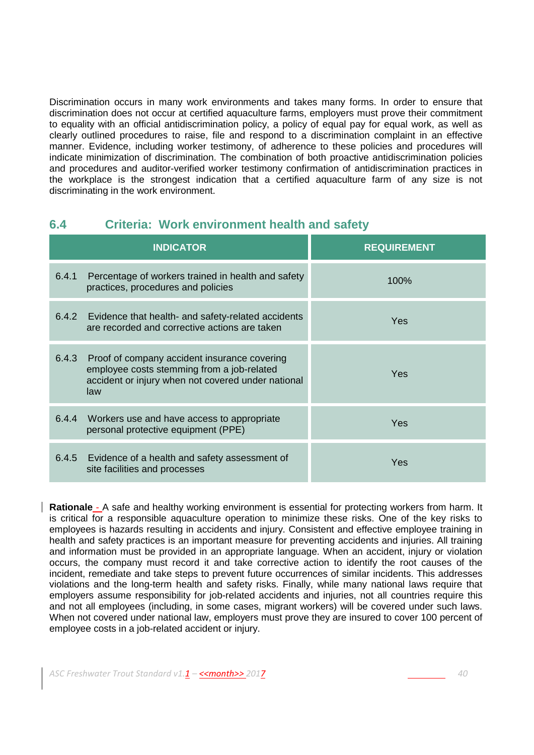Discrimination occurs in many work environments and takes many forms. In order to ensure that discrimination does not occur at certified aquaculture farms, employers must prove their commitment to equality with an official antidiscrimination policy, a policy of equal pay for equal work, as well as clearly outlined procedures to raise, file and respond to a discrimination complaint in an effective manner. Evidence, including worker testimony, of adherence to these policies and procedures will indicate minimization of discrimination. The combination of both proactive antidiscrimination policies and procedures and auditor-verified worker testimony confirmation of antidiscrimination practices in the workplace is the strongest indication that a certified aquaculture farm of any size is not discriminating in the work environment.

## 6.4 Criteria: Work environment health and safety

| INDICATOR | REQUIREMENT |
|---|---|
| 6.4.1 Percentage of workers trained in health and safety practices, procedures and policies | 100% |
| 6.4.2 Evidence that health- and safety-related accidents are recorded and corrective actions are taken | Yes |
| 6.4.3 Proof of company accident insurance covering employee costs stemming from a job-related accident or injury when not covered under national law | Yes |
| 6.4.4 Workers use and have access to appropriate personal protective equipment (PPE) | Yes |
| 6.4.5 Evidence of a health and safety assessment of site facilities and processes | Yes |

**Rationale** - A safe and healthy working environment is essential for protecting workers from harm. It is critical for a responsible aquaculture operation to minimize these risks. One of the key risks to employees is hazards resulting in accidents and injury. Consistent and effective employee training in health and safety practices is an important measure for preventing accidents and injuries. All training and information must be provided in an appropriate language. When an accident, injury or violation occurs, the company must record it and take corrective action to identify the root causes of the incident, remediate and take steps to prevent future occurrences of similar incidents. This addresses violations and the long-term health and safety risks. Finally, while many national laws require that employers assume responsibility for job-related accidents and injuries, not all countries require this and not all employees (including, in some cases, migrant workers) will be covered under such laws. When not covered under national law, employers must prove they are insured to cover 100 percent of employee costs in a job-related accident or injury.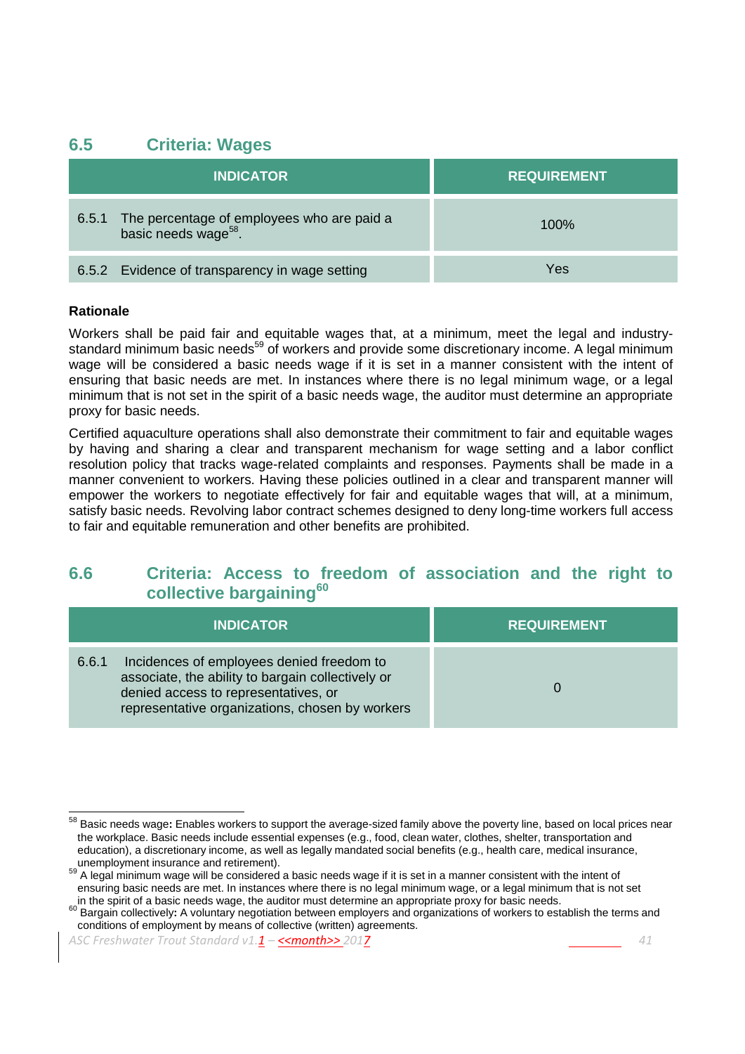## 6.5 Criteria: Wages

| INDICATOR | REQUIREMENT |
|---|---|
| 6.5.1 The percentage of employees who are paid a basic needs wage[58]. | 100% |
| 6.5.2 Evidence of transparency in wage setting | Yes |

**Rationale**

Workers shall be paid fair and equitable wages that, at a minimum, meet the legal and industry-standard minimum basic needs[59] of workers and provide some discretionary income. A legal minimum wage will be considered a basic needs wage if it is set in a manner consistent with the intent of ensuring that basic needs are met. In instances where there is no legal minimum wage, or a legal minimum that is not set in the spirit of a basic needs wage, the auditor must determine an appropriate proxy for basic needs.

Certified aquaculture operations shall also demonstrate their commitment to fair and equitable wages by having and sharing a clear and transparent mechanism for wage setting and a labor conflict resolution policy that tracks wage-related complaints and responses. Payments shall be made in a manner convenient to workers. Having these policies outlined in a clear and transparent manner will empower the workers to negotiate effectively for fair and equitable wages that will, at a minimum, satisfy basic needs. Revolving labor contract schemes designed to deny long-time workers full access to fair and equitable remuneration and other benefits are prohibited.

## 6.6 Criteria: Access to freedom of association and the right to collective bargaining[60]

| INDICATOR | REQUIREMENT |
|---|---|
| 6.6.1 Incidences of employees denied freedom to associate, the ability to bargain collectively or denied access to representatives, or representative organizations, chosen by workers | 0 |

[58] Basic needs wage**:** Enables workers to support the average-sized family above the poverty line, based on local prices near the workplace. Basic needs include essential expenses (e.g., food, clean water, clothes, shelter, transportation and education), a discretionary income, as well as legally mandated social benefits (e.g., health care, medical insurance, unemployment insurance and retirement).

[59] A legal minimum wage will be considered a basic needs wage if it is set in a manner consistent with the intent of ensuring basic needs are met. In instances where there is no legal minimum wage, or a legal minimum that is not set in the spirit of a basic needs wage, the auditor must determine an appropriate proxy for basic needs.

[60] Bargain collectively**:** A voluntary negotiation between employers and organizations of workers to establish the terms and conditions of employment by means of collective (written) agreements.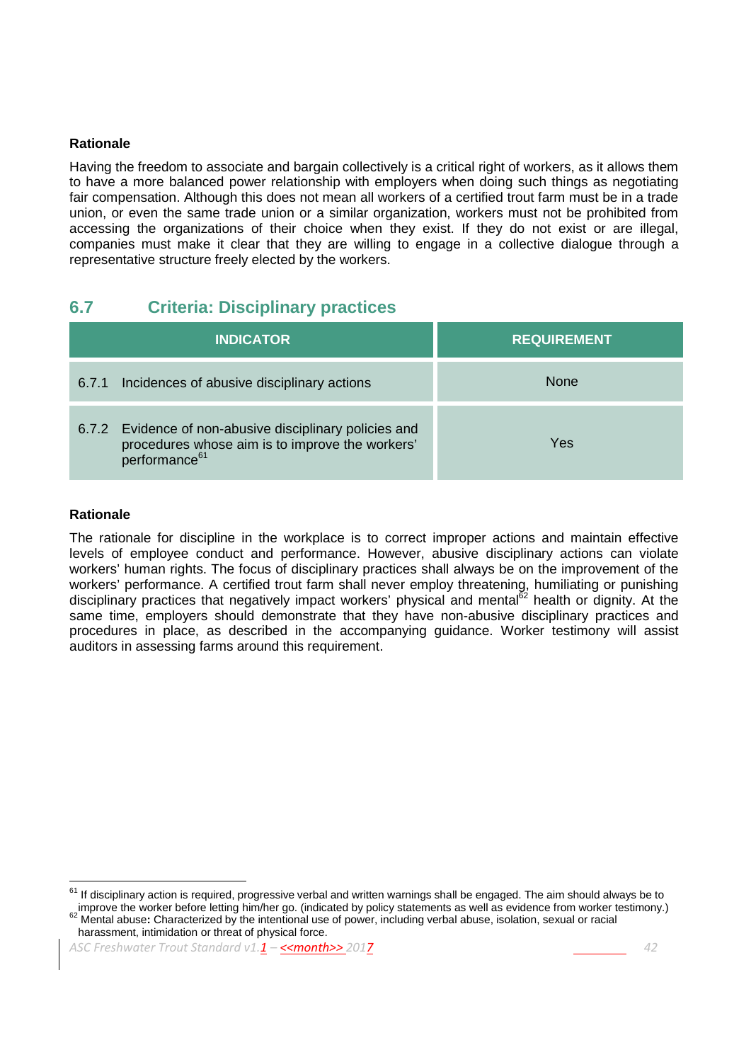**Rationale**

Having the freedom to associate and bargain collectively is a critical right of workers, as it allows them to have a more balanced power relationship with employers when doing such things as negotiating fair compensation. Although this does not mean all workers of a certified trout farm must be in a trade union, or even the same trade union or a similar organization, workers must not be prohibited from accessing the organizations of their choice when they exist. If they do not exist or are illegal, companies must make it clear that they are willing to engage in a collective dialogue through a representative structure freely elected by the workers.

## 6.7 Criteria: Disciplinary practices

| INDICATOR | REQUIREMENT |
|---|---|
| 6.7.1 Incidences of abusive disciplinary actions | None |
| 6.7.2 Evidence of non-abusive disciplinary policies and procedures whose aim is to improve the workers' performance[61] | Yes |

**Rationale**

The rationale for discipline in the workplace is to correct improper actions and maintain effective levels of employee conduct and performance. However, abusive disciplinary actions can violate workers' human rights. The focus of disciplinary practices shall always be on the improvement of the workers' performance. A certified trout farm shall never employ threatening, humiliating or punishing disciplinary practices that negatively impact workers' physical and mental[62] health or dignity. At the same time, employers should demonstrate that they have non-abusive disciplinary practices and procedures in place, as described in the accompanying guidance. Worker testimony will assist auditors in assessing farms around this requirement.

---

[61] If disciplinary action is required, progressive verbal and written warnings shall be engaged. The aim should always be to improve the worker before letting him/her go. (indicated by policy statements as well as evidence from worker testimony.)

[62] Mental abuse**:** Characterized by the intentional use of power, including verbal abuse, isolation, sexual or racial harassment, intimidation or threat of physical force.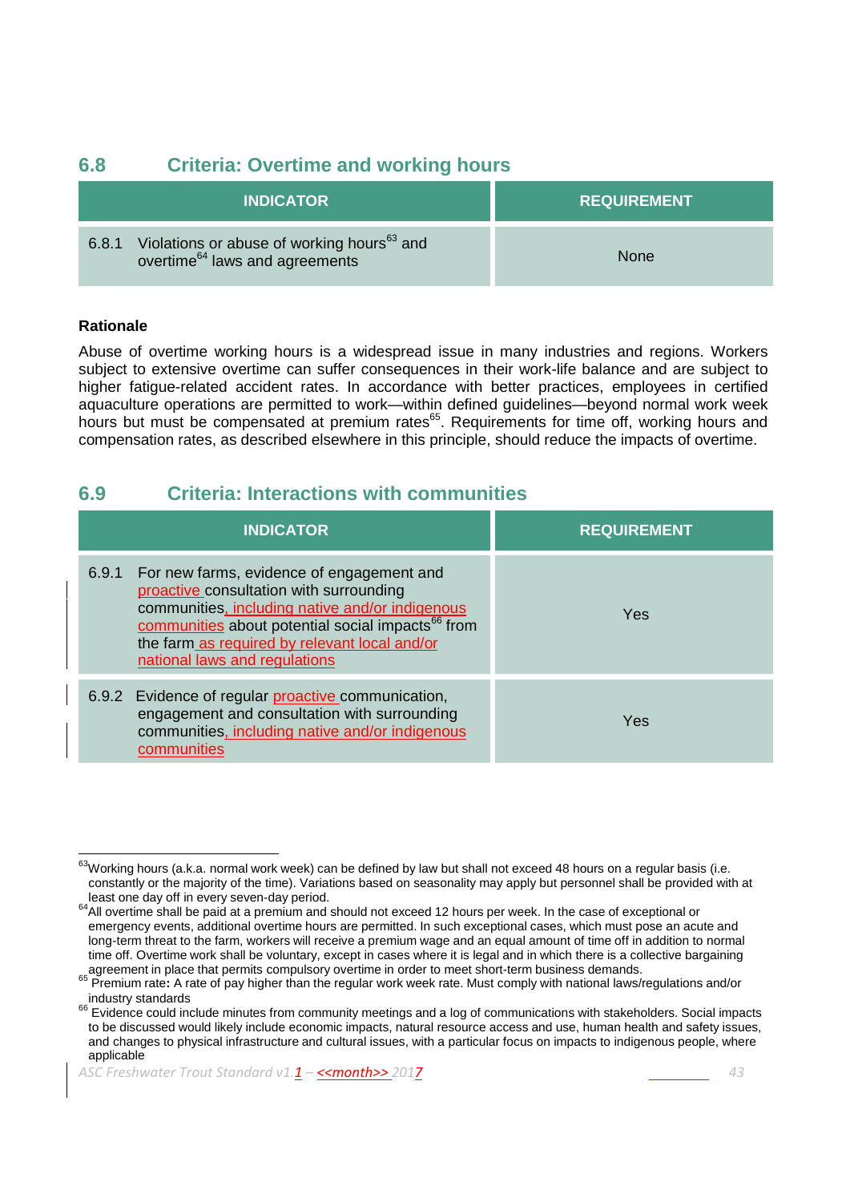## 6.8 Criteria: Overtime and working hours

| INDICATOR | REQUIREMENT |
|---|---|
| 6.8.1 Violations or abuse of working hours[63] and overtime[64] laws and agreements | None |

**Rationale**

Abuse of overtime working hours is a widespread issue in many industries and regions. Workers subject to extensive overtime can suffer consequences in their work-life balance and are subject to higher fatigue-related accident rates. In accordance with better practices, employees in certified aquaculture operations are permitted to work—within defined guidelines—beyond normal work week hours but must be compensated at premium rates[65]. Requirements for time off, working hours and compensation rates, as described elsewhere in this principle, should reduce the impacts of overtime.

## 6.9 Criteria: Interactions with communities

| INDICATOR | REQUIREMENT |
|---|---|
| 6.9.1 For new farms, evidence of engagement and proactive consultation with surrounding communities, including native and/or indigenous communities about potential social impacts[66] from the farm as required by relevant local and/or national laws and regulations | Yes |
| 6.9.2 Evidence of regular proactive communication, engagement and consultation with surrounding communities, including native and/or indigenous communities | Yes |

[63] Working hours (a.k.a. normal work week) can be defined by law but shall not exceed 48 hours on a regular basis (i.e. constantly or the majority of the time). Variations based on seasonality may apply but personnel shall be provided with at least one day off in every seven-day period.

[64] All overtime shall be paid at a premium and should not exceed 12 hours per week. In the case of exceptional or emergency events, additional overtime hours are permitted. In such exceptional cases, which must pose an acute and long-term threat to the farm, workers will receive a premium wage and an equal amount of time off in addition to normal time off. Overtime work shall be voluntary, except in cases where it is legal and in which there is a collective bargaining agreement in place that permits compulsory overtime in order to meet short-term business demands.

[65] Premium rate**:** A rate of pay higher than the regular work week rate. Must comply with national laws/regulations and/or industry standards

[66] Evidence could include minutes from community meetings and a log of communications with stakeholders. Social impacts to be discussed would likely include economic impacts, natural resource access and use, human health and safety issues, and changes to physical infrastructure and cultural issues, with a particular focus on impacts to indigenous people, where applicable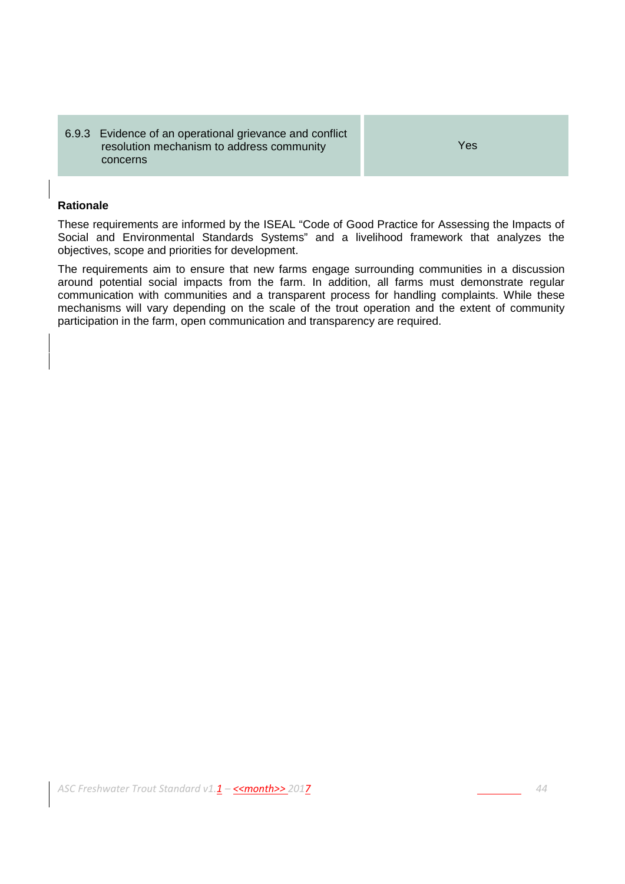| 6.9.3 Evidence of an operational grievance and conflict resolution mechanism to address community concerns | Yes |
|---|---|

**Rationale**

These requirements are informed by the ISEAL "Code of Good Practice for Assessing the Impacts of Social and Environmental Standards Systems" and a livelihood framework that analyzes the objectives, scope and priorities for development.

The requirements aim to ensure that new farms engage surrounding communities in a discussion around potential social impacts from the farm. In addition, all farms must demonstrate regular communication with communities and a transparent process for handling complaints. While these mechanisms will vary depending on the scale of the trout operation and the extent of community participation in the farm, open communication and transparency are required.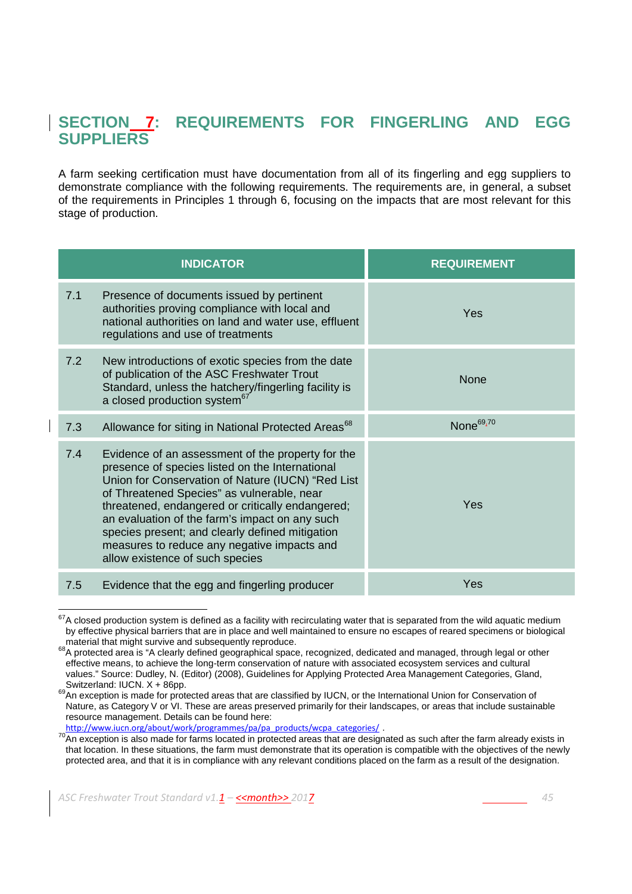# SECTION 7: REQUIREMENTS FOR FINGERLING AND EGG SUPPLIERS

A farm seeking certification must have documentation from all of its fingerling and egg suppliers to demonstrate compliance with the following requirements. The requirements are, in general, a subset of the requirements in Principles 1 through 6, focusing on the impacts that are most relevant for this stage of production.

| INDICATOR | | REQUIREMENT |
|---|---|---|
| 7.1 | Presence of documents issued by pertinent authorities proving compliance with local and national authorities on land and water use, effluent regulations and use of treatments | Yes |
| 7.2 | New introductions of exotic species from the date of publication of the ASC Freshwater Trout Standard, unless the hatchery/fingerling facility is a closed production system[67] | None |
| 7.3 | Allowance for siting in National Protected Areas[68] | None[69,70] |
| 7.4 | Evidence of an assessment of the property for the presence of species listed on the International Union for Conservation of Nature (IUCN) "Red List of Threatened Species" as vulnerable, near threatened, endangered or critically endangered; an evaluation of the farm's impact on any such species present; and clearly defined mitigation measures to reduce any negative impacts and allow existence of such species | Yes |
| 7.5 | Evidence that the egg and fingerling producer | Yes |

[67] A closed production system is defined as a facility with recirculating water that is separated from the wild aquatic medium by effective physical barriers that are in place and well maintained to ensure no escapes of reared specimens or biological material that might survive and subsequently reproduce.

[68] A protected area is "A clearly defined geographical space, recognized, dedicated and managed, through legal or other effective means, to achieve the long-term conservation of nature with associated ecosystem services and cultural values." Source: Dudley, N. (Editor) (2008), Guidelines for Applying Protected Area Management Categories, Gland, Switzerland: IUCN. X + 86pp.

[69] An exception is made for protected areas that are classified by IUCN, or the International Union for Conservation of Nature, as Category V or VI. These are areas preserved primarily for their landscapes, or areas that include sustainable resource management. Details can be found here: http://www.iucn.org/about/work/programmes/pa/pa_products/wcpa_categories/ .

[70] An exception is also made for farms located in protected areas that are designated as such after the farm already exists in that location. In these situations, the farm must demonstrate that its operation is compatible with the objectives of the newly protected area, and that it is in compliance with any relevant conditions placed on the farm as a result of the designation.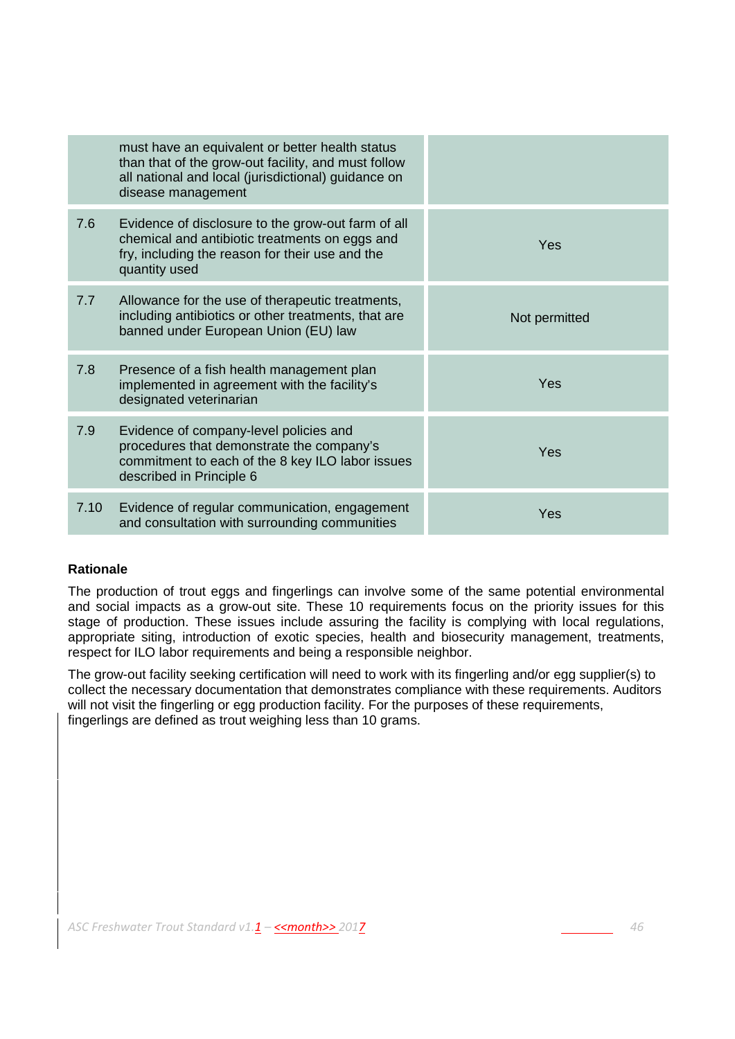|  |  |  |
|---|---|---|
|  | must have an equivalent or better health status than that of the grow-out facility, and must follow all national and local (jurisdictional) guidance on disease management |  |
| 7.6 | Evidence of disclosure to the grow-out farm of all chemical and antibiotic treatments on eggs and fry, including the reason for their use and the quantity used | Yes |
| 7.7 | Allowance for the use of therapeutic treatments, including antibiotics or other treatments, that are banned under European Union (EU) law | Not permitted |
| 7.8 | Presence of a fish health management plan implemented in agreement with the facility's designated veterinarian | Yes |
| 7.9 | Evidence of company-level policies and procedures that demonstrate the company's commitment to each of the 8 key ILO labor issues described in Principle 6 | Yes |
| 7.10 | Evidence of regular communication, engagement and consultation with surrounding communities | Yes |

**Rationale**

The production of trout eggs and fingerlings can involve some of the same potential environmental and social impacts as a grow-out site. These 10 requirements focus on the priority issues for this stage of production. These issues include assuring the facility is complying with local regulations, appropriate siting, introduction of exotic species, health and biosecurity management, treatments, respect for ILO labor requirements and being a responsible neighbor.

The grow-out facility seeking certification will need to work with its fingerling and/or egg supplier(s) to collect the necessary documentation that demonstrates compliance with these requirements. Auditors will not visit the fingerling or egg production facility. For the purposes of these requirements, fingerlings are defined as trout weighing less than 10 grams.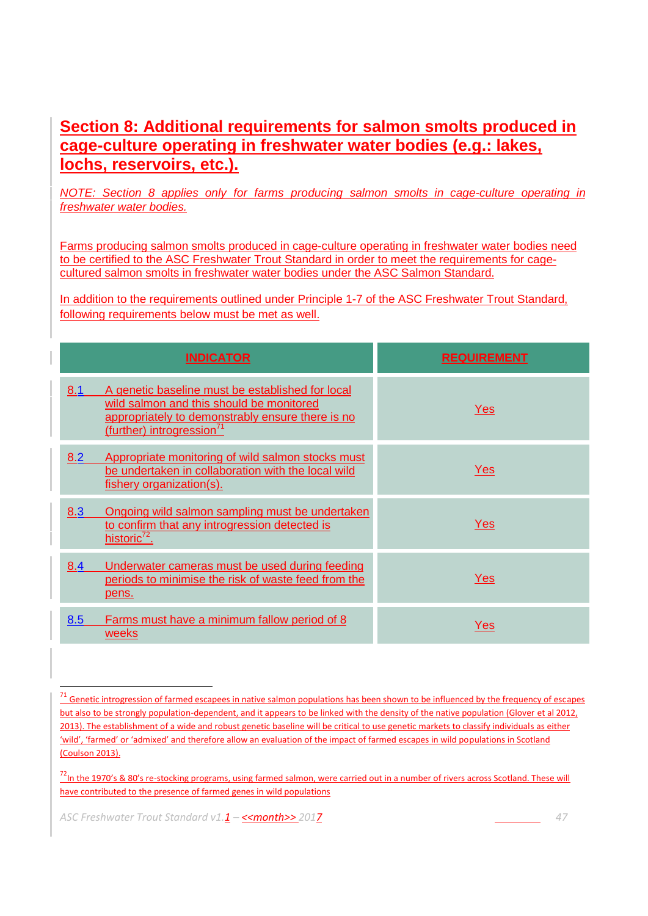## Section 8: Additional requirements for salmon smolts produced in cage-culture operating in freshwater water bodies (e.g.: lakes, lochs, reservoirs, etc.).

*NOTE: Section 8 applies only for farms producing salmon smolts in cage-culture operating in freshwater water bodies.*

Farms producing salmon smolts produced in cage-culture operating in freshwater water bodies need to be certified to the ASC Freshwater Trout Standard in order to meet the requirements for cage-cultured salmon smolts in freshwater water bodies under the ASC Salmon Standard.

In addition to the requirements outlined under Principle 1-7 of the ASC Freshwater Trout Standard, following requirements below must be met as well.

| INDICATOR | REQUIREMENT |
|---|---|
| 8.1 A genetic baseline must be established for local wild salmon and this should be monitored appropriately to demonstrably ensure there is no (further) introgression[71] | Yes |
| 8.2 Appropriate monitoring of wild salmon stocks must be undertaken in collaboration with the local wild fishery organization(s). | Yes |
| 8.3 Ongoing wild salmon sampling must be undertaken to confirm that any introgression detected is historic[72]. | Yes |
| 8.4 Underwater cameras must be used during feeding periods to minimise the risk of waste feed from the pens. | Yes |
| 8.5 Farms must have a minimum fallow period of 8 weeks | Yes |

[71] Genetic introgression of farmed escapees in native salmon populations has been shown to be influenced by the frequency of escapes but also to be strongly population-dependent, and it appears to be linked with the density of the native population (Glover et al 2012, 2013). The establishment of a wide and robust genetic baseline will be critical to use genetic markets to classify individuals as either 'wild', 'farmed' or 'admixed' and therefore allow an evaluation of the impact of farmed escapes in wild populations in Scotland (Coulson 2013).

[72] In the 1970's & 80's re-stocking programs, using farmed salmon, were carried out in a number of rivers across Scotland. These will have contributed to the presence of farmed genes in wild populations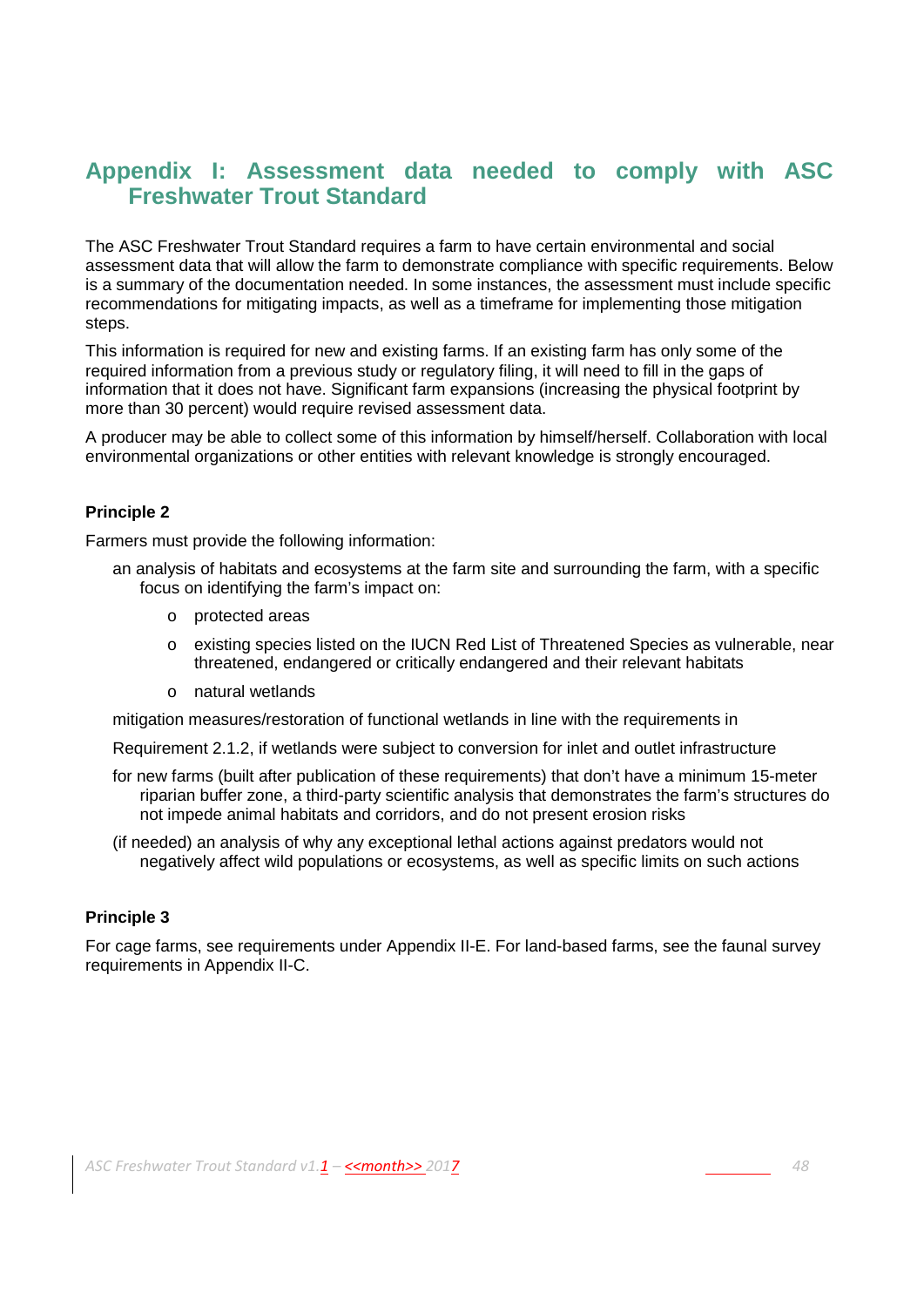# Appendix I: Assessment data needed to comply with ASC Freshwater Trout Standard

The ASC Freshwater Trout Standard requires a farm to have certain environmental and social assessment data that will allow the farm to demonstrate compliance with specific requirements. Below is a summary of the documentation needed. In some instances, the assessment must include specific recommendations for mitigating impacts, as well as a timeframe for implementing those mitigation steps.

This information is required for new and existing farms. If an existing farm has only some of the required information from a previous study or regulatory filing, it will need to fill in the gaps of information that it does not have. Significant farm expansions (increasing the physical footprint by more than 30 percent) would require revised assessment data.

A producer may be able to collect some of this information by himself/herself. Collaboration with local environmental organizations or other entities with relevant knowledge is strongly encouraged.

**Principle 2**

Farmers must provide the following information:

- an analysis of habitats and ecosystems at the farm site and surrounding the farm, with a specific focus on identifying the farm's impact on:
  - protected areas
  - existing species listed on the IUCN Red List of Threatened Species as vulnerable, near threatened, endangered or critically endangered and their relevant habitats
  - natural wetlands
- mitigation measures/restoration of functional wetlands in line with the requirements in

  Requirement 2.1.2, if wetlands were subject to conversion for inlet and outlet infrastructure
- for new farms (built after publication of these requirements) that don't have a minimum 15-meter riparian buffer zone, a third-party scientific analysis that demonstrates the farm's structures do not impede animal habitats and corridors, and do not present erosion risks
- (if needed) an analysis of why any exceptional lethal actions against predators would not negatively affect wild populations or ecosystems, as well as specific limits on such actions

**Principle 3**

For cage farms, see requirements under Appendix II-E. For land-based farms, see the faunal survey requirements in Appendix II-C.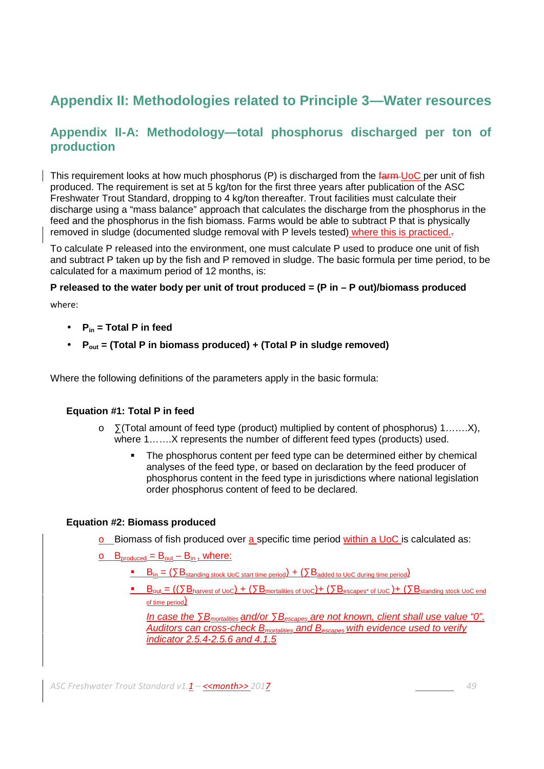# Appendix II: Methodologies related to Principle 3—Water resources

## Appendix II-A: Methodology—total phosphorus discharged per ton of production

This requirement looks at how much phosphorus (P) is discharged from the ~~farm~~ UoC per unit of fish produced. The requirement is set at 5 kg/ton for the first three years after publication of the ASC Freshwater Trout Standard, dropping to 4 kg/ton thereafter. Trout facilities must calculate their discharge using a "mass balance" approach that calculates the discharge from the phosphorus in the feed and the phosphorus in the fish biomass. Farms would be able to subtract P that is physically removed in sludge (documented sludge removal with P levels tested) where this is practiced.

To calculate P released into the environment, one must calculate P used to produce one unit of fish and subtract P taken up by the fish and P removed in sludge. The basic formula per time period, to be calculated for a maximum period of 12 months, is:

**P released to the water body per unit of trout produced = (P in – P out)/biomass produced**

where:

- **$P_{in}$ = Total P in feed**
- **$P_{out}$ = (Total P in biomass produced) + (Total P in sludge removed)**

Where the following definitions of the parameters apply in the basic formula:

**Equation #1: Total P in feed**

- ∑(Total amount of feed type (product) multiplied by content of phosphorus) 1…….X), where 1…….X represents the number of different feed types (products) used.
  - The phosphorus content per feed type can be determined either by chemical analyses of the feed type, or based on declaration by the feed producer of phosphorus content in the feed type in jurisdictions where national legislation order phosphorus content of feed to be declared.

**Equation #2: Biomass produced**

- Biomass of fish produced over a specific time period within a UoC is calculated as:
- $B_{produced} = B_{out} - B_{in}$, where:
  - $B_{in} = (\sum B_{\text{standing stock UoC start time period}}) + (\sum B_{\text{added to UoC during time period}})$
  - $B_{out} = ((\sum B_{\text{harvest of UoC}}) + (\sum B_{\text{mortalities of UoC}}) + (\sum B_{\text{escapes* of UoC}}) + (\sum B_{\text{standing stock UoC end of time period}})$

    *In case the $\sum B_{mortalities}$ and/or $\sum B_{escapes}$ are not known, client shall use value "0". Auditors can cross-check $B_{mortalities}$ and $B_{escapes}$ with evidence used to verify indicator 2.5.4-2.5.6 and 4.1.5*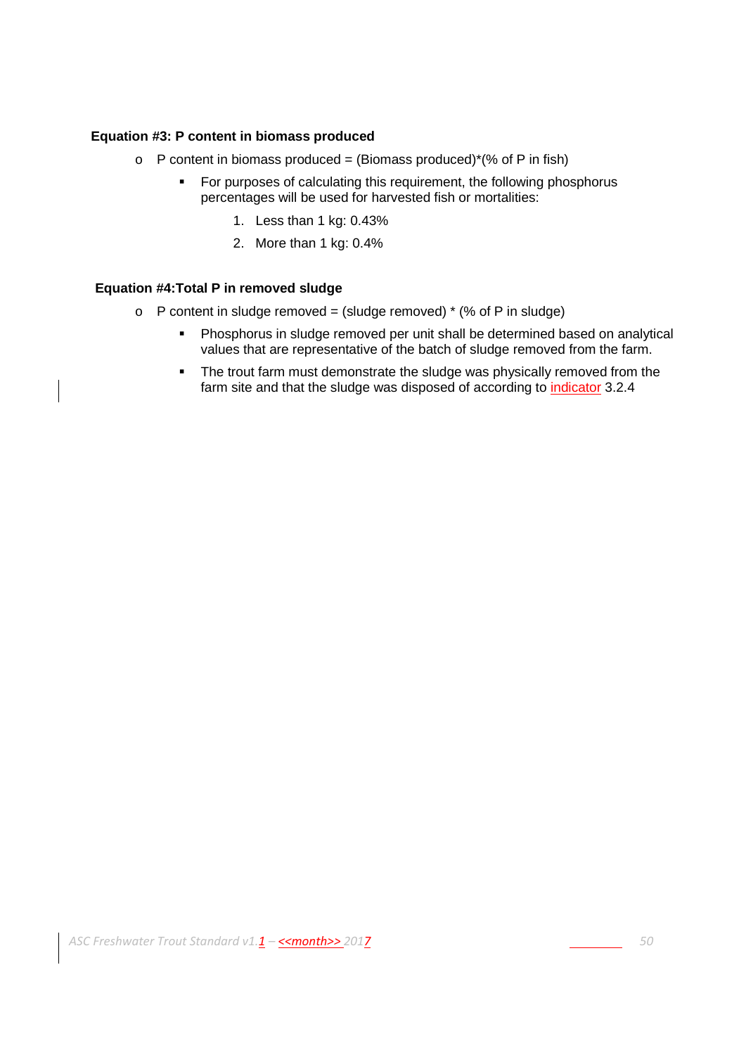**Equation #3: P content in biomass produced**

- P content in biomass produced = (Biomass produced)*(% of P in fish)
  - For purposes of calculating this requirement, the following phosphorus percentages will be used for harvested fish or mortalities:
    1. Less than 1 kg: 0.43%
    2. More than 1 kg: 0.4%

**Equation #4:Total P in removed sludge**

- P content in sludge removed = (sludge removed) * (% of P in sludge)
  - Phosphorus in sludge removed per unit shall be determined based on analytical values that are representative of the batch of sludge removed from the farm.
  - The trout farm must demonstrate the sludge was physically removed from the farm site and that the sludge was disposed of according to indicator 3.2.4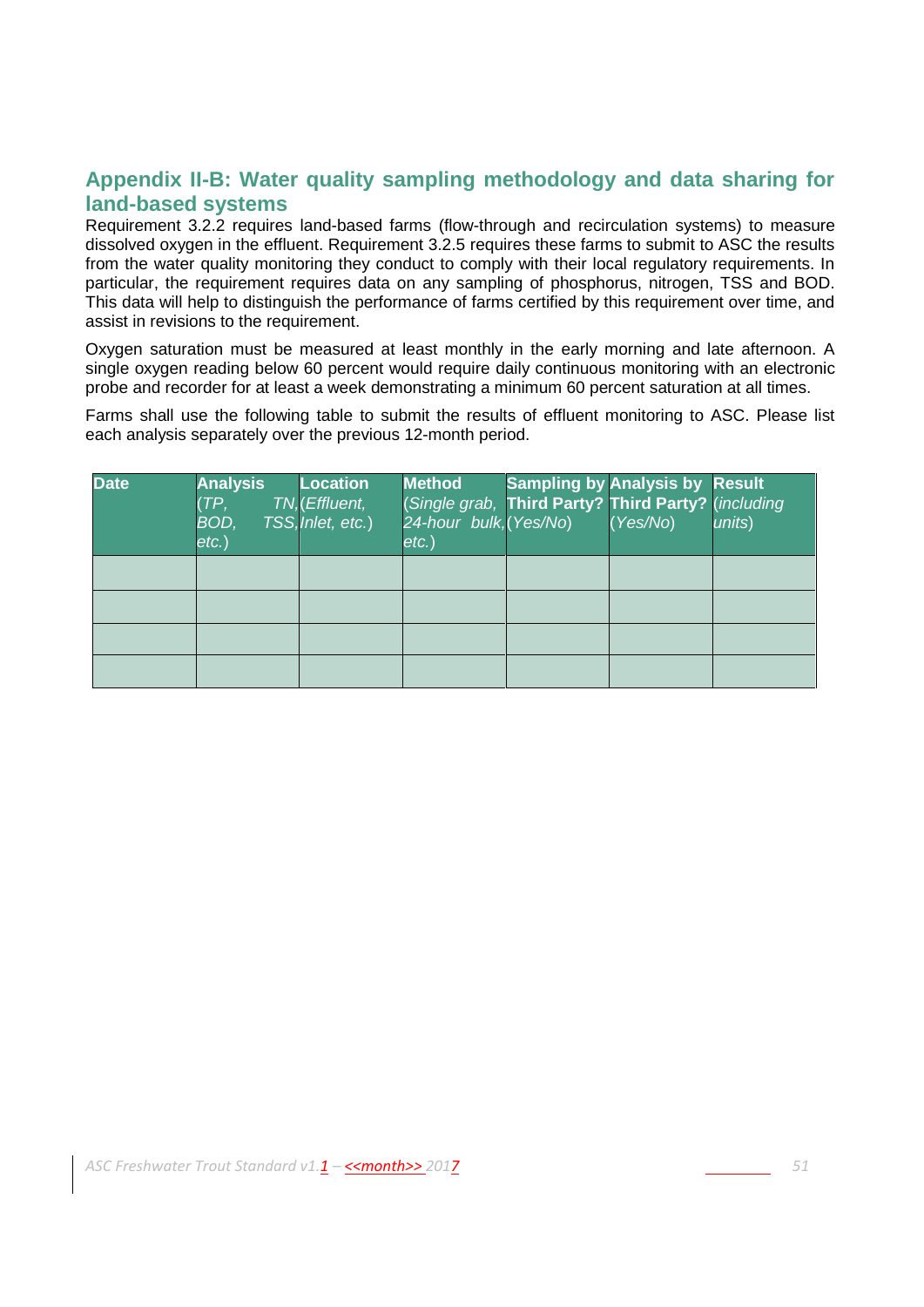## Appendix II-B: Water quality sampling methodology and data sharing for land-based systems

Requirement 3.2.2 requires land-based farms (flow-through and recirculation systems) to measure dissolved oxygen in the effluent. Requirement 3.2.5 requires these farms to submit to ASC the results from the water quality monitoring they conduct to comply with their local regulatory requirements. In particular, the requirement requires data on any sampling of phosphorus, nitrogen, TSS and BOD. This data will help to distinguish the performance of farms certified by this requirement over time, and assist in revisions to the requirement.

Oxygen saturation must be measured at least monthly in the early morning and late afternoon. A single oxygen reading below 60 percent would require daily continuous monitoring with an electronic probe and recorder for at least a week demonstrating a minimum 60 percent saturation at all times.

Farms shall use the following table to submit the results of effluent monitoring to ASC. Please list each analysis separately over the previous 12-month period.

| **Date** | **Analysis** (*TP, TN, BOD, TSS, etc.*) | **Location** (*Effluent, Inlet, etc.*) | **Method** (*Single grab, 24-hour bulk, etc.*) | **Sampling by Third Party?** (*Yes/No*) | **Analysis by Third Party?** (*Yes/No*) | **Result** (*including units*) |
|---|---|---|---|---|---|---|
| | | | | | | |
| | | | | | | |
| | | | | | | |
| | | | | | | |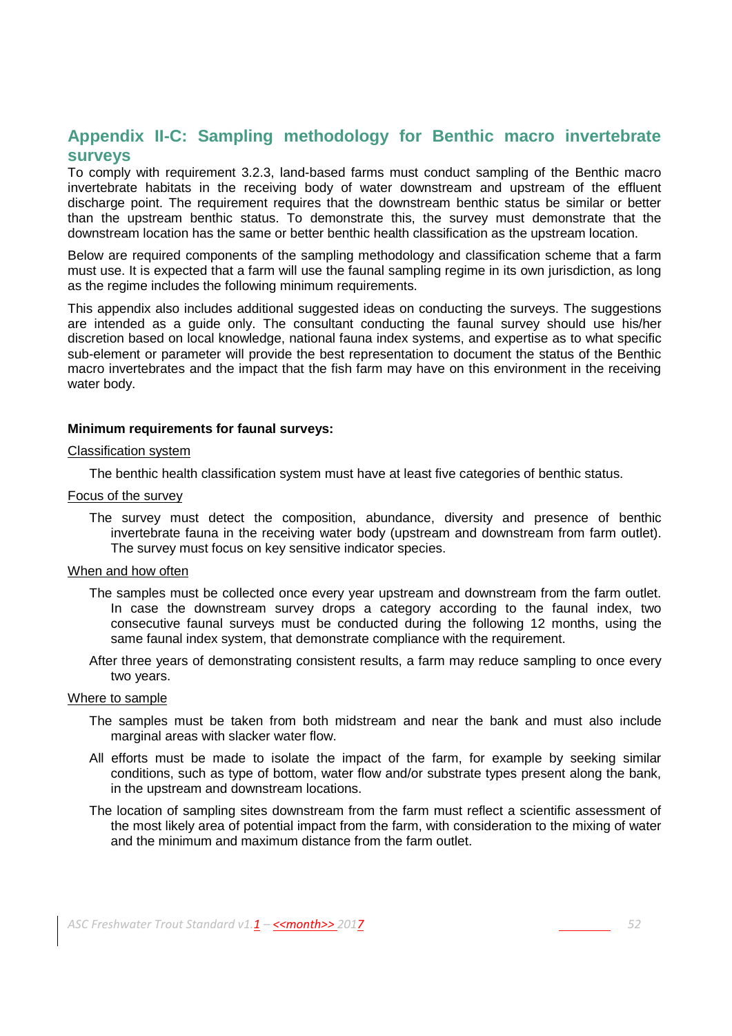## Appendix II-C: Sampling methodology for Benthic macro invertebrate surveys

To comply with requirement 3.2.3, land-based farms must conduct sampling of the Benthic macro invertebrate habitats in the receiving body of water downstream and upstream of the effluent discharge point. The requirement requires that the downstream benthic status be similar or better than the upstream benthic status. To demonstrate this, the survey must demonstrate that the downstream location has the same or better benthic health classification as the upstream location.

Below are required components of the sampling methodology and classification scheme that a farm must use. It is expected that a farm will use the faunal sampling regime in its own jurisdiction, as long as the regime includes the following minimum requirements.

This appendix also includes additional suggested ideas on conducting the surveys. The suggestions are intended as a guide only. The consultant conducting the faunal survey should use his/her discretion based on local knowledge, national fauna index systems, and expertise as to what specific sub-element or parameter will provide the best representation to document the status of the Benthic macro invertebrates and the impact that the fish farm may have on this environment in the receiving water body.

**Minimum requirements for faunal surveys:**

Classification system

The benthic health classification system must have at least five categories of benthic status.

Focus of the survey

The survey must detect the composition, abundance, diversity and presence of benthic invertebrate fauna in the receiving water body (upstream and downstream from farm outlet). The survey must focus on key sensitive indicator species.

When and how often

The samples must be collected once every year upstream and downstream from the farm outlet. In case the downstream survey drops a category according to the faunal index, two consecutive faunal surveys must be conducted during the following 12 months, using the same faunal index system, that demonstrate compliance with the requirement.

After three years of demonstrating consistent results, a farm may reduce sampling to once every two years.

Where to sample

The samples must be taken from both midstream and near the bank and must also include marginal areas with slacker water flow.

All efforts must be made to isolate the impact of the farm, for example by seeking similar conditions, such as type of bottom, water flow and/or substrate types present along the bank, in the upstream and downstream locations.

The location of sampling sites downstream from the farm must reflect a scientific assessment of the most likely area of potential impact from the farm, with consideration to the mixing of water and the minimum and maximum distance from the farm outlet.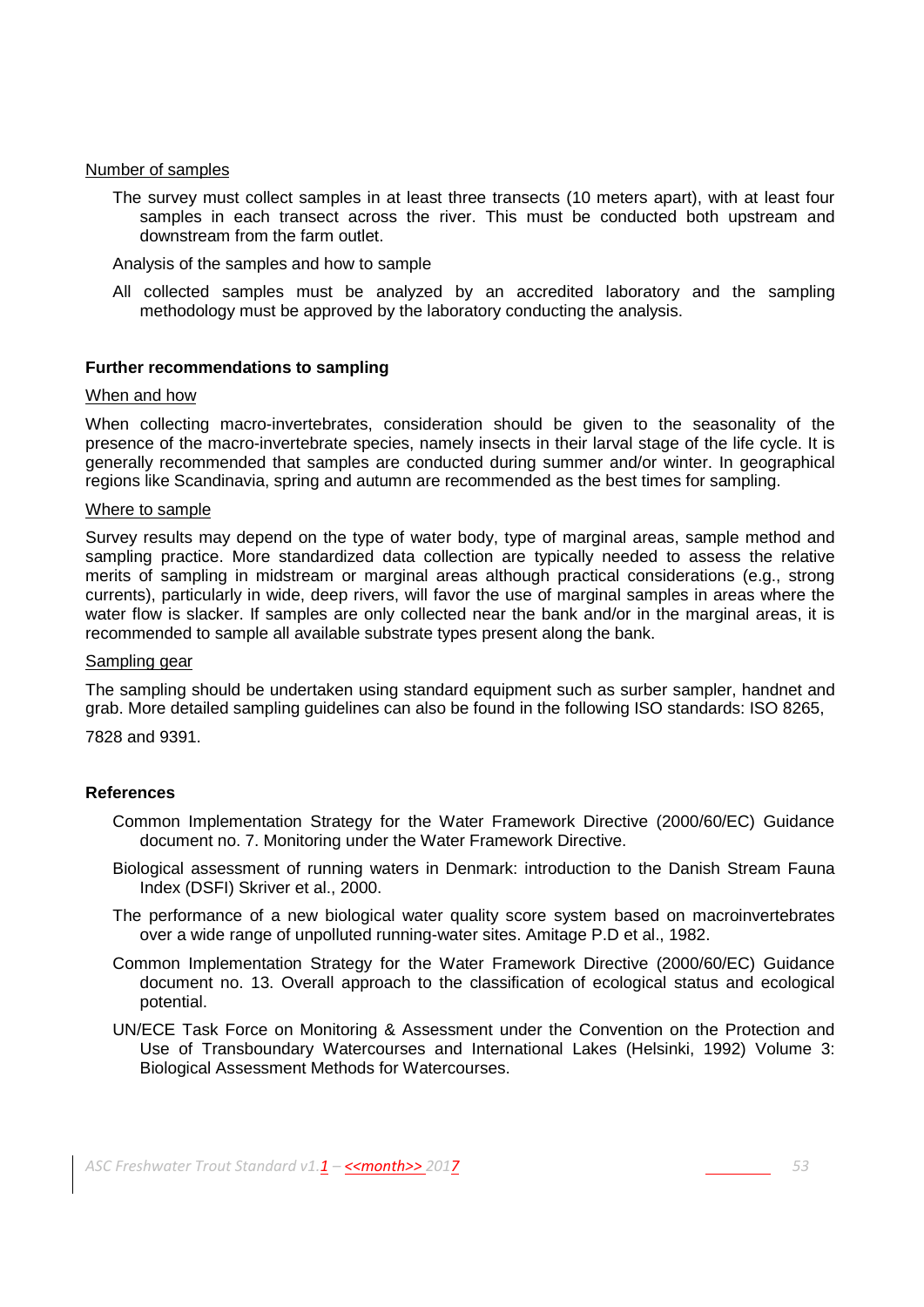Number of samples

The survey must collect samples in at least three transects (10 meters apart), with at least four samples in each transect across the river. This must be conducted both upstream and downstream from the farm outlet.

Analysis of the samples and how to sample

All collected samples must be analyzed by an accredited laboratory and the sampling methodology must be approved by the laboratory conducting the analysis.

**Further recommendations to sampling**

When and how

When collecting macro-invertebrates, consideration should be given to the seasonality of the presence of the macro-invertebrate species, namely insects in their larval stage of the life cycle. It is generally recommended that samples are conducted during summer and/or winter. In geographical regions like Scandinavia, spring and autumn are recommended as the best times for sampling.

Where to sample

Survey results may depend on the type of water body, type of marginal areas, sample method and sampling practice. More standardized data collection are typically needed to assess the relative merits of sampling in midstream or marginal areas although practical considerations (e.g., strong currents), particularly in wide, deep rivers, will favor the use of marginal samples in areas where the water flow is slacker. If samples are only collected near the bank and/or in the marginal areas, it is recommended to sample all available substrate types present along the bank.

Sampling gear

The sampling should be undertaken using standard equipment such as surber sampler, handnet and grab. More detailed sampling guidelines can also be found in the following ISO standards: ISO 8265,

7828 and 9391.

**References**

Common Implementation Strategy for the Water Framework Directive (2000/60/EC) Guidance document no. 7. Monitoring under the Water Framework Directive.

Biological assessment of running waters in Denmark: introduction to the Danish Stream Fauna Index (DSFI) Skriver et al., 2000.

The performance of a new biological water quality score system based on macroinvertebrates over a wide range of unpolluted running-water sites. Amitage P.D et al., 1982.

Common Implementation Strategy for the Water Framework Directive (2000/60/EC) Guidance document no. 13. Overall approach to the classification of ecological status and ecological potential.

UN/ECE Task Force on Monitoring & Assessment under the Convention on the Protection and Use of Transboundary Watercourses and International Lakes (Helsinki, 1992) Volume 3: Biological Assessment Methods for Watercourses.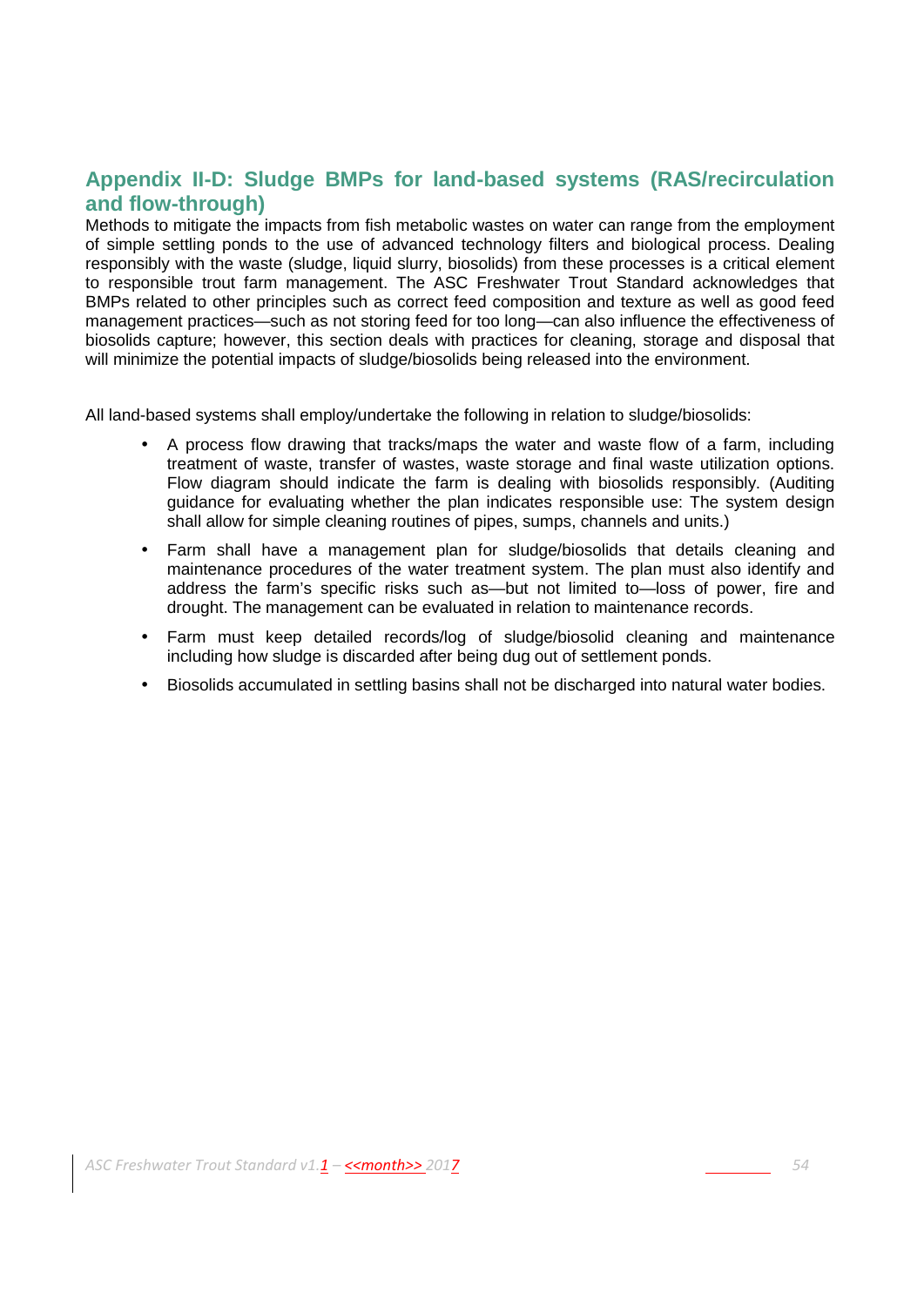## Appendix II-D: Sludge BMPs for land-based systems (RAS/recirculation and flow-through)

Methods to mitigate the impacts from fish metabolic wastes on water can range from the employment of simple settling ponds to the use of advanced technology filters and biological process. Dealing responsibly with the waste (sludge, liquid slurry, biosolids) from these processes is a critical element to responsible trout farm management. The ASC Freshwater Trout Standard acknowledges that BMPs related to other principles such as correct feed composition and texture as well as good feed management practices—such as not storing feed for too long—can also influence the effectiveness of biosolids capture; however, this section deals with practices for cleaning, storage and disposal that will minimize the potential impacts of sludge/biosolids being released into the environment.

All land-based systems shall employ/undertake the following in relation to sludge/biosolids:

- A process flow drawing that tracks/maps the water and waste flow of a farm, including treatment of waste, transfer of wastes, waste storage and final waste utilization options. Flow diagram should indicate the farm is dealing with biosolids responsibly. (Auditing guidance for evaluating whether the plan indicates responsible use: The system design shall allow for simple cleaning routines of pipes, sumps, channels and units.)
- Farm shall have a management plan for sludge/biosolids that details cleaning and maintenance procedures of the water treatment system. The plan must also identify and address the farm's specific risks such as—but not limited to—loss of power, fire and drought. The management can be evaluated in relation to maintenance records.
- Farm must keep detailed records/log of sludge/biosolid cleaning and maintenance including how sludge is discarded after being dug out of settlement ponds.
- Biosolids accumulated in settling basins shall not be discharged into natural water bodies.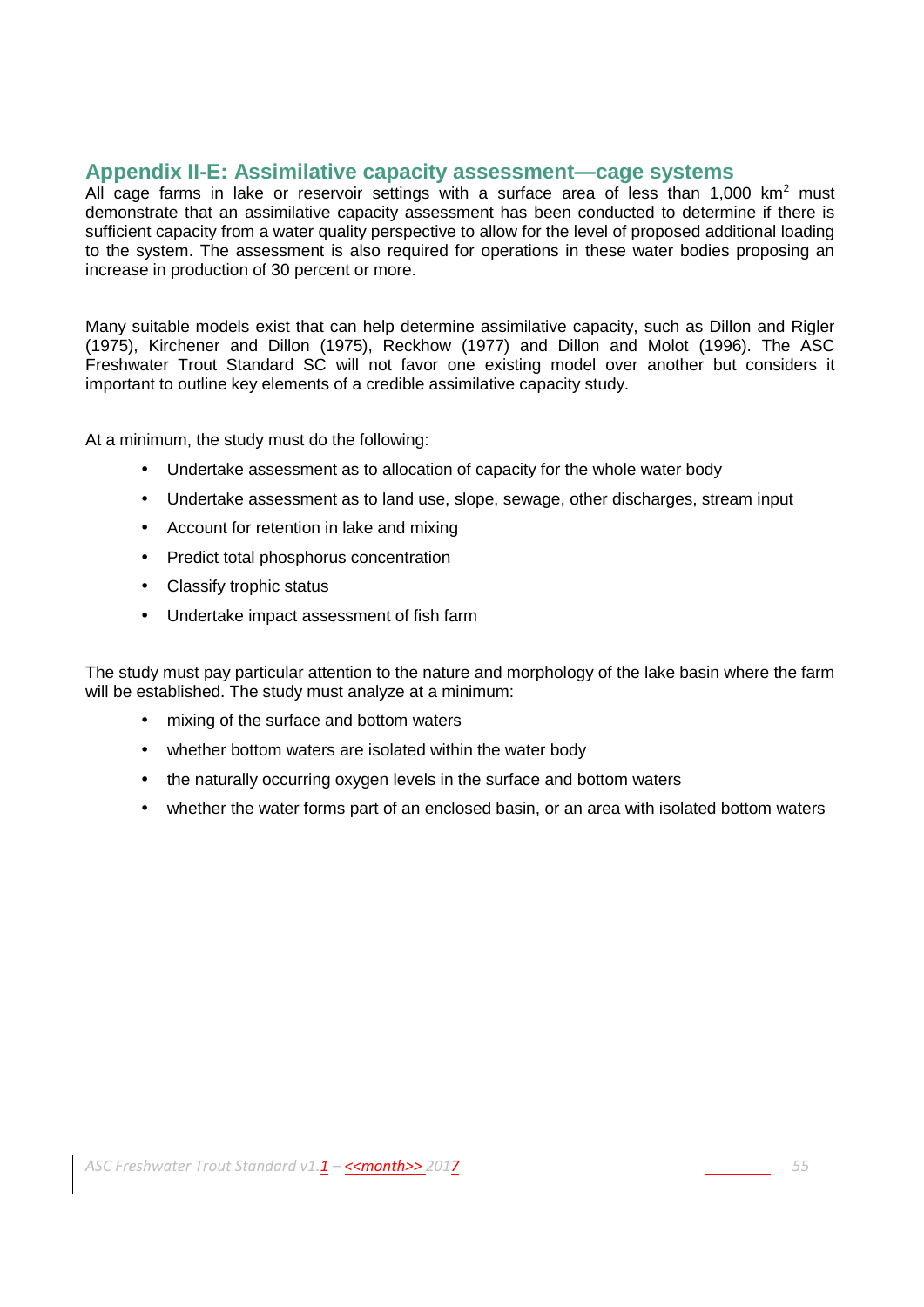## Appendix II-E: Assimilative capacity assessment—cage systems

All cage farms in lake or reservoir settings with a surface area of less than 1,000 $km^2$ must demonstrate that an assimilative capacity assessment has been conducted to determine if there is sufficient capacity from a water quality perspective to allow for the level of proposed additional loading to the system. The assessment is also required for operations in these water bodies proposing an increase in production of 30 percent or more.

Many suitable models exist that can help determine assimilative capacity, such as Dillon and Rigler (1975), Kirchener and Dillon (1975), Reckhow (1977) and Dillon and Molot (1996). The ASC Freshwater Trout Standard SC will not favor one existing model over another but considers it important to outline key elements of a credible assimilative capacity study.

At a minimum, the study must do the following:

- Undertake assessment as to allocation of capacity for the whole water body
- Undertake assessment as to land use, slope, sewage, other discharges, stream input
- Account for retention in lake and mixing
- Predict total phosphorus concentration
- Classify trophic status
- Undertake impact assessment of fish farm

The study must pay particular attention to the nature and morphology of the lake basin where the farm will be established. The study must analyze at a minimum:

- mixing of the surface and bottom waters
- whether bottom waters are isolated within the water body
- the naturally occurring oxygen levels in the surface and bottom waters
- whether the water forms part of an enclosed basin, or an area with isolated bottom waters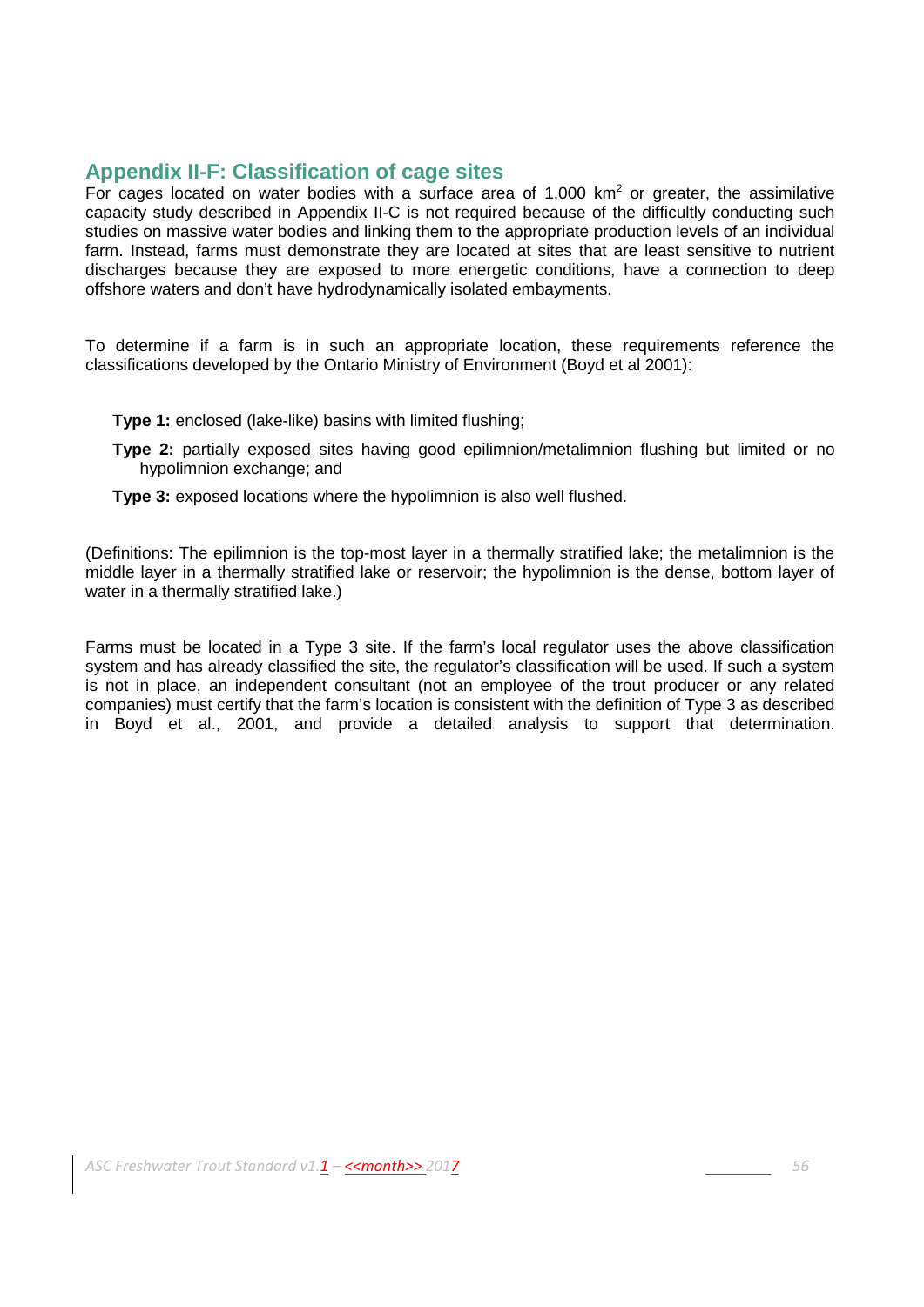## Appendix II-F: Classification of cage sites

For cages located on water bodies with a surface area of 1,000 $km^2$ or greater, the assimilative capacity study described in Appendix II-C is not required because of the difficultly conducting such studies on massive water bodies and linking them to the appropriate production levels of an individual farm. Instead, farms must demonstrate they are located at sites that are least sensitive to nutrient discharges because they are exposed to more energetic conditions, have a connection to deep offshore waters and don't have hydrodynamically isolated embayments.

To determine if a farm is in such an appropriate location, these requirements reference the classifications developed by the Ontario Ministry of Environment (Boyd et al 2001):

- **Type 1:** enclosed (lake-like) basins with limited flushing;
- **Type 2:** partially exposed sites having good epilimnion/metalimnion flushing but limited or no hypolimnion exchange; and
- **Type 3:** exposed locations where the hypolimnion is also well flushed.

(Definitions: The epilimnion is the top-most layer in a thermally stratified lake; the metalimnion is the middle layer in a thermally stratified lake or reservoir; the hypolimnion is the dense, bottom layer of water in a thermally stratified lake.)

Farms must be located in a Type 3 site. If the farm's local regulator uses the above classification system and has already classified the site, the regulator's classification will be used. If such a system is not in place, an independent consultant (not an employee of the trout producer or any related companies) must certify that the farm's location is consistent with the definition of Type 3 as described in Boyd et al., 2001, and provide a detailed analysis to support that determination.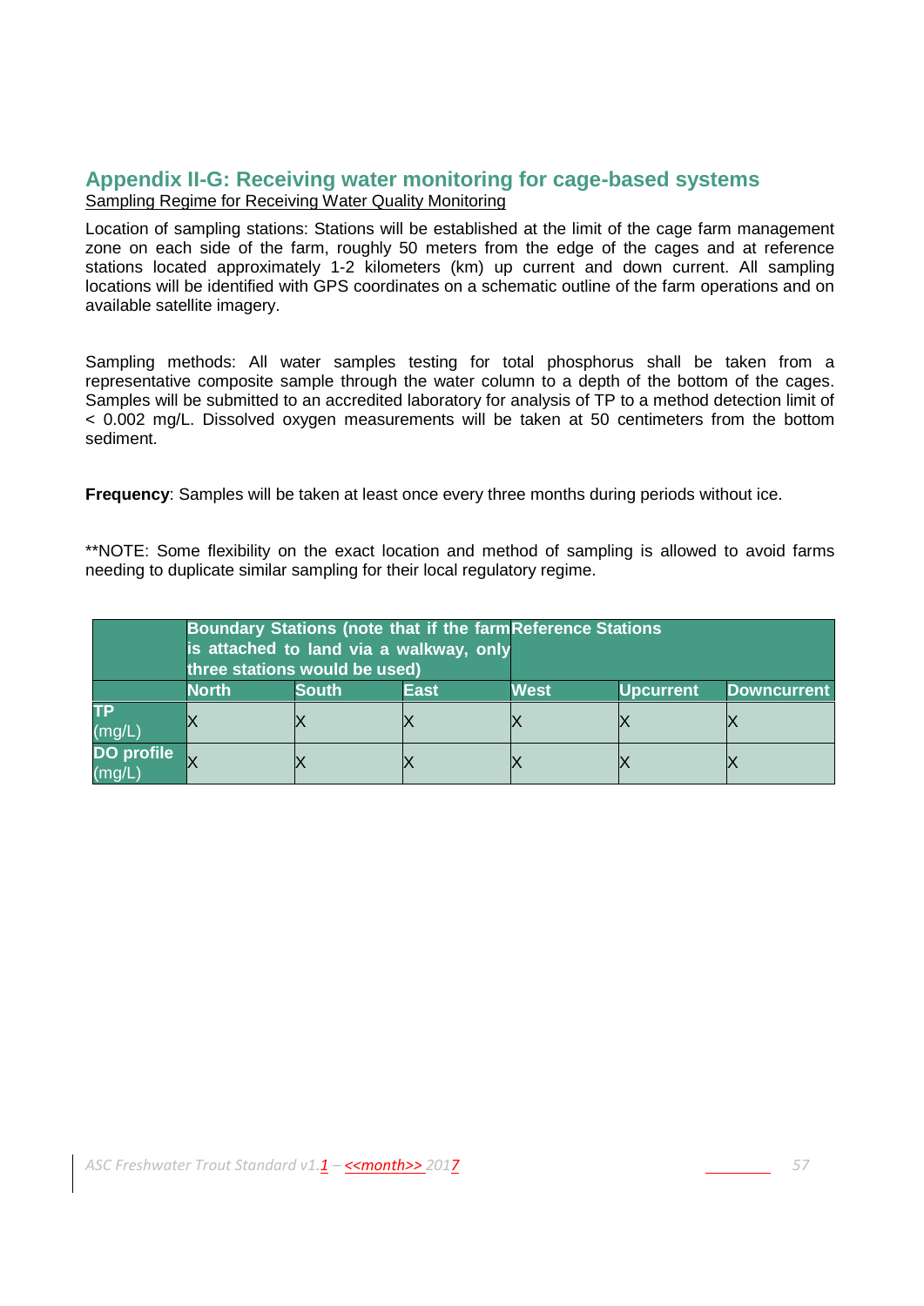## Appendix II-G: Receiving water monitoring for cage-based systems

Sampling Regime for Receiving Water Quality Monitoring

Location of sampling stations: Stations will be established at the limit of the cage farm management zone on each side of the farm, roughly 50 meters from the edge of the cages and at reference stations located approximately 1-2 kilometers (km) up current and down current. All sampling locations will be identified with GPS coordinates on a schematic outline of the farm operations and on available satellite imagery.

Sampling methods: All water samples testing for total phosphorus shall be taken from a representative composite sample through the water column to a depth of the bottom of the cages. Samples will be submitted to an accredited laboratory for analysis of TP to a method detection limit of < 0.002 mg/L. Dissolved oxygen measurements will be taken at 50 centimeters from the bottom sediment.

**Frequency**: Samples will be taken at least once every three months during periods without ice.

**NOTE: Some flexibility on the exact location and method of sampling is allowed to avoid farms needing to duplicate similar sampling for their local regulatory regime.

| | Boundary Stations (note that if the farm is attached to land via a walkway, only three stations would be used) | | | Reference Stations | |
|---|---|---|---|---|---|
| | North | South | East | West | Upcurrent | Downcurrent |
| TP (mg/L) | X | X | X | X | X | X |
| DO profile (mg/L) | X | X | X | X | X | X |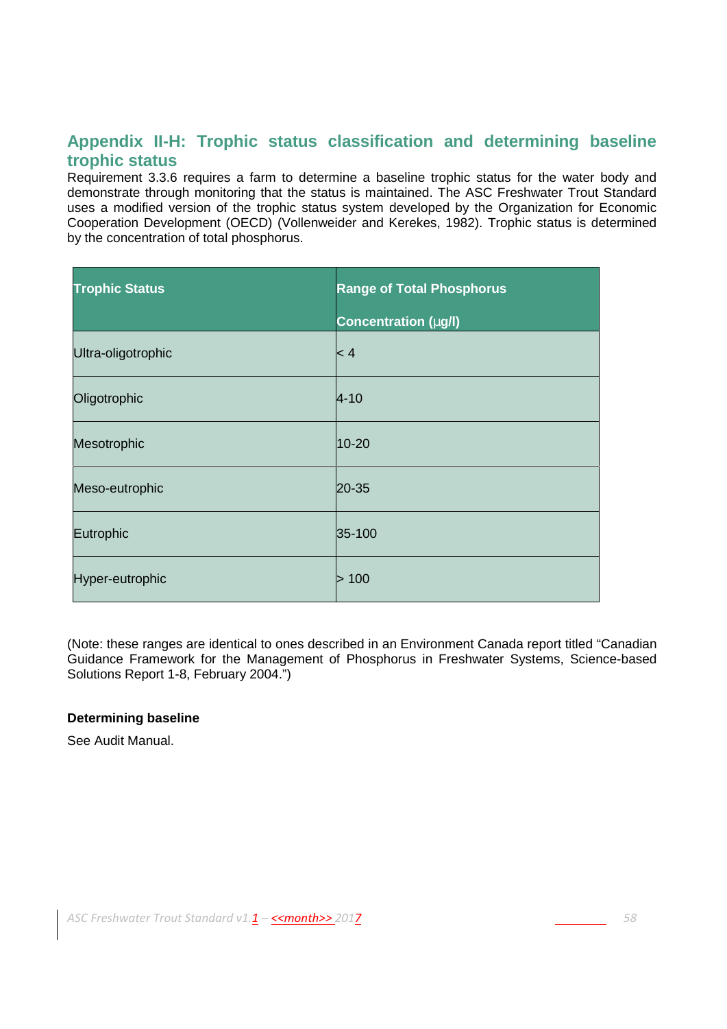## Appendix II-H: Trophic status classification and determining baseline trophic status

Requirement 3.3.6 requires a farm to determine a baseline trophic status for the water body and demonstrate through monitoring that the status is maintained. The ASC Freshwater Trout Standard uses a modified version of the trophic status system developed by the Organization for Economic Cooperation Development (OECD) (Vollenweider and Kerekes, 1982). Trophic status is determined by the concentration of total phosphorus.

| Trophic Status | Range of Total Phosphorus Concentration (µg/l) |
|---|---|
| Ultra-oligotrophic | < 4 |
| Oligotrophic | 4-10 |
| Mesotrophic | 10-20 |
| Meso-eutrophic | 20-35 |
| Eutrophic | 35-100 |
| Hyper-eutrophic | > 100 |

(Note: these ranges are identical to ones described in an Environment Canada report titled "Canadian Guidance Framework for the Management of Phosphorus in Freshwater Systems, Science-based Solutions Report 1-8, February 2004.")

**Determining baseline**

See Audit Manual.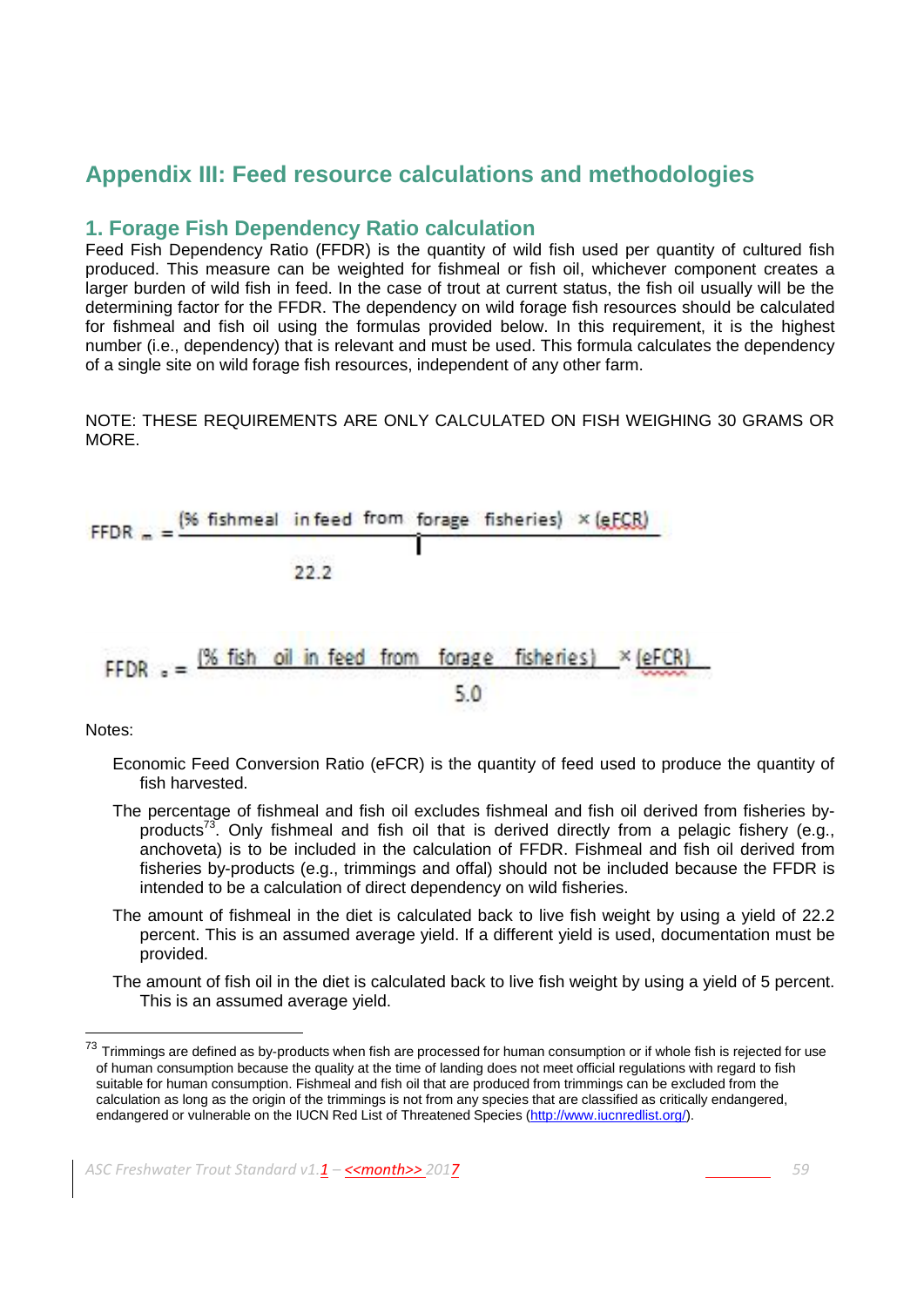# Appendix III: Feed resource calculations and methodologies

## 1. Forage Fish Dependency Ratio calculation

Feed Fish Dependency Ratio (FFDR) is the quantity of wild fish used per quantity of cultured fish produced. This measure can be weighted for fishmeal or fish oil, whichever component creates a larger burden of wild fish in feed. In the case of trout at current status, the fish oil usually will be the determining factor for the FFDR. The dependency on wild forage fish resources should be calculated for fishmeal and fish oil using the formulas provided below. In this requirement, it is the highest number (i.e., dependency) that is relevant and must be used. This formula calculates the dependency of a single site on wild forage fish resources, independent of any other farm.

NOTE: THESE REQUIREMENTS ARE ONLY CALCULATED ON FISH WEIGHING 30 GRAMS OR MORE.

$$FFDR_m = \frac{(\%\ \text{fishmeal in feed from forage fisheries}) \times (eFCR)}{22.2}$$

$$FFDR_o = \frac{(\%\ \text{fish oil in feed from forage fisheries}) \times (eFCR)}{5.0}$$

Notes:

- Economic Feed Conversion Ratio (eFCR) is the quantity of feed used to produce the quantity of fish harvested.
- The percentage of fishmeal and fish oil excludes fishmeal and fish oil derived from fisheries by-products[73]. Only fishmeal and fish oil that is derived directly from a pelagic fishery (e.g., anchoveta) is to be included in the calculation of FFDR. Fishmeal and fish oil derived from fisheries by-products (e.g., trimmings and offal) should not be included because the FFDR is intended to be a calculation of direct dependency on wild fisheries.
- The amount of fishmeal in the diet is calculated back to live fish weight by using a yield of 22.2 percent. This is an assumed average yield. If a different yield is used, documentation must be provided.
- The amount of fish oil in the diet is calculated back to live fish weight by using a yield of 5 percent. This is an assumed average yield.

---

[73] Trimmings are defined as by-products when fish are processed for human consumption or if whole fish is rejected for use of human consumption because the quality at the time of landing does not meet official regulations with regard to fish suitable for human consumption. Fishmeal and fish oil that are produced from trimmings can be excluded from the calculation as long as the origin of the trimmings is not from any species that are classified as critically endangered, endangered or vulnerable on the IUCN Red List of Threatened Species (http://www.iucnredlist.org/).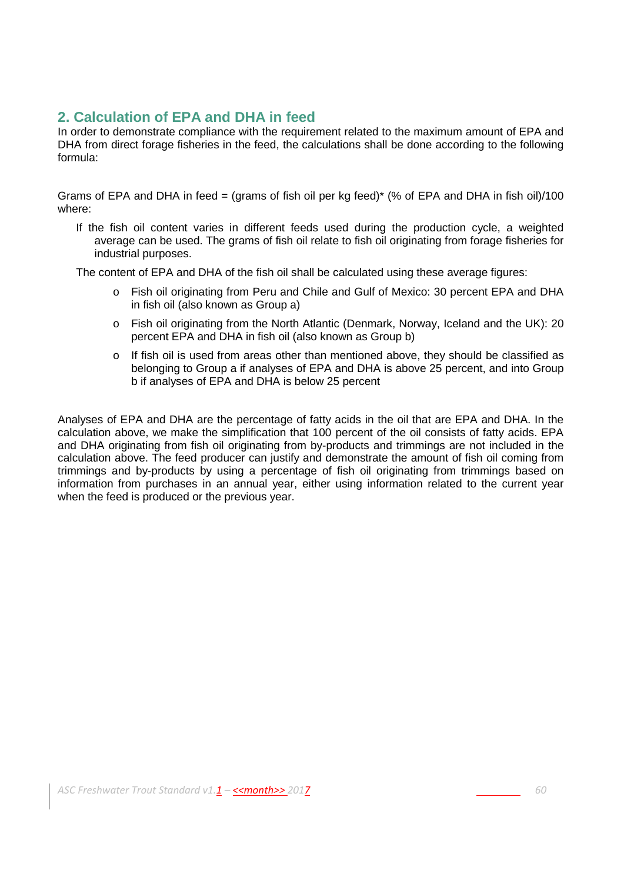## 2. Calculation of EPA and DHA in feed

In order to demonstrate compliance with the requirement related to the maximum amount of EPA and DHA from direct forage fisheries in the feed, the calculations shall be done according to the following formula:

Grams of EPA and DHA in feed = (grams of fish oil per kg feed)* (% of EPA and DHA in fish oil)/100 where:

If the fish oil content varies in different feeds used during the production cycle, a weighted average can be used. The grams of fish oil relate to fish oil originating from forage fisheries for industrial purposes.

The content of EPA and DHA of the fish oil shall be calculated using these average figures:

- Fish oil originating from Peru and Chile and Gulf of Mexico: 30 percent EPA and DHA in fish oil (also known as Group a)
- Fish oil originating from the North Atlantic (Denmark, Norway, Iceland and the UK): 20 percent EPA and DHA in fish oil (also known as Group b)
- If fish oil is used from areas other than mentioned above, they should be classified as belonging to Group a if analyses of EPA and DHA is above 25 percent, and into Group b if analyses of EPA and DHA is below 25 percent

Analyses of EPA and DHA are the percentage of fatty acids in the oil that are EPA and DHA. In the calculation above, we make the simplification that 100 percent of the oil consists of fatty acids. EPA and DHA originating from fish oil originating from by-products and trimmings are not included in the calculation above. The feed producer can justify and demonstrate the amount of fish oil coming from trimmings and by-products by using a percentage of fish oil originating from trimmings based on information from purchases in an annual year, either using information related to the current year when the feed is produced or the previous year.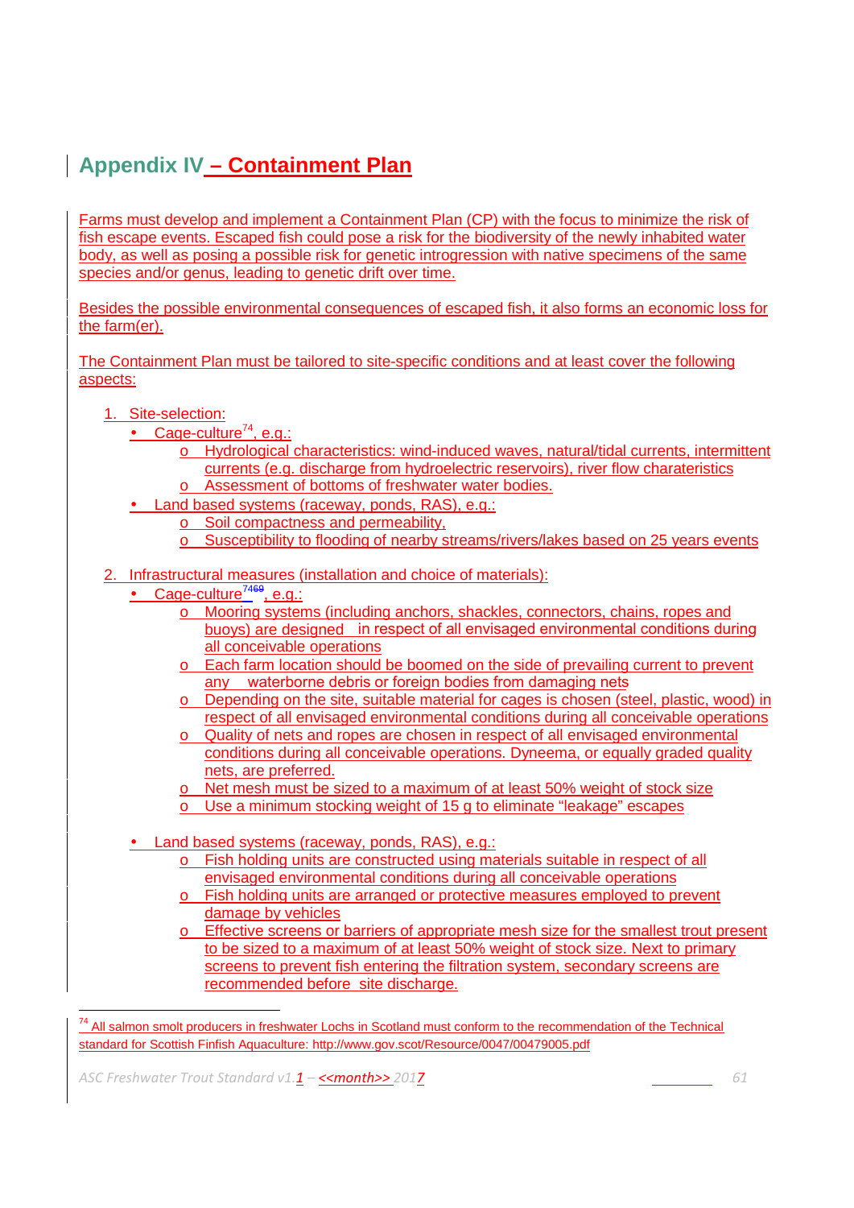# Appendix IV – Containment Plan

Farms must develop and implement a Containment Plan (CP) with the focus to minimize the risk of fish escape events. Escaped fish could pose a risk for the biodiversity of the newly inhabited water body, as well as posing a possible risk for genetic introgression with native specimens of the same species and/or genus, leading to genetic drift over time.

Besides the possible environmental consequences of escaped fish, it also forms an economic loss for the farm(er).

The Containment Plan must be tailored to site-specific conditions and at least cover the following aspects:

1. Site-selection:
   - Cage-culture[74], e.g.:
     - Hydrological characteristics: wind-induced waves, natural/tidal currents, intermittent currents (e.g. discharge from hydroelectric reservoirs), river flow charateristics
     - Assessment of bottoms of freshwater water bodies.
   - Land based systems (raceway, ponds, RAS), e.g.:
     - Soil compactness and permeability,
     - Susceptibility to flooding of nearby streams/rivers/lakes based on 25 years events

2. Infrastructural measures (installation and choice of materials):
   - Cage-culture[74], e.g.:
     - Mooring systems (including anchors, shackles, connectors, chains, ropes and buoys) are designed in respect of all envisaged environmental conditions during all conceivable operations
     - Each farm location should be boomed on the side of prevailing current to prevent any waterborne debris or foreign bodies from damaging nets
     - Depending on the site, suitable material for cages is chosen (steel, plastic, wood) in respect of all envisaged environmental conditions during all conceivable operations
     - Quality of nets and ropes are chosen in respect of all envisaged environmental conditions during all conceivable operations. Dyneema, or equally graded quality nets, are preferred.
     - Net mesh must be sized to a maximum of at least 50% weight of stock size
     - Use a minimum stocking weight of 15 g to eliminate "leakage" escapes

   - Land based systems (raceway, ponds, RAS), e.g.:
     - Fish holding units are constructed using materials suitable in respect of all envisaged environmental conditions during all conceivable operations
     - Fish holding units are arranged or protective measures employed to prevent damage by vehicles
     - Effective screens or barriers of appropriate mesh size for the smallest trout present to be sized to a maximum of at least 50% weight of stock size. Next to primary screens to prevent fish entering the filtration system, secondary screens are recommended before site discharge.

---

[74] All salmon smolt producers in freshwater Lochs in Scotland must conform to the recommendation of the Technical standard for Scottish Finfish Aquaculture: http://www.gov.scot/Resource/0047/00479005.pdf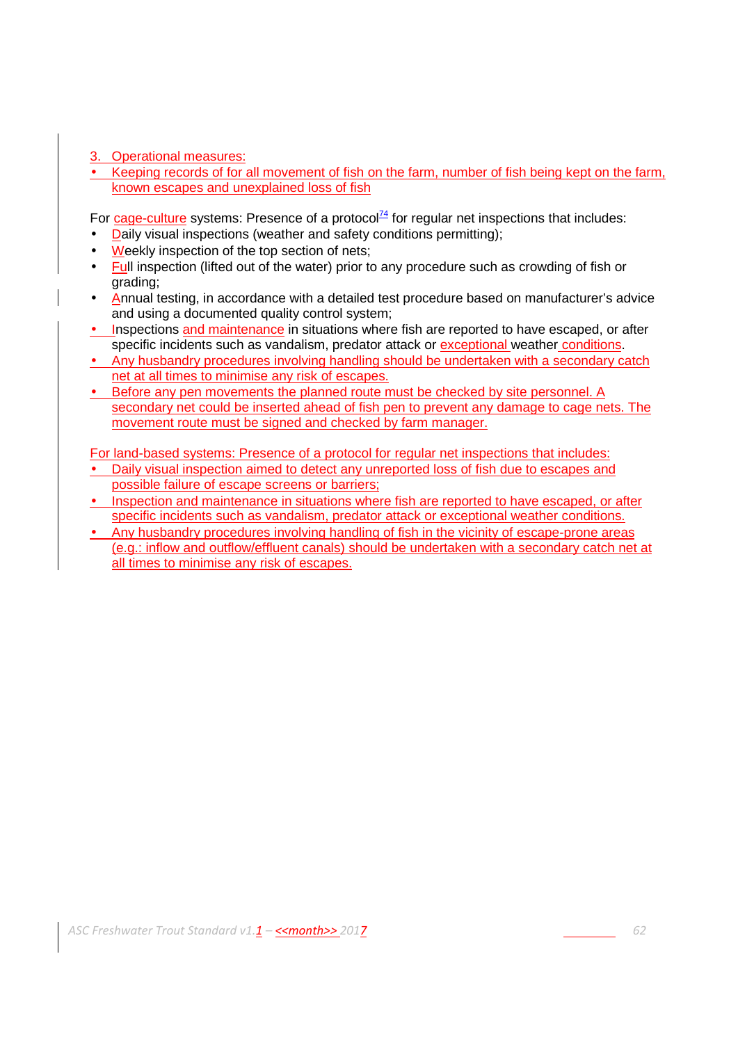3. Operational measures:

- Keeping records of for all movement of fish on the farm, number of fish being kept on the farm, known escapes and unexplained loss of fish

For cage-culture systems: Presence of a protocol[74] for regular net inspections that includes:

- Daily visual inspections (weather and safety conditions permitting);
- Weekly inspection of the top section of nets;
- Full inspection (lifted out of the water) prior to any procedure such as crowding of fish or grading;
- Annual testing, in accordance with a detailed test procedure based on manufacturer's advice and using a documented quality control system;
- Inspections and maintenance in situations where fish are reported to have escaped, or after specific incidents such as vandalism, predator attack or exceptional weather conditions.
- Any husbandry procedures involving handling should be undertaken with a secondary catch net at all times to minimise any risk of escapes.
- Before any pen movements the planned route must be checked by site personnel. A secondary net could be inserted ahead of fish pen to prevent any damage to cage nets. The movement route must be signed and checked by farm manager.

For land-based systems: Presence of a protocol for regular net inspections that includes:

- Daily visual inspection aimed to detect any unreported loss of fish due to escapes and possible failure of escape screens or barriers;
- Inspection and maintenance in situations where fish are reported to have escaped, or after specific incidents such as vandalism, predator attack or exceptional weather conditions.
- Any husbandry procedures involving handling of fish in the vicinity of escape-prone areas (e.g.: inflow and outflow/effluent canals) should be undertaken with a secondary catch net at all times to minimise any risk of escapes.